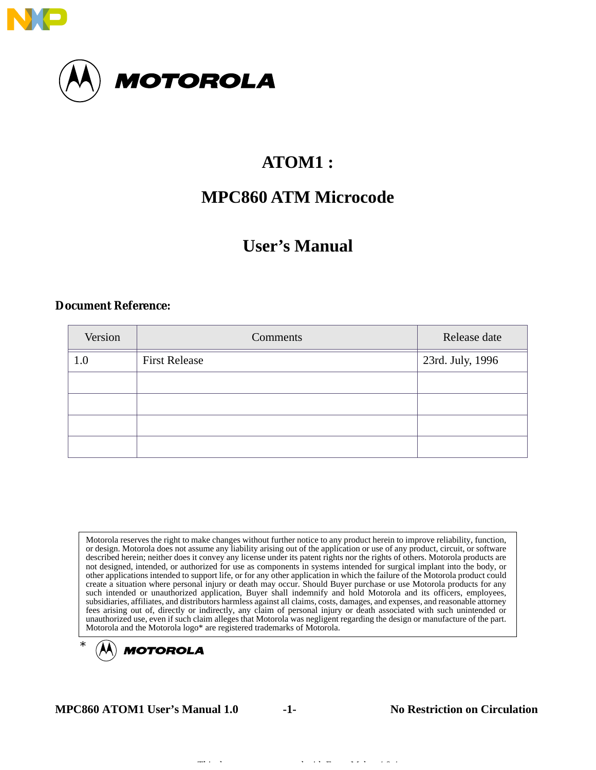# ATOM1 :

# MPC860 ATM Microcode

# User's Manual

**Document Reference:**

| Version | Comments | Release date |
|---|---|---|
| 1.0 | First Release | 23rd. July, 1996 |
| | | |
| | | |
| | | |
| | | |

Motorola reserves the right to make changes without further notice to any product herein to improve reliability, function, or design. Motorola does not assume any liability arising out of the application or use of any product, circuit, or software described herein; neither does it convey any license under its patent rights nor the rights of others. Motorola products are not designed, intended, or authorized for use as components in systems intended for surgical implant into the body, or other applications intended to support life, or for any other application in which the failure of the Motorola product could create a situation where personal injury or death may occur. Should Buyer purchase or use Motorola products for any such intended or unauthorized application, Buyer shall indemnify and hold Motorola and its officers, employees, subsidiaries, affiliates, and distributors harmless against all claims, costs, damages, and expenses, and reasonable attorney fees arising out of, directly or indirectly, any claim of personal injury or death associated with such unintended or unauthorized use, even if such claim alleges that Motorola was negligent regarding the design or manufacture of the part. Motorola and the Motorola logo* are registered trademarks of Motorola.

\* MOTOROLA

**MPC860 ATOM1 User's Manual 1.0** **No Restriction on Circulation**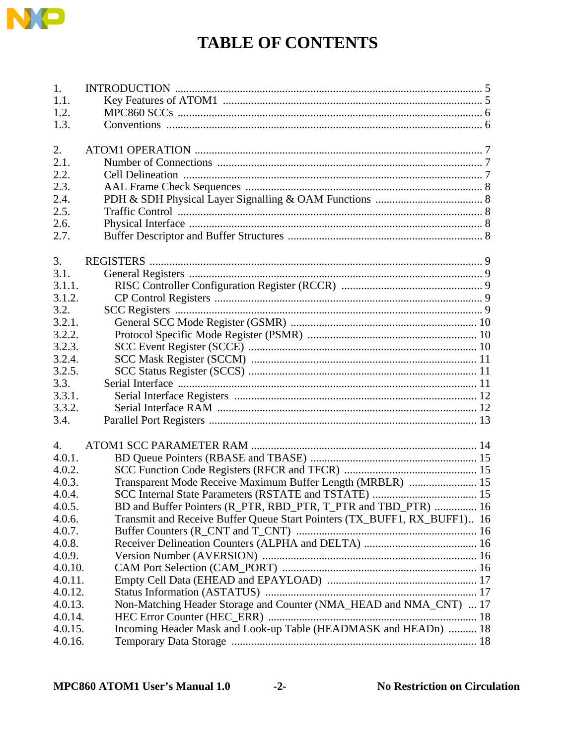# TABLE OF CONTENTS

1. INTRODUCTION .......... 5
1.1. Key Features of ATOM1 .......... 5
1.2. MPC860 SCCs .......... 6
1.3. Conventions .......... 6

2. ATOM1 OPERATION .......... 7
2.1. Number of Connections .......... 7
2.2. Cell Delineation .......... 7
2.3. AAL Frame Check Sequences .......... 8
2.4. PDH & SDH Physical Layer Signalling & OAM Functions .......... 8
2.5. Traffic Control .......... 8
2.6. Physical Interface .......... 8
2.7. Buffer Descriptor and Buffer Structures .......... 8

3. REGISTERS .......... 9
3.1. General Registers .......... 9
3.1.1. RISC Controller Configuration Register (RCCR) .......... 9
3.1.2. CP Control Registers .......... 9
3.2. SCC Registers .......... 9
3.2.1. General SCC Mode Register (GSMR) .......... 10
3.2.2. Protocol Specific Mode Register (PSMR) .......... 10
3.2.3. SCC Event Register (SCCE) .......... 10
3.2.4. SCC Mask Register (SCCM) .......... 11
3.2.5. SCC Status Register (SCCS) .......... 11
3.3. Serial Interface .......... 11
3.3.1. Serial Interface Registers .......... 12
3.3.2. Serial Interface RAM .......... 12
3.4. Parallel Port Registers .......... 13

4. ATOM1 SCC PARAMETER RAM .......... 14
4.0.1. BD Queue Pointers (RBASE and TBASE) .......... 15
4.0.2. SCC Function Code Registers (RFCR and TFCR) .......... 15
4.0.3. Transparent Mode Receive Maximum Buffer Length (MRBLR) .......... 15
4.0.4. SCC Internal State Parameters (RSTATE and TSTATE) .......... 15
4.0.5. BD and Buffer Pointers (R_PTR, RBD_PTR, T_PTR and TBD_PTR) .......... 16
4.0.6. Transmit and Receive Buffer Queue Start Pointers (TX_BUFF1, RX_BUFF1).. 16
4.0.7. Buffer Counters (R_CNT and T_CNT) .......... 16
4.0.8. Receiver Delineation Counters (ALPHA and DELTA) .......... 16
4.0.9. Version Number (AVERSION) .......... 16
4.0.10. CAM Port Selection (CAM_PORT) .......... 16
4.0.11. Empty Cell Data (EHEAD and EPAYLOAD) .......... 17
4.0.12. Status Information (ASTATUS) .......... 17
4.0.13. Non-Matching Header Storage and Counter (NMA_HEAD and NMA_CNT) ... 17
4.0.14. HEC Error Counter (HEC_ERR) .......... 18
4.0.15. Incoming Header Mask and Look-up Table (HEADMASK and HEADn) .......... 18
4.0.16. Temporary Data Storage .......... 18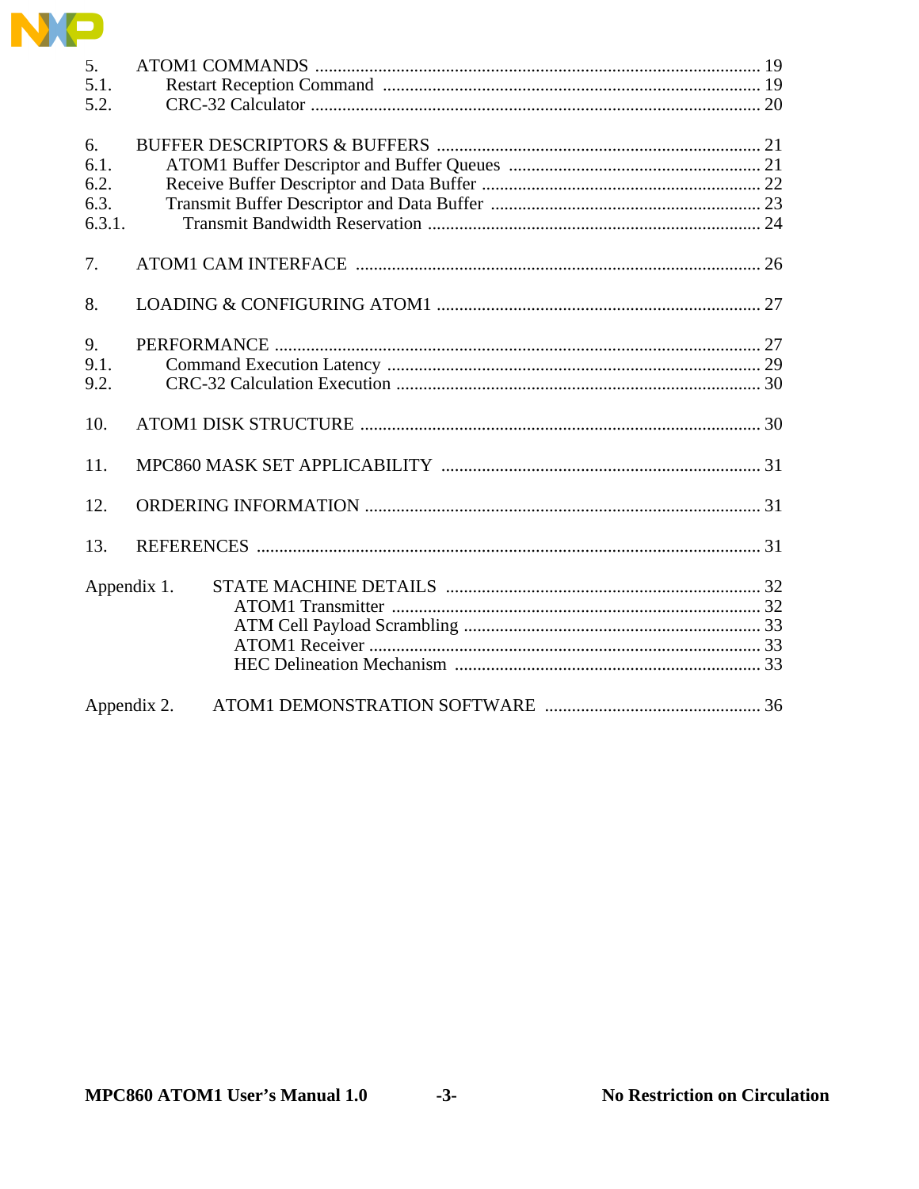| | | |
|---|---|---|
| 5. | ATOM1 COMMANDS | 19 |
| 5.1. | Restart Reception Command | 19 |
| 5.2. | CRC-32 Calculator | 20 |
| 6. | BUFFER DESCRIPTORS & BUFFERS | 21 |
| 6.1. | ATOM1 Buffer Descriptor and Buffer Queues | 21 |
| 6.2. | Receive Buffer Descriptor and Data Buffer | 22 |
| 6.3. | Transmit Buffer Descriptor and Data Buffer | 23 |
| 6.3.1. | Transmit Bandwidth Reservation | 24 |
| 7. | ATOM1 CAM INTERFACE | 26 |
| 8. | LOADING & CONFIGURING ATOM1 | 27 |
| 9. | PERFORMANCE | 27 |
| 9.1. | Command Execution Latency | 29 |
| 9.2. | CRC-32 Calculation Execution | 30 |
| 10. | ATOM1 DISK STRUCTURE | 30 |
| 11. | MPC860 MASK SET APPLICABILITY | 31 |
| 12. | ORDERING INFORMATION | 31 |
| 13. | REFERENCES | 31 |
| Appendix 1. | STATE MACHINE DETAILS | 32 |
| | ATOM1 Transmitter | 32 |
| | ATM Cell Payload Scrambling | 33 |
| | ATOM1 Receiver | 33 |
| | HEC Delineation Mechanism | 33 |
| Appendix 2. | ATOM1 DEMONSTRATION SOFTWARE | 36 |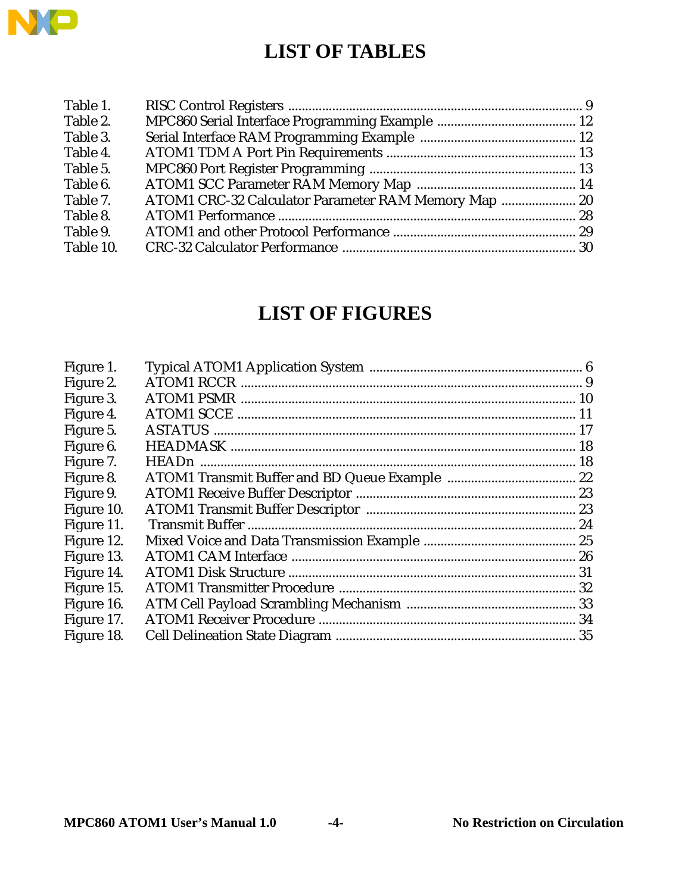# LIST OF TABLES

| | | |
|---|---|---|
| Table 1. | RISC Control Registers | 9 |
| Table 2. | MPC860 Serial Interface Programming Example | 12 |
| Table 3. | Serial Interface RAM Programming Example | 12 |
| Table 4. | ATOM1 TDM A Port Pin Requirements | 13 |
| Table 5. | MPC860 Port Register Programming | 13 |
| Table 6. | ATOM1 SCC Parameter RAM Memory Map | 14 |
| Table 7. | ATOM1 CRC-32 Calculator Parameter RAM Memory Map | 20 |
| Table 8. | ATOM1 Performance | 28 |
| Table 9. | ATOM1 and other Protocol Performance | 29 |
| Table 10. | CRC-32 Calculator Performance | 30 |

# LIST OF FIGURES

| | | |
|---|---|---|
| Figure 1. | Typical ATOM1 Application System | 6 |
| Figure 2. | ATOM1 RCCR | 9 |
| Figure 3. | ATOM1 PSMR | 10 |
| Figure 4. | ATOM1 SCCE | 11 |
| Figure 5. | ASTATUS | 17 |
| Figure 6. | HEADMASK | 18 |
| Figure 7. | HEADn | 18 |
| Figure 8. | ATOM1 Transmit Buffer and BD Queue Example | 22 |
| Figure 9. | ATOM1 Receive Buffer Descriptor | 23 |
| Figure 10. | ATOM1 Transmit Buffer Descriptor | 23 |
| Figure 11. | Transmit Buffer | 24 |
| Figure 12. | Mixed Voice and Data Transmission Example | 25 |
| Figure 13. | ATOM1 CAM Interface | 26 |
| Figure 14. | ATOM1 Disk Structure | 31 |
| Figure 15. | ATOM1 Transmitter Procedure | 32 |
| Figure 16. | ATM Cell Payload Scrambling Mechanism | 33 |
| Figure 17. | ATOM1 Receiver Procedure | 34 |
| Figure 18. | Cell Delineation State Diagram | 35 |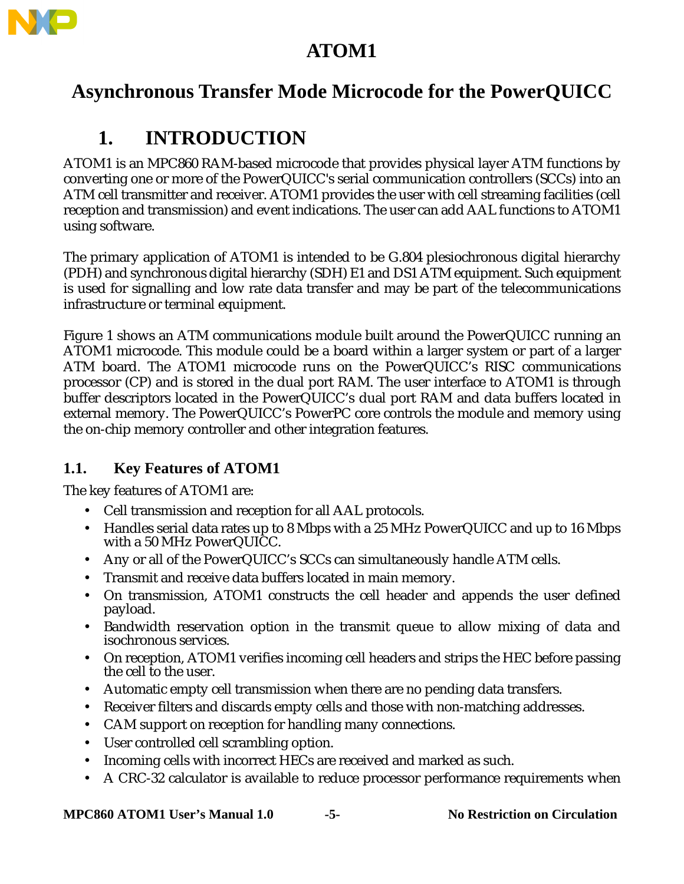# ATOM1

# Asynchronous Transfer Mode Microcode for the PowerQUICC

## 1. INTRODUCTION

ATOM1 is an MPC860 RAM-based microcode that provides physical layer ATM functions by converting one or more of the PowerQUICC's serial communication controllers (SCCs) into an ATM cell transmitter and receiver. ATOM1 provides the user with cell streaming facilities (cell reception and transmission) and event indications. The user can add AAL functions to ATOM1 using software.

The primary application of ATOM1 is intended to be G.804 plesiochronous digital hierarchy (PDH) and synchronous digital hierarchy (SDH) E1 and DS1 ATM equipment. Such equipment is used for signalling and low rate data transfer and may be part of the telecommunications infrastructure or terminal equipment.

Figure 1 shows an ATM communications module built around the PowerQUICC running an ATOM1 microcode. This module could be a board within a larger system or part of a larger ATM board. The ATOM1 microcode runs on the PowerQUICC's RISC communications processor (CP) and is stored in the dual port RAM. The user interface to ATOM1 is through buffer descriptors located in the PowerQUICC's dual port RAM and data buffers located in external memory. The PowerQUICC's PowerPC core controls the module and memory using the on-chip memory controller and other integration features.

### 1.1. Key Features of ATOM1

The key features of ATOM1 are:

- Cell transmission and reception for all AAL protocols.
- Handles serial data rates up to 8 Mbps with a 25 MHz PowerQUICC and up to 16 Mbps with a 50 MHz PowerQUICC.
- Any or all of the PowerQUICC's SCCs can simultaneously handle ATM cells.
- Transmit and receive data buffers located in main memory.
- On transmission, ATOM1 constructs the cell header and appends the user defined payload.
- Bandwidth reservation option in the transmit queue to allow mixing of data and isochronous services.
- On reception, ATOM1 verifies incoming cell headers and strips the HEC before passing the cell to the user.
- Automatic empty cell transmission when there are no pending data transfers.
- Receiver filters and discards empty cells and those with non-matching addresses.
- CAM support on reception for handling many connections.
- User controlled cell scrambling option.
- Incoming cells with incorrect HECs are received and marked as such.
- A CRC-32 calculator is available to reduce processor performance requirements when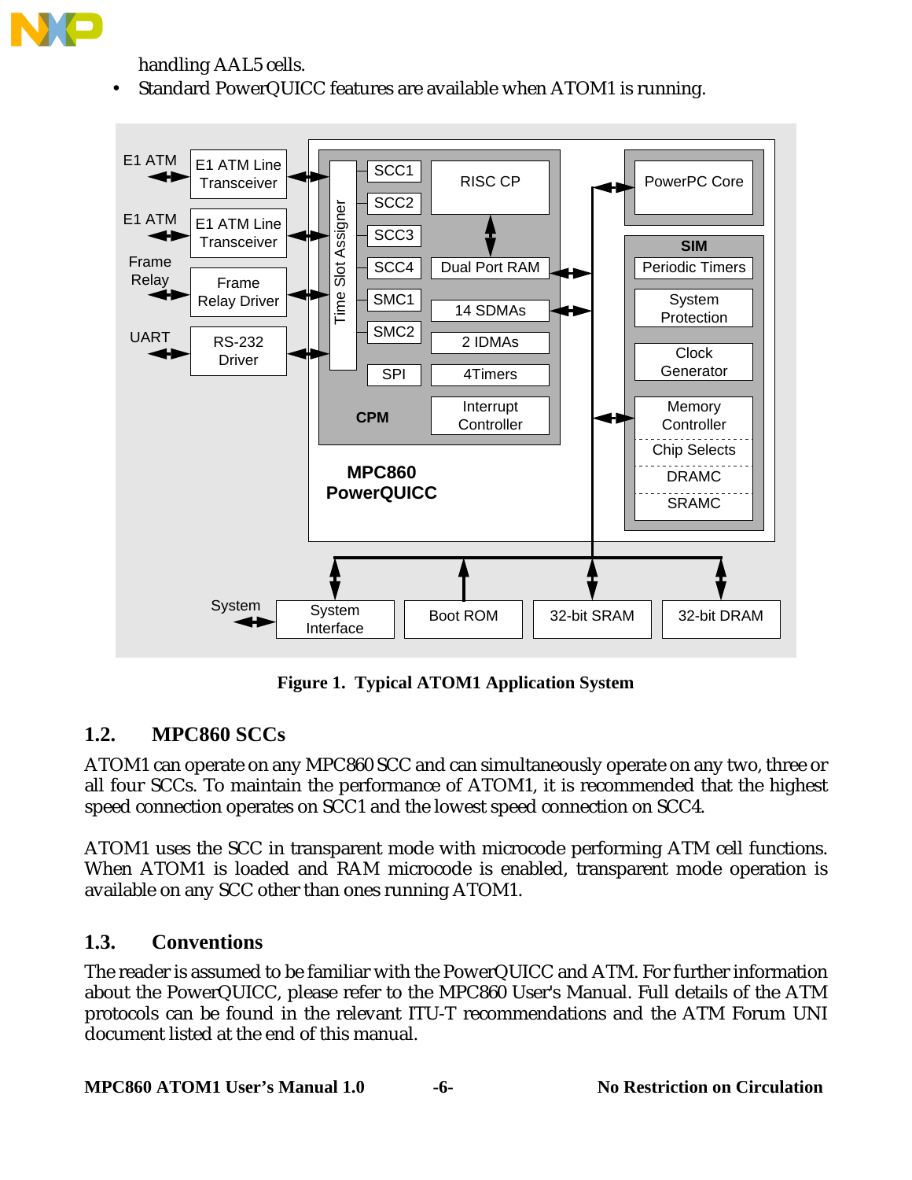handling AAL5 cells.

- Standard PowerQUICC features are available when ATOM1 is running.

**Figure 1. Typical ATOM1 Application System**

## 1.2. MPC860 SCCs

ATOM1 can operate on any MPC860 SCC and can simultaneously operate on any two, three or all four SCCs. To maintain the performance of ATOM1, it is recommended that the highest speed connection operates on SCC1 and the lowest speed connection on SCC4.

ATOM1 uses the SCC in transparent mode with microcode performing ATM cell functions. When ATOM1 is loaded and RAM microcode is enabled, transparent mode operation is available on any SCC other than ones running ATOM1.

## 1.3. Conventions

The reader is assumed to be familiar with the PowerQUICC and ATM. For further information about the PowerQUICC, please refer to the MPC860 User's Manual. Full details of the ATM protocols can be found in the relevant ITU-T recommendations and the ATM Forum UNI document listed at the end of this manual.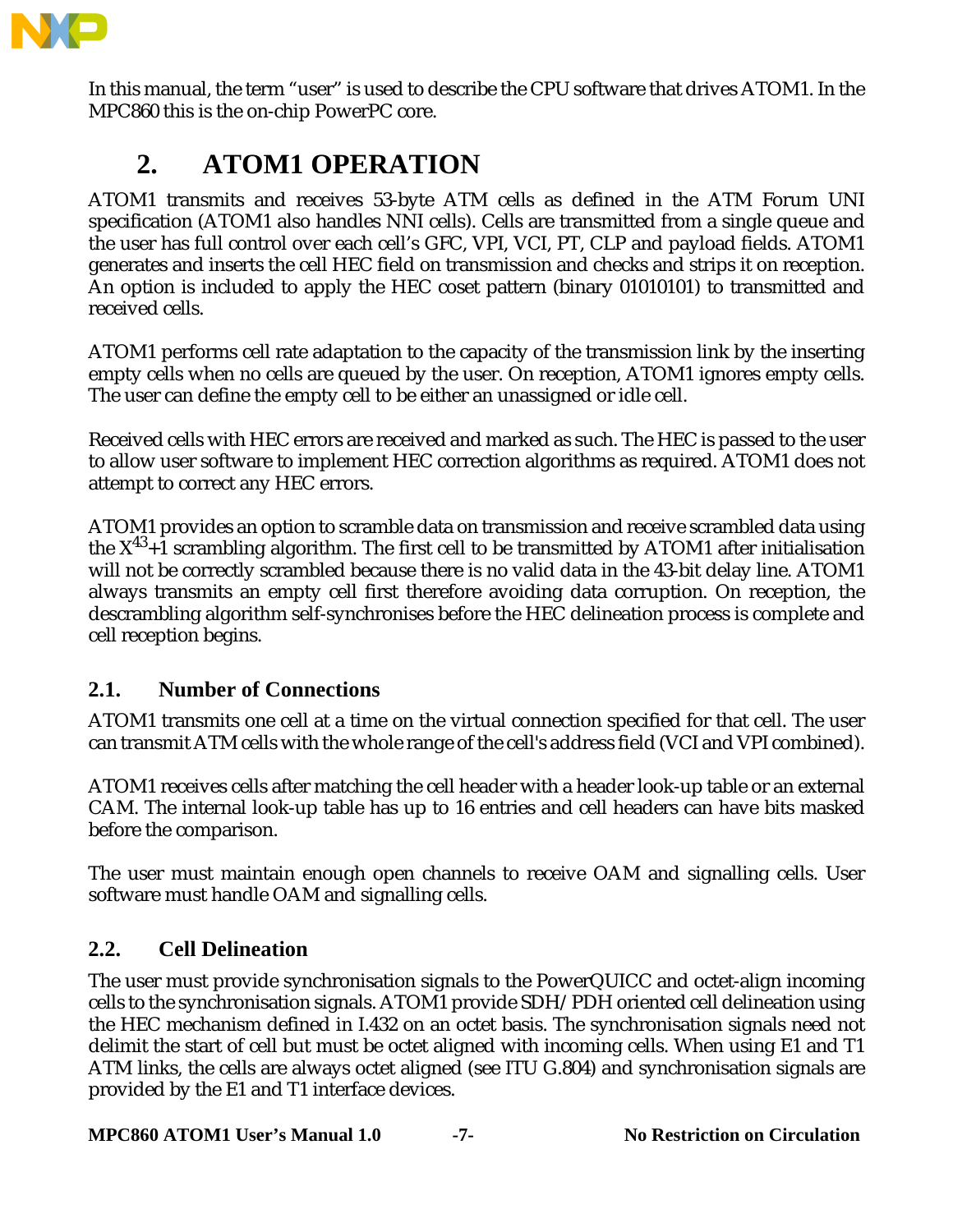In this manual, the term “user” is used to describe the CPU software that drives ATOM1. In the MPC860 this is the on-chip PowerPC core.

# 2. ATOM1 OPERATION

ATOM1 transmits and receives 53-byte ATM cells as defined in the ATM Forum UNI specification (ATOM1 also handles NNI cells). Cells are transmitted from a single queue and the user has full control over each cell’s GFC, VPI, VCI, PT, CLP and payload fields. ATOM1 generates and inserts the cell HEC field on transmission and checks and strips it on reception. An option is included to apply the HEC coset pattern (binary 01010101) to transmitted and received cells.

ATOM1 performs cell rate adaptation to the capacity of the transmission link by the inserting empty cells when no cells are queued by the user. On reception, ATOM1 ignores empty cells. The user can define the empty cell to be either an unassigned or idle cell.

Received cells with HEC errors are received and marked as such. The HEC is passed to the user to allow user software to implement HEC correction algorithms as required. ATOM1 does not attempt to correct any HEC errors.

ATOM1 provides an option to scramble data on transmission and receive scrambled data using the $X^{43}+1$ scrambling algorithm. The first cell to be transmitted by ATOM1 after initialisation will not be correctly scrambled because there is no valid data in the 43-bit delay line. ATOM1 always transmits an empty cell first therefore avoiding data corruption. On reception, the descrambling algorithm self-synchronises before the HEC delineation process is complete and cell reception begins.

## 2.1. Number of Connections

ATOM1 transmits one cell at a time on the virtual connection specified for that cell. The user can transmit ATM cells with the whole range of the cell's address field (VCI and VPI combined).

ATOM1 receives cells after matching the cell header with a header look-up table or an external CAM. The internal look-up table has up to 16 entries and cell headers can have bits masked before the comparison.

The user must maintain enough open channels to receive OAM and signalling cells. User software must handle OAM and signalling cells.

## 2.2. Cell Delineation

The user must provide synchronisation signals to the PowerQUICC and octet-align incoming cells to the synchronisation signals. ATOM1 provide SDH/PDH oriented cell delineation using the HEC mechanism defined in I.432 on an octet basis. The synchronisation signals need not delimit the start of cell but must be octet aligned with incoming cells. When using E1 and T1 ATM links, the cells are always octet aligned (see ITU G.804) and synchronisation signals are provided by the E1 and T1 interface devices.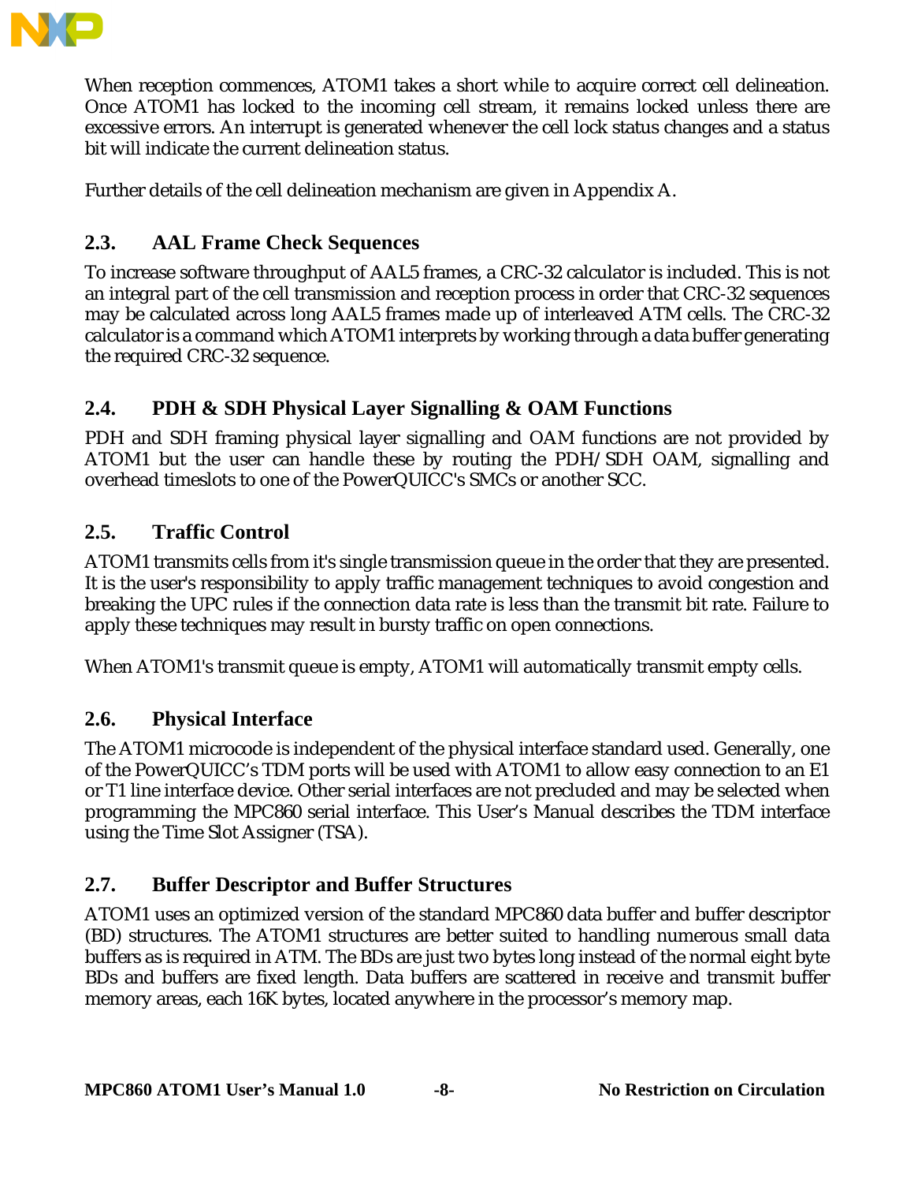When reception commences, ATOM1 takes a short while to acquire correct cell delineation. Once ATOM1 has locked to the incoming cell stream, it remains locked unless there are excessive errors. An interrupt is generated whenever the cell lock status changes and a status bit will indicate the current delineation status.

Further details of the cell delineation mechanism are given in Appendix A.

## 2.3. AAL Frame Check Sequences

To increase software throughput of AAL5 frames, a CRC-32 calculator is included. This is not an integral part of the cell transmission and reception process in order that CRC-32 sequences may be calculated across long AAL5 frames made up of interleaved ATM cells. The CRC-32 calculator is a command which ATOM1 interprets by working through a data buffer generating the required CRC-32 sequence.

## 2.4. PDH & SDH Physical Layer Signalling & OAM Functions

PDH and SDH framing physical layer signalling and OAM functions are not provided by ATOM1 but the user can handle these by routing the PDH/SDH OAM, signalling and overhead timeslots to one of the PowerQUICC's SMCs or another SCC.

## 2.5. Traffic Control

ATOM1 transmits cells from it's single transmission queue in the order that they are presented. It is the user's responsibility to apply traffic management techniques to avoid congestion and breaking the UPC rules if the connection data rate is less than the transmit bit rate. Failure to apply these techniques may result in bursty traffic on open connections.

When ATOM1's transmit queue is empty, ATOM1 will automatically transmit empty cells.

## 2.6. Physical Interface

The ATOM1 microcode is independent of the physical interface standard used. Generally, one of the PowerQUICC's TDM ports will be used with ATOM1 to allow easy connection to an E1 or T1 line interface device. Other serial interfaces are not precluded and may be selected when programming the MPC860 serial interface. This User's Manual describes the TDM interface using the Time Slot Assigner (TSA).

## 2.7. Buffer Descriptor and Buffer Structures

ATOM1 uses an optimized version of the standard MPC860 data buffer and buffer descriptor (BD) structures. The ATOM1 structures are better suited to handling numerous small data buffers as is required in ATM. The BDs are just two bytes long instead of the normal eight byte BDs and buffers are fixed length. Data buffers are scattered in receive and transmit buffer memory areas, each 16K bytes, located anywhere in the processor's memory map.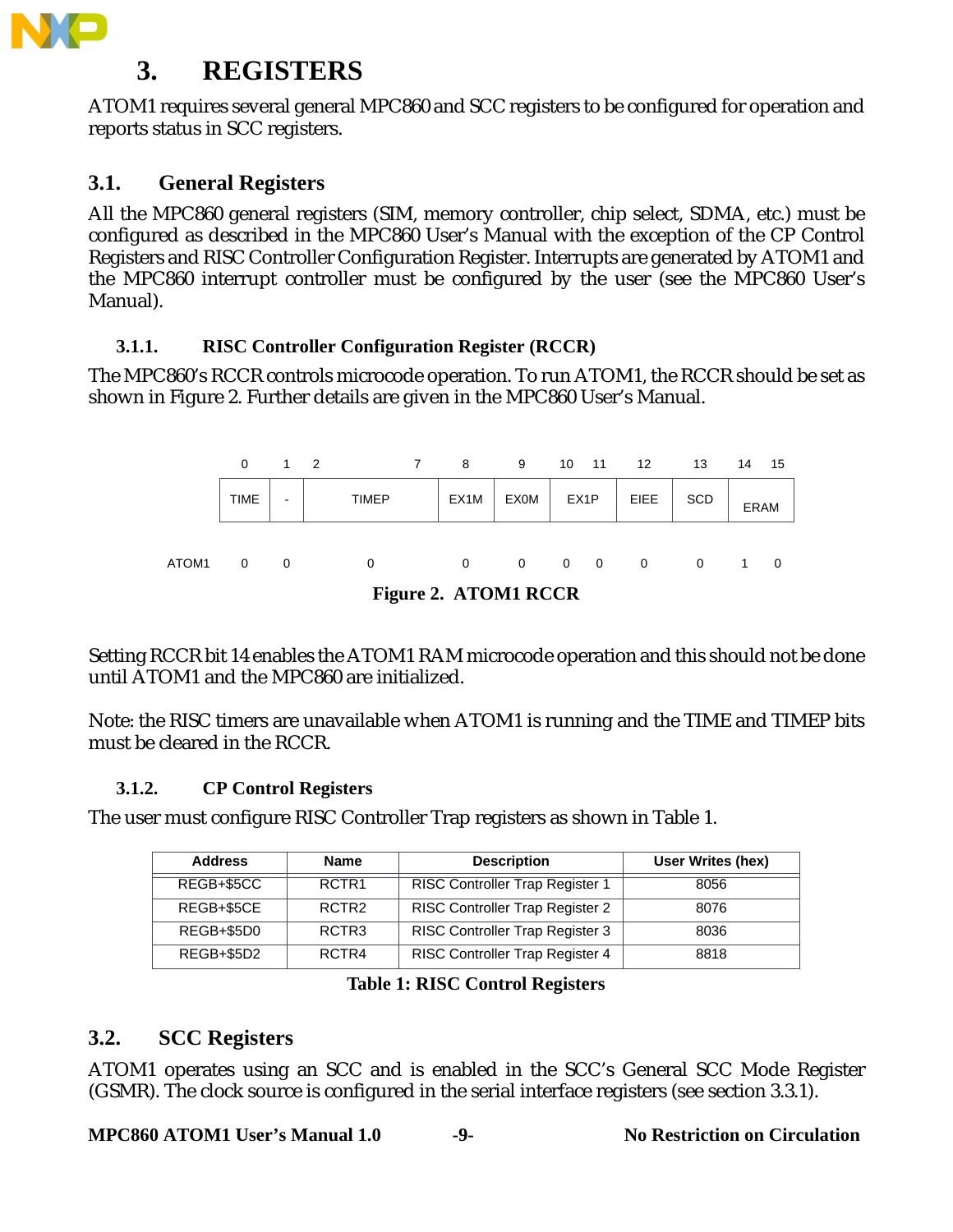# 3. REGISTERS

ATOM1 requires several general MPC860 and SCC registers to be configured for operation and reports status in SCC registers.

## 3.1. General Registers

All the MPC860 general registers (SIM, memory controller, chip select, SDMA, etc.) must be configured as described in the MPC860 User's Manual with the exception of the CP Control Registers and RISC Controller Configuration Register. Interrupts are generated by ATOM1 and the MPC860 interrupt controller must be configured by the user (see the MPC860 User's Manual).

### 3.1.1. RISC Controller Configuration Register (RCCR)

The MPC860's RCCR controls microcode operation. To run ATOM1, the RCCR should be set as shown in Figure 2. Further details are given in the MPC860 User's Manual.

| | 0 | 1 | 2–7 | 8 | 9 | 10–11 | 12 | 13 | 14–15 |
|---|---|---|---|---|---|---|---|---|---|
| | TIME | - | TIMEP | EX1M | EX0M | EX1P | EIEE | SCD | ERAM |
| ATOM1 | 0 | 0 | 0 | 0 | 0 | 0 0 | 0 | 0 | 1 0 |

**Figure 2. ATOM1 RCCR**

Setting RCCR bit 14 enables the ATOM1 RAM microcode operation and this should not be done until ATOM1 and the MPC860 are initialized.

Note: the RISC timers are unavailable when ATOM1 is running and the TIME and TIMEP bits must be cleared in the RCCR.

### 3.1.2. CP Control Registers

The user must configure RISC Controller Trap registers as shown in Table 1.

| Address | Name | Description | User Writes (hex) |
|---|---|---|---|
| REGB+$5CC | RCTR1 | RISC Controller Trap Register 1 | 8056 |
| REGB+$5CE | RCTR2 | RISC Controller Trap Register 2 | 8076 |
| REGB+$5D0 | RCTR3 | RISC Controller Trap Register 3 | 8036 |
| REGB+$5D2 | RCTR4 | RISC Controller Trap Register 4 | 8818 |

**Table 1: RISC Control Registers**

## 3.2. SCC Registers

ATOM1 operates using an SCC and is enabled in the SCC's General SCC Mode Register (GSMR). The clock source is configured in the serial interface registers (see section 3.3.1).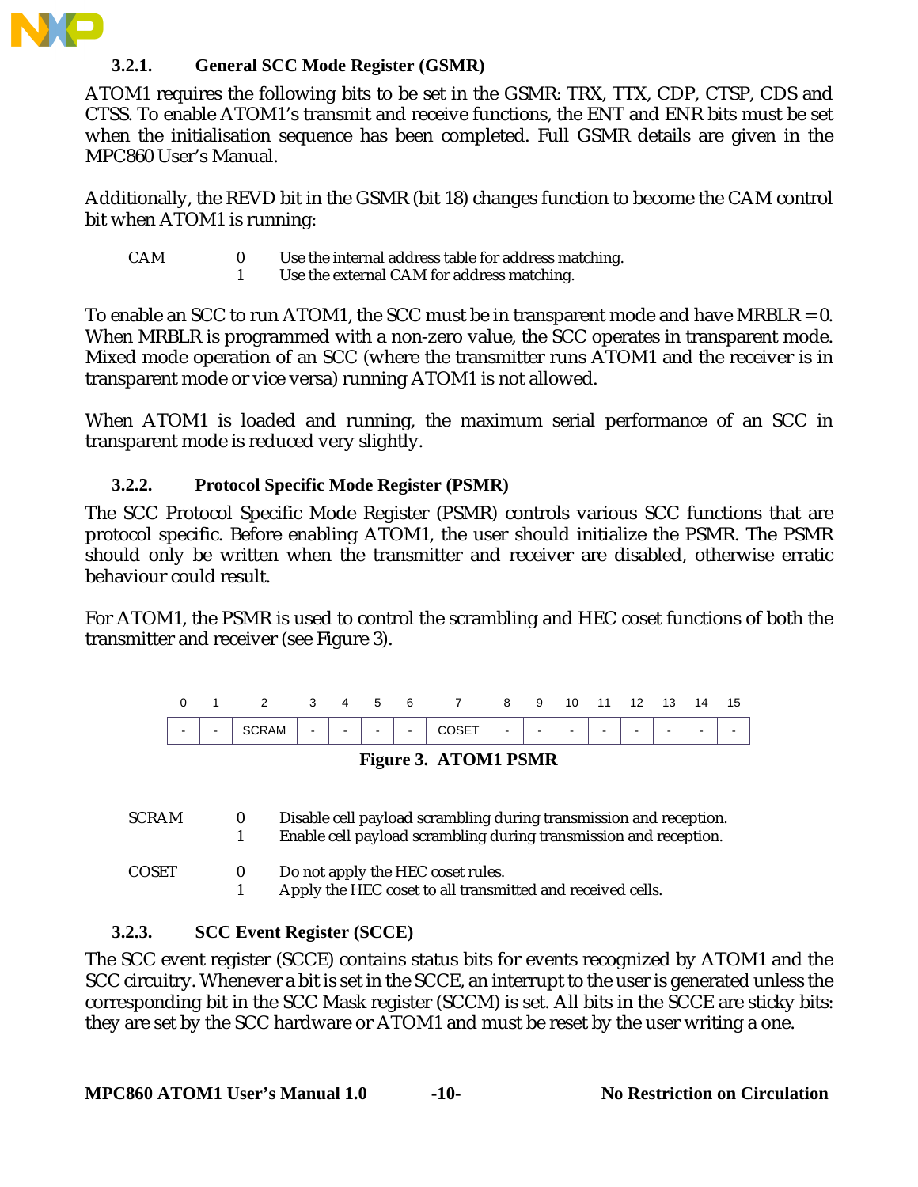### 3.2.1. General SCC Mode Register (GSMR)

ATOM1 requires the following bits to be set in the GSMR: TRX, TTX, CDP, CTSP, CDS and CTSS. To enable ATOM1's transmit and receive functions, the ENT and ENR bits must be set when the initialisation sequence has been completed. Full GSMR details are given in the MPC860 User's Manual.

Additionally, the REVD bit in the GSMR (bit 18) changes function to become the CAM control bit when ATOM1 is running:

| | | |
|---|---|---|
| CAM | 0 | Use the internal address table for address matching. |
| | 1 | Use the external CAM for address matching. |

To enable an SCC to run ATOM1, the SCC must be in transparent mode and have MRBLR = 0. When MRBLR is programmed with a non-zero value, the SCC operates in transparent mode. Mixed mode operation of an SCC (where the transmitter runs ATOM1 and the receiver is in transparent mode or vice versa) running ATOM1 is not allowed.

When ATOM1 is loaded and running, the maximum serial performance of an SCC in transparent mode is reduced very slightly.

### 3.2.2. Protocol Specific Mode Register (PSMR)

The SCC Protocol Specific Mode Register (PSMR) controls various SCC functions that are protocol specific. Before enabling ATOM1, the user should initialize the PSMR. The PSMR should only be written when the transmitter and receiver are disabled, otherwise erratic behaviour could result.

For ATOM1, the PSMR is used to control the scrambling and HEC coset functions of both the transmitter and receiver (see Figure 3).

| 0 | 1 | 2 | 3 | 4 | 5 | 6 | 7 | 8 | 9 | 10 | 11 | 12 | 13 | 14 | 15 |
|---|---|---|---|---|---|---|---|---|---|---|---|---|---|---|---|
| - | - | SCRAM | - | - | - | - | COSET | - | - | - | - | - | - | - | - |

**Figure 3. ATOM1 PSMR**

| | | |
|---|---|---|
| SCRAM | 0 | Disable cell payload scrambling during transmission and reception. |
| | 1 | Enable cell payload scrambling during transmission and reception. |
| COSET | 0 | Do not apply the HEC coset rules. |
| | 1 | Apply the HEC coset to all transmitted and received cells. |

### 3.2.3. SCC Event Register (SCCE)

The SCC event register (SCCE) contains status bits for events recognized by ATOM1 and the SCC circuitry. Whenever a bit is set in the SCCE, an interrupt to the user is generated unless the corresponding bit in the SCC Mask register (SCCM) is set. All bits in the SCCE are sticky bits: they are set by the SCC hardware or ATOM1 and must be reset by the user writing a one.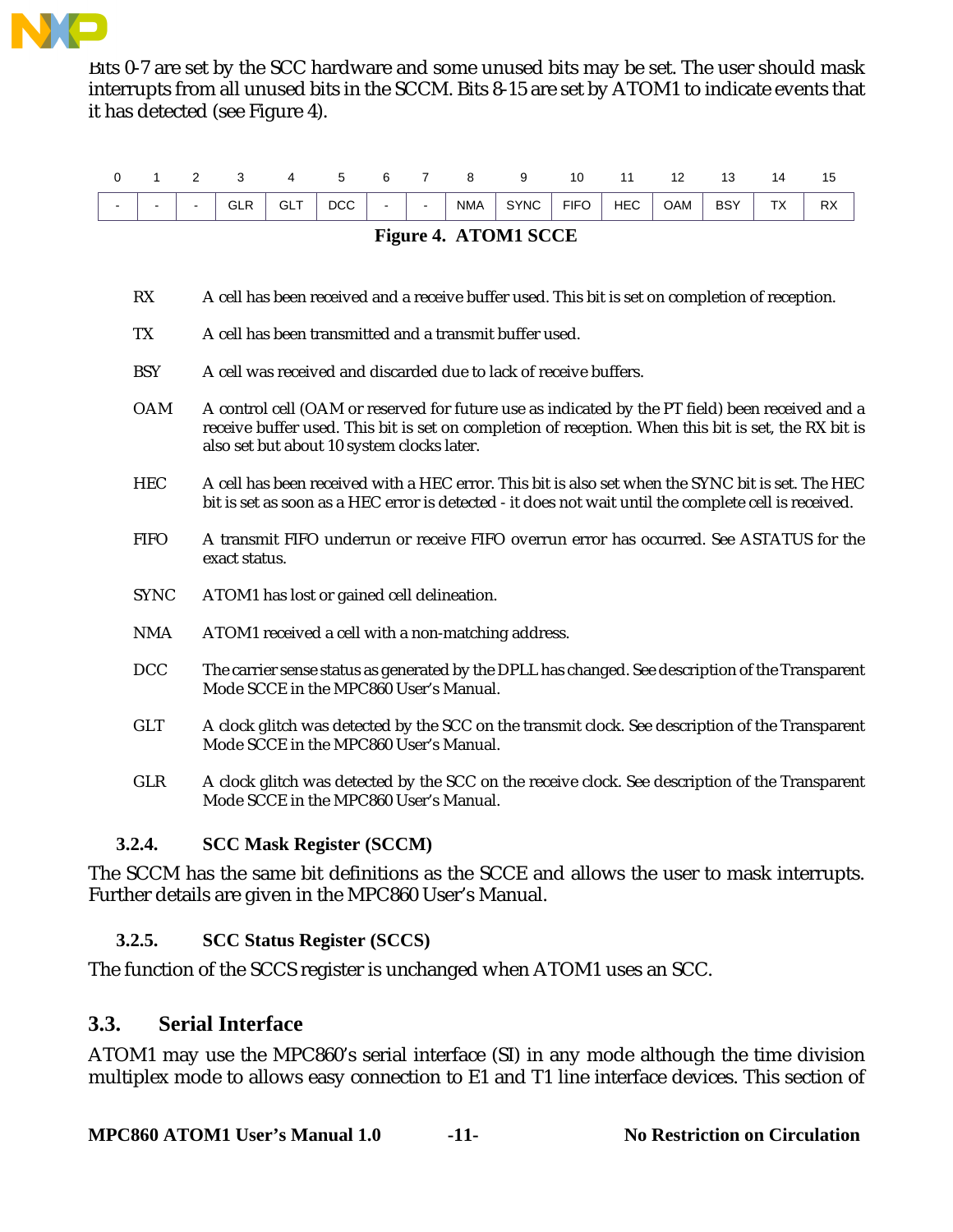Bits 0-7 are set by the SCC hardware and some unused bits may be set. The user should mask interrupts from all unused bits in the SCCM. Bits 8-15 are set by ATOM1 to indicate events that it has detected (see Figure 4).

| 0 | 1 | 2 | 3 | 4 | 5 | 6 | 7 | 8 | 9 | 10 | 11 | 12 | 13 | 14 | 15 |
|---|---|---|---|---|---|---|---|---|---|---|---|---|---|---|---|
| - | - | - | GLR | GLT | DCC | - | - | NMA | SYNC | FIFO | HEC | OAM | BSY | TX | RX |

**Figure 4. ATOM1 SCCE**

RX — A cell has been received and a receive buffer used. This bit is set on completion of reception.

TX — A cell has been transmitted and a transmit buffer used.

BSY — A cell was received and discarded due to lack of receive buffers.

OAM — A control cell (OAM or reserved for future use as indicated by the PT field) been received and a receive buffer used. This bit is set on completion of reception. When this bit is set, the RX bit is also set but about 10 system clocks later.

HEC — A cell has been received with a HEC error. This bit is also set when the SYNC bit is set. The HEC bit is set as soon as a HEC error is detected - it does not wait until the complete cell is received.

FIFO — A transmit FIFO underrun or receive FIFO overrun error has occurred. See ASTATUS for the exact status.

SYNC — ATOM1 has lost or gained cell delineation.

NMA — ATOM1 received a cell with a non-matching address.

DCC — The carrier sense status as generated by the DPLL has changed. See description of the Transparent Mode SCCE in the MPC860 User's Manual.

GLT — A clock glitch was detected by the SCC on the transmit clock. See description of the Transparent Mode SCCE in the MPC860 User's Manual.

GLR — A clock glitch was detected by the SCC on the receive clock. See description of the Transparent Mode SCCE in the MPC860 User's Manual.

### 3.2.4. SCC Mask Register (SCCM)

The SCCM has the same bit definitions as the SCCE and allows the user to mask interrupts. Further details are given in the MPC860 User's Manual.

### 3.2.5. SCC Status Register (SCCS)

The function of the SCCS register is unchanged when ATOM1 uses an SCC.

## 3.3. Serial Interface

ATOM1 may use the MPC860's serial interface (SI) in any mode although the time division multiplex mode to allows easy connection to E1 and T1 line interface devices. This section of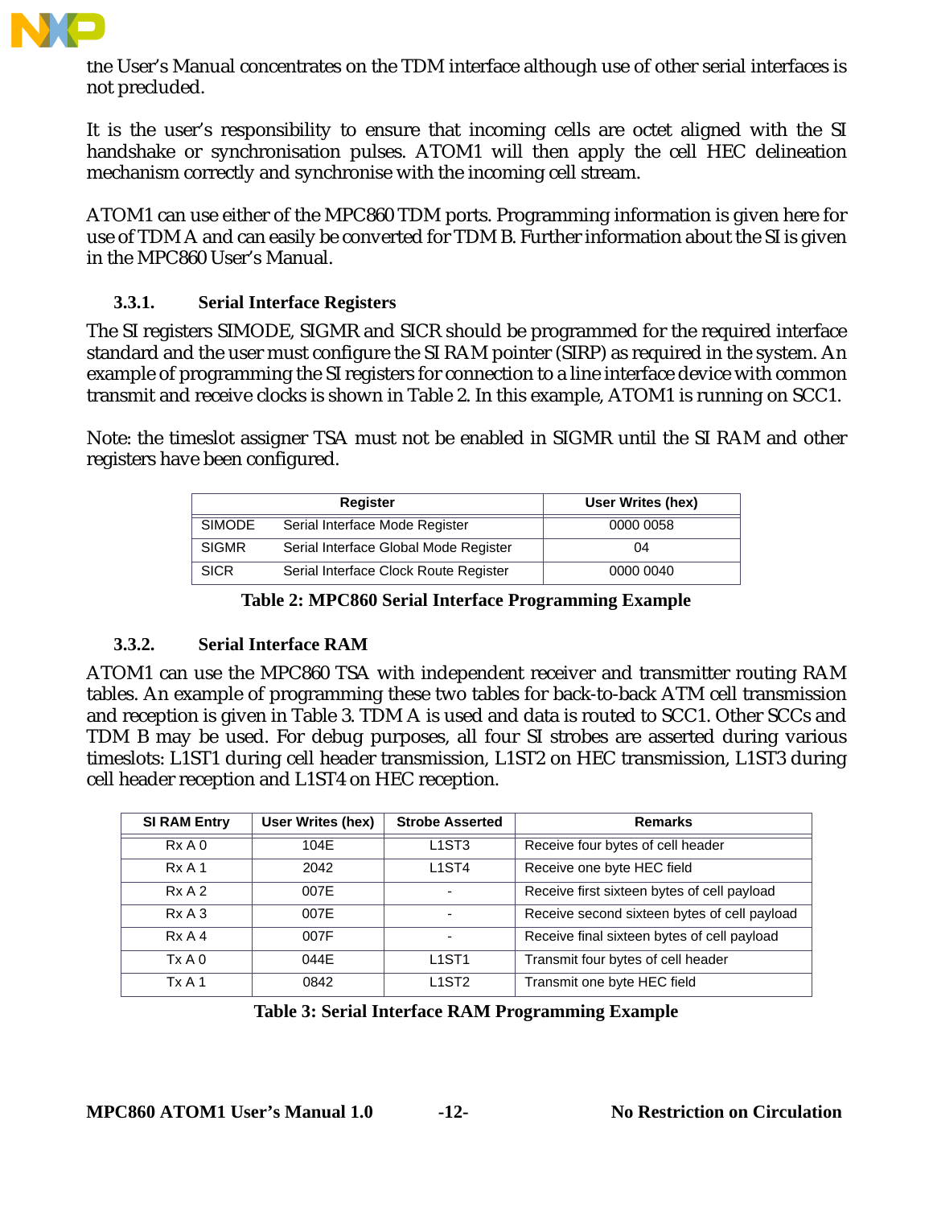the User's Manual concentrates on the TDM interface although use of other serial interfaces is not precluded.

It is the user's responsibility to ensure that incoming cells are octet aligned with the SI handshake or synchronisation pulses. ATOM1 will then apply the cell HEC delineation mechanism correctly and synchronise with the incoming cell stream.

ATOM1 can use either of the MPC860 TDM ports. Programming information is given here for use of TDM A and can easily be converted for TDM B. Further information about the SI is given in the MPC860 User's Manual.

### 3.3.1. Serial Interface Registers

The SI registers SIMODE, SIGMR and SICR should be programmed for the required interface standard and the user must configure the SI RAM pointer (SIRP) as required in the system. An example of programming the SI registers for connection to a line interface device with common transmit and receive clocks is shown in Table 2. In this example, ATOM1 is running on SCC1.

Note: the timeslot assigner TSA must not be enabled in SIGMR until the SI RAM and other registers have been configured.

| Register | | User Writes (hex) |
|---|---|---|
| SIMODE | Serial Interface Mode Register | 0000 0058 |
| SIGMR | Serial Interface Global Mode Register | 04 |
| SICR | Serial Interface Clock Route Register | 0000 0040 |

**Table 2: MPC860 Serial Interface Programming Example**

### 3.3.2. Serial Interface RAM

ATOM1 can use the MPC860 TSA with independent receiver and transmitter routing RAM tables. An example of programming these two tables for back-to-back ATM cell transmission and reception is given in Table 3. TDM A is used and data is routed to SCC1. Other SCCs and TDM B may be used. For debug purposes, all four SI strobes are asserted during various timeslots: L1ST1 during cell header transmission, L1ST2 on HEC transmission, L1ST3 during cell header reception and L1ST4 on HEC reception.

| SI RAM Entry | User Writes (hex) | Strobe Asserted | Remarks |
|---|---|---|---|
| Rx A 0 | 104E | L1ST3 | Receive four bytes of cell header |
| Rx A 1 | 2042 | L1ST4 | Receive one byte HEC field |
| Rx A 2 | 007E | - | Receive first sixteen bytes of cell payload |
| Rx A 3 | 007E | - | Receive second sixteen bytes of cell payload |
| Rx A 4 | 007F | - | Receive final sixteen bytes of cell payload |
| Tx A 0 | 044E | L1ST1 | Transmit four bytes of cell header |
| Tx A 1 | 0842 | L1ST2 | Transmit one byte HEC field |

**Table 3: Serial Interface RAM Programming Example**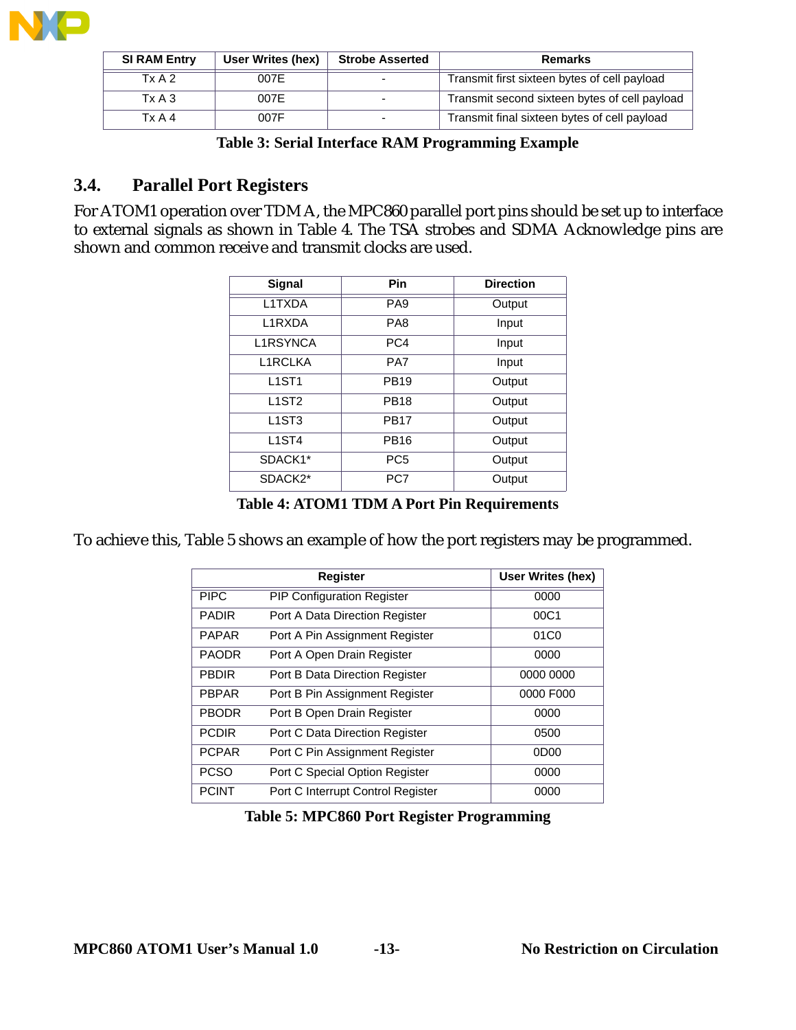| SI RAM Entry | User Writes (hex) | Strobe Asserted | Remarks |
|---|---|---|---|
| Tx A 2 | 007E | - | Transmit first sixteen bytes of cell payload |
| Tx A 3 | 007E | - | Transmit second sixteen bytes of cell payload |
| Tx A 4 | 007F | - | Transmit final sixteen bytes of cell payload |

**Table 3: Serial Interface RAM Programming Example**

## 3.4. Parallel Port Registers

For ATOM1 operation over TDM A, the MPC860 parallel port pins should be set up to interface to external signals as shown in Table 4. The TSA strobes and SDMA Acknowledge pins are shown and common receive and transmit clocks are used.

| Signal | Pin | Direction |
|---|---|---|
| L1TXDA | PA9 | Output |
| L1RXDA | PA8 | Input |
| L1RSYNCA | PC4 | Input |
| L1RCLKA | PA7 | Input |
| L1ST1 | PB19 | Output |
| L1ST2 | PB18 | Output |
| L1ST3 | PB17 | Output |
| L1ST4 | PB16 | Output |
| SDACK1* | PC5 | Output |
| SDACK2* | PC7 | Output |

**Table 4: ATOM1 TDM A Port Pin Requirements**

To achieve this, Table 5 shows an example of how the port registers may be programmed.

| Register | | User Writes (hex) |
|---|---|---|
| PIPC | PIP Configuration Register | 0000 |
| PADIR | Port A Data Direction Register | 00C1 |
| PAPAR | Port A Pin Assignment Register | 01C0 |
| PAODR | Port A Open Drain Register | 0000 |
| PBDIR | Port B Data Direction Register | 0000 0000 |
| PBPAR | Port B Pin Assignment Register | 0000 F000 |
| PBODR | Port B Open Drain Register | 0000 |
| PCDIR | Port C Data Direction Register | 0500 |
| PCPAR | Port C Pin Assignment Register | 0D00 |
| PCSO | Port C Special Option Register | 0000 |
| PCINT | Port C Interrupt Control Register | 0000 |

**Table 5: MPC860 Port Register Programming**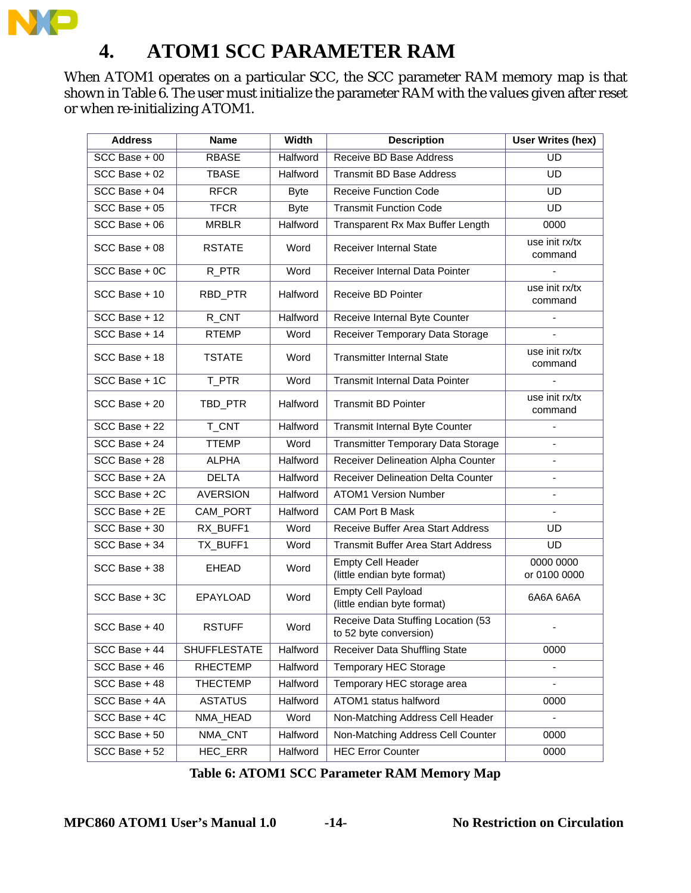# 4. ATOM1 SCC PARAMETER RAM

When ATOM1 operates on a particular SCC, the SCC parameter RAM memory map is that shown in Table 6. The user must initialize the parameter RAM with the values given after reset or when re-initializing ATOM1.

| Address | Name | Width | Description | User Writes (hex) |
|---|---|---|---|---|
| SCC Base + 00 | RBASE | Halfword | Receive BD Base Address | UD |
| SCC Base + 02 | TBASE | Halfword | Transmit BD Base Address | UD |
| SCC Base + 04 | RFCR | Byte | Receive Function Code | UD |
| SCC Base + 05 | TFCR | Byte | Transmit Function Code | UD |
| SCC Base + 06 | MRBLR | Halfword | Transparent Rx Max Buffer Length | 0000 |
| SCC Base + 08 | RSTATE | Word | Receiver Internal State | use init rx/tx command |
| SCC Base + 0C | R_PTR | Word | Receiver Internal Data Pointer | - |
| SCC Base + 10 | RBD_PTR | Halfword | Receive BD Pointer | use init rx/tx command |
| SCC Base + 12 | R_CNT | Halfword | Receive Internal Byte Counter | - |
| SCC Base + 14 | RTEMP | Word | Receiver Temporary Data Storage | - |
| SCC Base + 18 | TSTATE | Word | Transmitter Internal State | use init rx/tx command |
| SCC Base + 1C | T_PTR | Word | Transmit Internal Data Pointer | - |
| SCC Base + 20 | TBD_PTR | Halfword | Transmit BD Pointer | use init rx/tx command |
| SCC Base + 22 | T_CNT | Halfword | Transmit Internal Byte Counter | - |
| SCC Base + 24 | TTEMP | Word | Transmitter Temporary Data Storage | - |
| SCC Base + 28 | ALPHA | Halfword | Receiver Delineation Alpha Counter | - |
| SCC Base + 2A | DELTA | Halfword | Receiver Delineation Delta Counter | - |
| SCC Base + 2C | AVERSION | Halfword | ATOM1 Version Number | - |
| SCC Base + 2E | CAM_PORT | Halfword | CAM Port B Mask | - |
| SCC Base + 30 | RX_BUFF1 | Word | Receive Buffer Area Start Address | UD |
| SCC Base + 34 | TX_BUFF1 | Word | Transmit Buffer Area Start Address | UD |
| SCC Base + 38 | EHEAD | Word | Empty Cell Header (little endian byte format) | 0000 0000 or 0100 0000 |
| SCC Base + 3C | EPAYLOAD | Word | Empty Cell Payload (little endian byte format) | 6A6A 6A6A |
| SCC Base + 40 | RSTUFF | Word | Receive Data Stuffing Location (53 to 52 byte conversion) | - |
| SCC Base + 44 | SHUFFLESTATE | Halfword | Receiver Data Shuffling State | 0000 |
| SCC Base + 46 | RHECTEMP | Halfword | Temporary HEC Storage | - |
| SCC Base + 48 | THECTEMP | Halfword | Temporary HEC storage area | - |
| SCC Base + 4A | ASTATUS | Halfword | ATOM1 status halfword | 0000 |
| SCC Base + 4C | NMA_HEAD | Word | Non-Matching Address Cell Header | - |
| SCC Base + 50 | NMA_CNT | Halfword | Non-Matching Address Cell Counter | 0000 |
| SCC Base + 52 | HEC_ERR | Halfword | HEC Error Counter | 0000 |

**Table 6: ATOM1 SCC Parameter RAM Memory Map**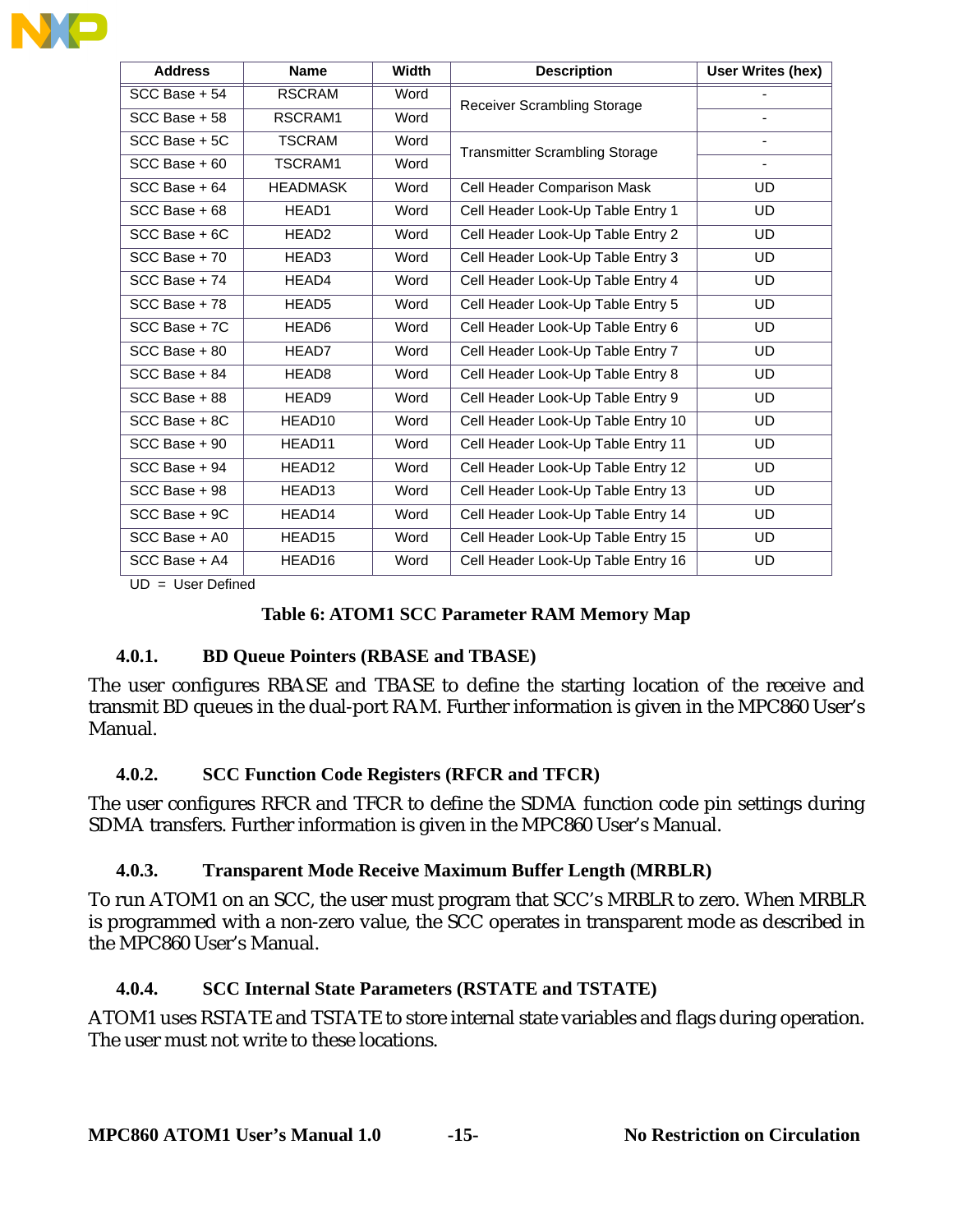| Address | Name | Width | Description | User Writes (hex) |
|---|---|---|---|---|
| SCC Base + 54 | RSCRAM | Word | Receiver Scrambling Storage | - |
| SCC Base + 58 | RSCRAM1 | Word | | - |
| SCC Base + 5C | TSCRAM | Word | Transmitter Scrambling Storage | - |
| SCC Base + 60 | TSCRAM1 | Word | | - |
| SCC Base + 64 | HEADMASK | Word | Cell Header Comparison Mask | UD |
| SCC Base + 68 | HEAD1 | Word | Cell Header Look-Up Table Entry 1 | UD |
| SCC Base + 6C | HEAD2 | Word | Cell Header Look-Up Table Entry 2 | UD |
| SCC Base + 70 | HEAD3 | Word | Cell Header Look-Up Table Entry 3 | UD |
| SCC Base + 74 | HEAD4 | Word | Cell Header Look-Up Table Entry 4 | UD |
| SCC Base + 78 | HEAD5 | Word | Cell Header Look-Up Table Entry 5 | UD |
| SCC Base + 7C | HEAD6 | Word | Cell Header Look-Up Table Entry 6 | UD |
| SCC Base + 80 | HEAD7 | Word | Cell Header Look-Up Table Entry 7 | UD |
| SCC Base + 84 | HEAD8 | Word | Cell Header Look-Up Table Entry 8 | UD |
| SCC Base + 88 | HEAD9 | Word | Cell Header Look-Up Table Entry 9 | UD |
| SCC Base + 8C | HEAD10 | Word | Cell Header Look-Up Table Entry 10 | UD |
| SCC Base + 90 | HEAD11 | Word | Cell Header Look-Up Table Entry 11 | UD |
| SCC Base + 94 | HEAD12 | Word | Cell Header Look-Up Table Entry 12 | UD |
| SCC Base + 98 | HEAD13 | Word | Cell Header Look-Up Table Entry 13 | UD |
| SCC Base + 9C | HEAD14 | Word | Cell Header Look-Up Table Entry 14 | UD |
| SCC Base + A0 | HEAD15 | Word | Cell Header Look-Up Table Entry 15 | UD |
| SCC Base + A4 | HEAD16 | Word | Cell Header Look-Up Table Entry 16 | UD |

UD = User Defined

**Table 6: ATOM1 SCC Parameter RAM Memory Map**

### 4.0.1. BD Queue Pointers (RBASE and TBASE)

The user configures RBASE and TBASE to define the starting location of the receive and transmit BD queues in the dual-port RAM. Further information is given in the MPC860 User's Manual.

### 4.0.2. SCC Function Code Registers (RFCR and TFCR)

The user configures RFCR and TFCR to define the SDMA function code pin settings during SDMA transfers. Further information is given in the MPC860 User's Manual.

### 4.0.3. Transparent Mode Receive Maximum Buffer Length (MRBLR)

To run ATOM1 on an SCC, the user must program that SCC's MRBLR to zero. When MRBLR is programmed with a non-zero value, the SCC operates in transparent mode as described in the MPC860 User's Manual.

### 4.0.4. SCC Internal State Parameters (RSTATE and TSTATE)

ATOM1 uses RSTATE and TSTATE to store internal state variables and flags during operation. The user must not write to these locations.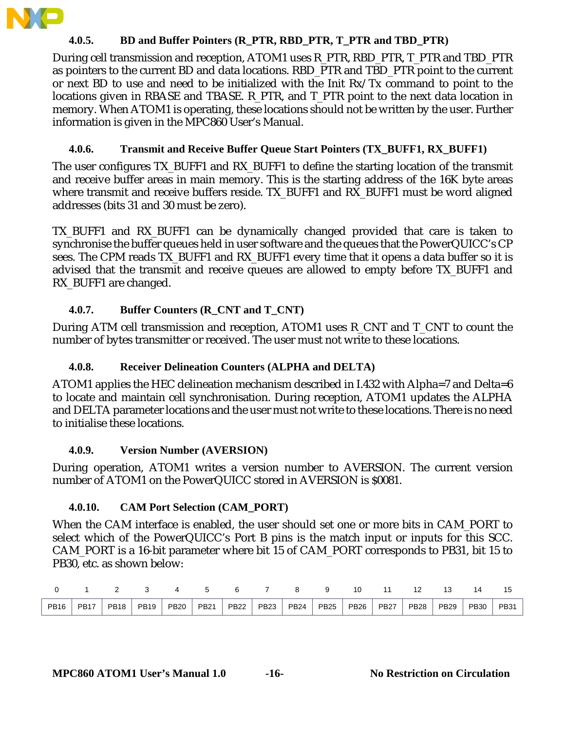### 4.0.5. BD and Buffer Pointers (R_PTR, RBD_PTR, T_PTR and TBD_PTR)

During cell transmission and reception, ATOM1 uses R_PTR, RBD_PTR, T_PTR and TBD_PTR as pointers to the current BD and data locations. RBD_PTR and TBD_PTR point to the current or next BD to use and need to be initialized with the Init Rx/Tx command to point to the locations given in RBASE and TBASE. R_PTR, and T_PTR point to the next data location in memory. When ATOM1 is operating, these locations should not be written by the user. Further information is given in the MPC860 User's Manual.

### 4.0.6. Transmit and Receive Buffer Queue Start Pointers (TX_BUFF1, RX_BUFF1)

The user configures TX_BUFF1 and RX_BUFF1 to define the starting location of the transmit and receive buffer areas in main memory. This is the starting address of the 16K byte areas where transmit and receive buffers reside. TX_BUFF1 and RX_BUFF1 must be word aligned addresses (bits 31 and 30 must be zero).

TX_BUFF1 and RX_BUFF1 can be dynamically changed provided that care is taken to synchronise the buffer queues held in user software and the queues that the PowerQUICC's CP sees. The CPM reads TX_BUFF1 and RX_BUFF1 every time that it opens a data buffer so it is advised that the transmit and receive queues are allowed to empty before TX_BUFF1 and RX_BUFF1 are changed.

### 4.0.7. Buffer Counters (R_CNT and T_CNT)

During ATM cell transmission and reception, ATOM1 uses R_CNT and T_CNT to count the number of bytes transmitter or received. The user must not write to these locations.

### 4.0.8. Receiver Delineation Counters (ALPHA and DELTA)

ATOM1 applies the HEC delineation mechanism described in I.432 with Alpha=7 and Delta=6 to locate and maintain cell synchronisation. During reception, ATOM1 updates the ALPHA and DELTA parameter locations and the user must not write to these locations. There is no need to initialise these locations.

### 4.0.9. Version Number (AVERSION)

During operation, ATOM1 writes a version number to AVERSION. The current version number of ATOM1 on the PowerQUICC stored in AVERSION is $0081.

### 4.0.10. CAM Port Selection (CAM_PORT)

When the CAM interface is enabled, the user should set one or more bits in CAM_PORT to select which of the PowerQUICC's Port B pins is the match input or inputs for this SCC. CAM_PORT is a 16-bit parameter where bit 15 of CAM_PORT corresponds to PB31, bit 15 to PB30, etc. as shown below:

| 0 | 1 | 2 | 3 | 4 | 5 | 6 | 7 | 8 | 9 | 10 | 11 | 12 | 13 | 14 | 15 |
|---|---|---|---|---|---|---|---|---|---|---|---|---|---|---|---|
| PB16 | PB17 | PB18 | PB19 | PB20 | PB21 | PB22 | PB23 | PB24 | PB25 | PB26 | PB27 | PB28 | PB29 | PB30 | PB31 |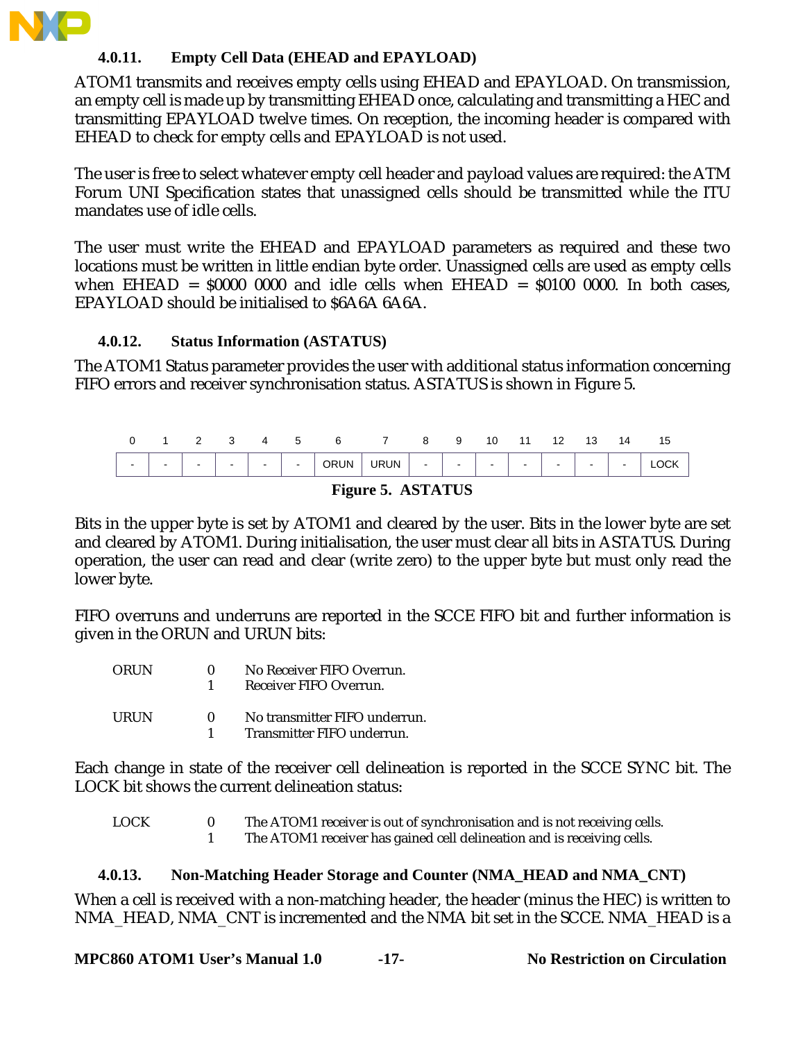### 4.0.11. Empty Cell Data (EHEAD and EPAYLOAD)

ATOM1 transmits and receives empty cells using EHEAD and EPAYLOAD. On transmission, an empty cell is made up by transmitting EHEAD once, calculating and transmitting a HEC and transmitting EPAYLOAD twelve times. On reception, the incoming header is compared with EHEAD to check for empty cells and EPAYLOAD is not used.

The user is free to select whatever empty cell header and payload values are required: the ATM Forum UNI Specification states that unassigned cells should be transmitted while the ITU mandates use of idle cells.

The user must write the EHEAD and EPAYLOAD parameters as required and these two locations must be written in little endian byte order. Unassigned cells are used as empty cells when EHEAD = $0000 0000 and idle cells when EHEAD = $0100 0000. In both cases, EPAYLOAD should be initialised to $6A6A 6A6A.

### 4.0.12. Status Information (ASTATUS)

The ATOM1 Status parameter provides the user with additional status information concerning FIFO errors and receiver synchronisation status. ASTATUS is shown in Figure 5.

| 0 | 1 | 2 | 3 | 4 | 5 | 6 | 7 | 8 | 9 | 10 | 11 | 12 | 13 | 14 | 15 |
|---|---|---|---|---|---|---|---|---|---|---|---|---|---|---|---|
| - | - | - | - | - | - | ORUN | URUN | - | - | - | - | - | - | - | LOCK |

**Figure 5. ASTATUS**

Bits in the upper byte is set by ATOM1 and cleared by the user. Bits in the lower byte are set and cleared by ATOM1. During initialisation, the user must clear all bits in ASTATUS. During operation, the user can read and clear (write zero) to the upper byte but must only read the lower byte.

FIFO overruns and underruns are reported in the SCCE FIFO bit and further information is given in the ORUN and URUN bits:

| | | |
|---|---|---|
| ORUN | 0 | No Receiver FIFO Overrun. |
| | 1 | Receiver FIFO Overrun. |
| URUN | 0 | No transmitter FIFO underrun. |
| | 1 | Transmitter FIFO underrun. |

Each change in state of the receiver cell delineation is reported in the SCCE SYNC bit. The LOCK bit shows the current delineation status:

| | | |
|---|---|---|
| LOCK | 0 | The ATOM1 receiver is out of synchronisation and is not receiving cells. |
| | 1 | The ATOM1 receiver has gained cell delineation and is receiving cells. |

### 4.0.13. Non-Matching Header Storage and Counter (NMA_HEAD and NMA_CNT)

When a cell is received with a non-matching header, the header (minus the HEC) is written to NMA_HEAD, NMA_CNT is incremented and the NMA bit set in the SCCE. NMA_HEAD is a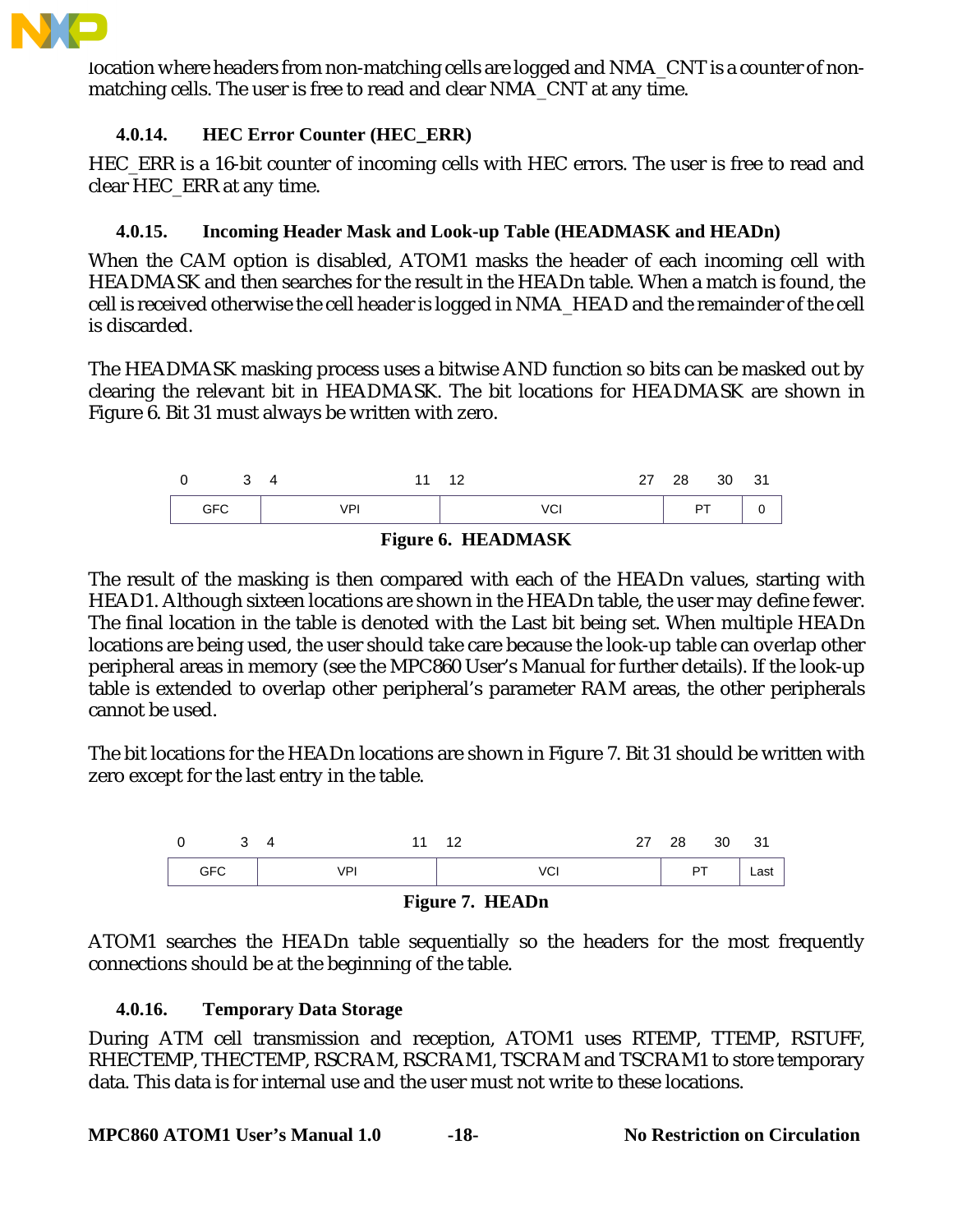location where headers from non-matching cells are logged and NMA_CNT is a counter of non-matching cells. The user is free to read and clear NMA_CNT at any time.

### 4.0.14. HEC Error Counter (HEC_ERR)

HEC_ERR is a 16-bit counter of incoming cells with HEC errors. The user is free to read and clear HEC_ERR at any time.

### 4.0.15. Incoming Header Mask and Look-up Table (HEADMASK and HEADn)

When the CAM option is disabled, ATOM1 masks the header of each incoming cell with HEADMASK and then searches for the result in the HEADn table. When a match is found, the cell is received otherwise the cell header is logged in NMA_HEAD and the remainder of the cell is discarded.

The HEADMASK masking process uses a bitwise AND function so bits can be masked out by clearing the relevant bit in HEADMASK. The bit locations for HEADMASK are shown in Figure 6. Bit 31 must always be written with zero.

| 0–3 | 4–11 | 12–27 | 28–30 | 31 |
|---|---|---|---|---|
| GFC | VPI | VCI | PT | 0 |

**Figure 6. HEADMASK**

The result of the masking is then compared with each of the HEADn values, starting with HEAD1. Although sixteen locations are shown in the HEADn table, the user may define fewer. The final location in the table is denoted with the Last bit being set. When multiple HEADn locations are being used, the user should take care because the look-up table can overlap other peripheral areas in memory (see the MPC860 User's Manual for further details). If the look-up table is extended to overlap other peripheral's parameter RAM areas, the other peripherals cannot be used.

The bit locations for the HEADn locations are shown in Figure 7. Bit 31 should be written with zero except for the last entry in the table.

| 0–3 | 4–11 | 12–27 | 28–30 | 31 |
|---|---|---|---|---|
| GFC | VPI | VCI | PT | Last |

**Figure 7. HEADn**

ATOM1 searches the HEADn table sequentially so the headers for the most frequently connections should be at the beginning of the table.

### 4.0.16. Temporary Data Storage

During ATM cell transmission and reception, ATOM1 uses RTEMP, TTEMP, RSTUFF, RHECTEMP, THECTEMP, RSCRAM, RSCRAM1, TSCRAM and TSCRAM1 to store temporary data. This data is for internal use and the user must not write to these locations.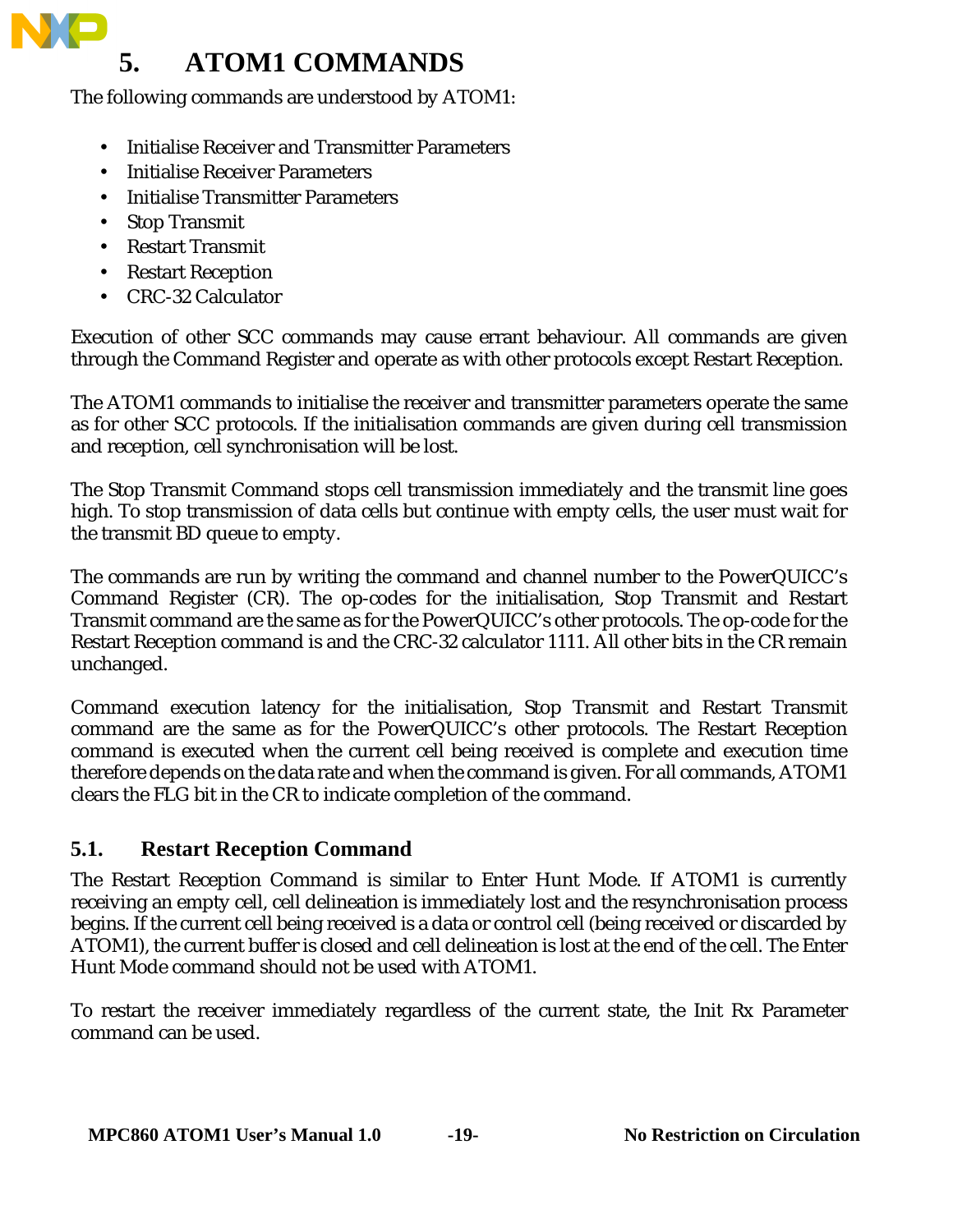# 5. ATOM1 COMMANDS

The following commands are understood by ATOM1:

- Initialise Receiver and Transmitter Parameters
- Initialise Receiver Parameters
- Initialise Transmitter Parameters
- Stop Transmit
- Restart Transmit
- Restart Reception
- CRC-32 Calculator

Execution of other SCC commands may cause errant behaviour. All commands are given through the Command Register and operate as with other protocols except Restart Reception.

The ATOM1 commands to initialise the receiver and transmitter parameters operate the same as for other SCC protocols. If the initialisation commands are given during cell transmission and reception, cell synchronisation will be lost.

The Stop Transmit Command stops cell transmission immediately and the transmit line goes high. To stop transmission of data cells but continue with empty cells, the user must wait for the transmit BD queue to empty.

The commands are run by writing the command and channel number to the PowerQUICC's Command Register (CR). The op-codes for the initialisation, Stop Transmit and Restart Transmit command are the same as for the PowerQUICC's other protocols. The op-code for the Restart Reception command is and the CRC-32 calculator 1111. All other bits in the CR remain unchanged.

Command execution latency for the initialisation, Stop Transmit and Restart Transmit command are the same as for the PowerQUICC's other protocols. The Restart Reception command is executed when the current cell being received is complete and execution time therefore depends on the data rate and when the command is given. For all commands, ATOM1 clears the FLG bit in the CR to indicate completion of the command.

## 5.1. Restart Reception Command

The Restart Reception Command is similar to Enter Hunt Mode. If ATOM1 is currently receiving an empty cell, cell delineation is immediately lost and the resynchronisation process begins. If the current cell being received is a data or control cell (being received or discarded by ATOM1), the current buffer is closed and cell delineation is lost at the end of the cell. The Enter Hunt Mode command should not be used with ATOM1.

To restart the receiver immediately regardless of the current state, the Init Rx Parameter command can be used.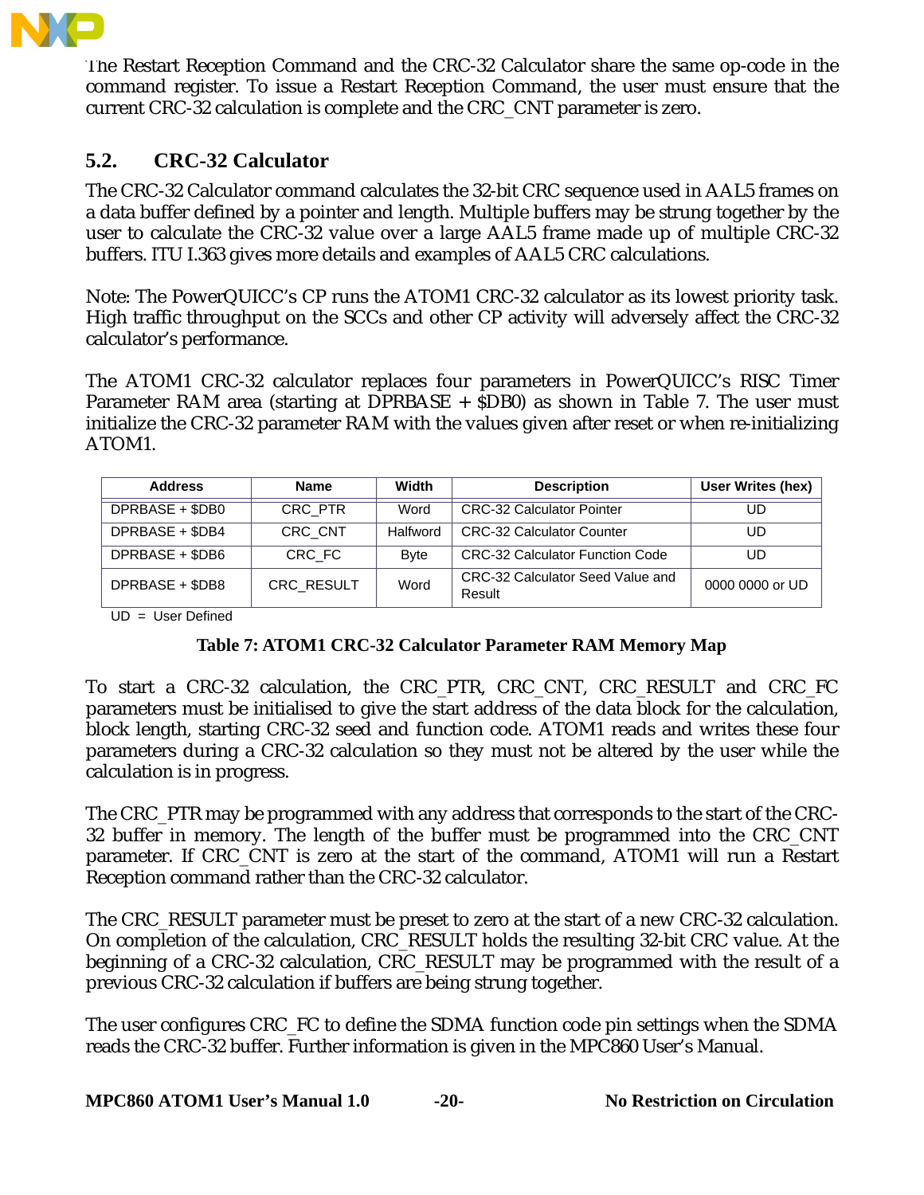The Restart Reception Command and the CRC-32 Calculator share the same op-code in the command register. To issue a Restart Reception Command, the user must ensure that the current CRC-32 calculation is complete and the CRC_CNT parameter is zero.

## 5.2. CRC-32 Calculator

The CRC-32 Calculator command calculates the 32-bit CRC sequence used in AAL5 frames on a data buffer defined by a pointer and length. Multiple buffers may be strung together by the user to calculate the CRC-32 value over a large AAL5 frame made up of multiple CRC-32 buffers. ITU I.363 gives more details and examples of AAL5 CRC calculations.

Note: The PowerQUICC's CP runs the ATOM1 CRC-32 calculator as its lowest priority task. High traffic throughput on the SCCs and other CP activity will adversely affect the CRC-32 calculator's performance.

The ATOM1 CRC-32 calculator replaces four parameters in PowerQUICC's RISC Timer Parameter RAM area (starting at DPRBASE + $DB0) as shown in Table 7. The user must initialize the CRC-32 parameter RAM with the values given after reset or when re-initializing ATOM1.

| Address | Name | Width | Description | User Writes (hex) |
|---|---|---|---|---|
| DPRBASE + $DB0 | CRC_PTR | Word | CRC-32 Calculator Pointer | UD |
| DPRBASE + $DB4 | CRC_CNT | Halfword | CRC-32 Calculator Counter | UD |
| DPRBASE + $DB6 | CRC_FC | Byte | CRC-32 Calculator Function Code | UD |
| DPRBASE + $DB8 | CRC_RESULT | Word | CRC-32 Calculator Seed Value and Result | 0000 0000 or UD |

UD = User Defined

**Table 7: ATOM1 CRC-32 Calculator Parameter RAM Memory Map**

To start a CRC-32 calculation, the CRC_PTR, CRC_CNT, CRC_RESULT and CRC_FC parameters must be initialised to give the start address of the data block for the calculation, block length, starting CRC-32 seed and function code. ATOM1 reads and writes these four parameters during a CRC-32 calculation so they must not be altered by the user while the calculation is in progress.

The CRC_PTR may be programmed with any address that corresponds to the start of the CRC-32 buffer in memory. The length of the buffer must be programmed into the CRC_CNT parameter. If CRC_CNT is zero at the start of the command, ATOM1 will run a Restart Reception command rather than the CRC-32 calculator.

The CRC_RESULT parameter must be preset to zero at the start of a new CRC-32 calculation. On completion of the calculation, CRC_RESULT holds the resulting 32-bit CRC value. At the beginning of a CRC-32 calculation, CRC_RESULT may be programmed with the result of a previous CRC-32 calculation if buffers are being strung together.

The user configures CRC_FC to define the SDMA function code pin settings when the SDMA reads the CRC-32 buffer. Further information is given in the MPC860 User's Manual.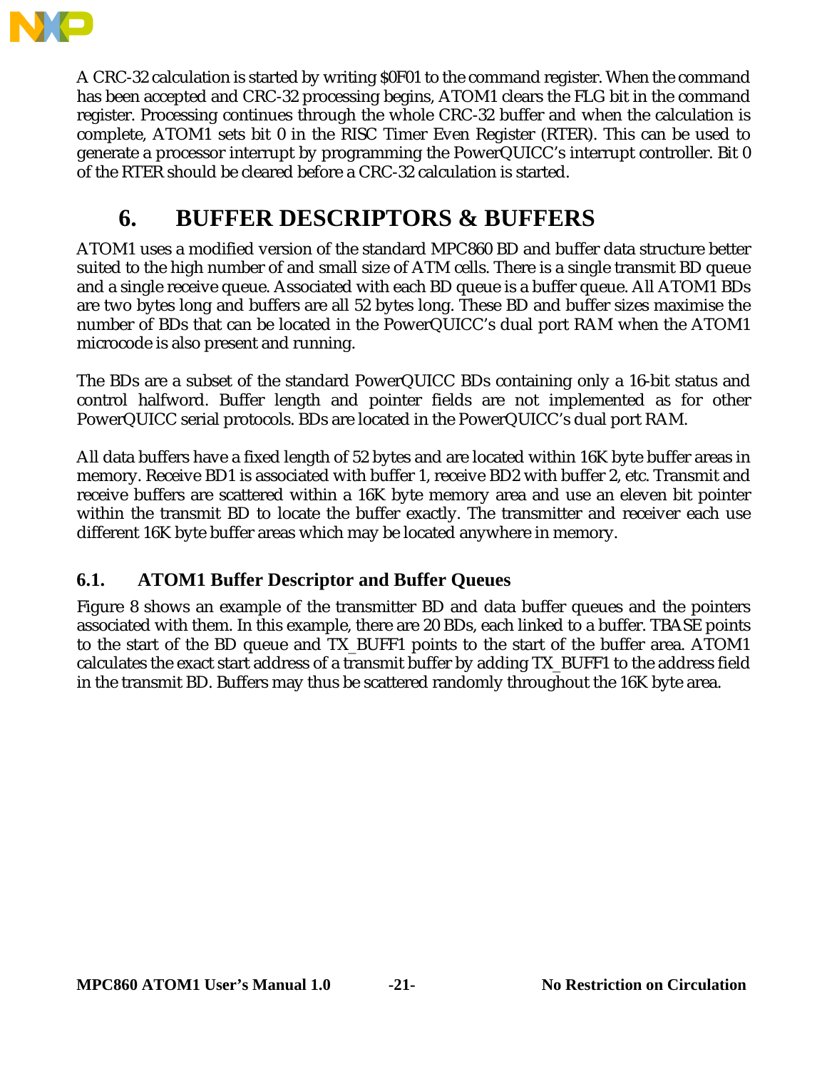A CRC-32 calculation is started by writing $0F01 to the command register. When the command has been accepted and CRC-32 processing begins, ATOM1 clears the FLG bit in the command register. Processing continues through the whole CRC-32 buffer and when the calculation is complete, ATOM1 sets bit 0 in the RISC Timer Even Register (RTER). This can be used to generate a processor interrupt by programming the PowerQUICC's interrupt controller. Bit 0 of the RTER should be cleared before a CRC-32 calculation is started.

# 6. BUFFER DESCRIPTORS & BUFFERS

ATOM1 uses a modified version of the standard MPC860 BD and buffer data structure better suited to the high number of and small size of ATM cells. There is a single transmit BD queue and a single receive queue. Associated with each BD queue is a buffer queue. All ATOM1 BDs are two bytes long and buffers are all 52 bytes long. These BD and buffer sizes maximise the number of BDs that can be located in the PowerQUICC's dual port RAM when the ATOM1 microcode is also present and running.

The BDs are a subset of the standard PowerQUICC BDs containing only a 16-bit status and control halfword. Buffer length and pointer fields are not implemented as for other PowerQUICC serial protocols. BDs are located in the PowerQUICC's dual port RAM.

All data buffers have a fixed length of 52 bytes and are located within 16K byte buffer areas in memory. Receive BD1 is associated with buffer 1, receive BD2 with buffer 2, etc. Transmit and receive buffers are scattered within a 16K byte memory area and use an eleven bit pointer within the transmit BD to locate the buffer exactly. The transmitter and receiver each use different 16K byte buffer areas which may be located anywhere in memory.

## 6.1. ATOM1 Buffer Descriptor and Buffer Queues

Figure 8 shows an example of the transmitter BD and data buffer queues and the pointers associated with them. In this example, there are 20 BDs, each linked to a buffer. TBASE points to the start of the BD queue and TX_BUFF1 points to the start of the buffer area. ATOM1 calculates the exact start address of a transmit buffer by adding TX_BUFF1 to the address field in the transmit BD. Buffers may thus be scattered randomly throughout the 16K byte area.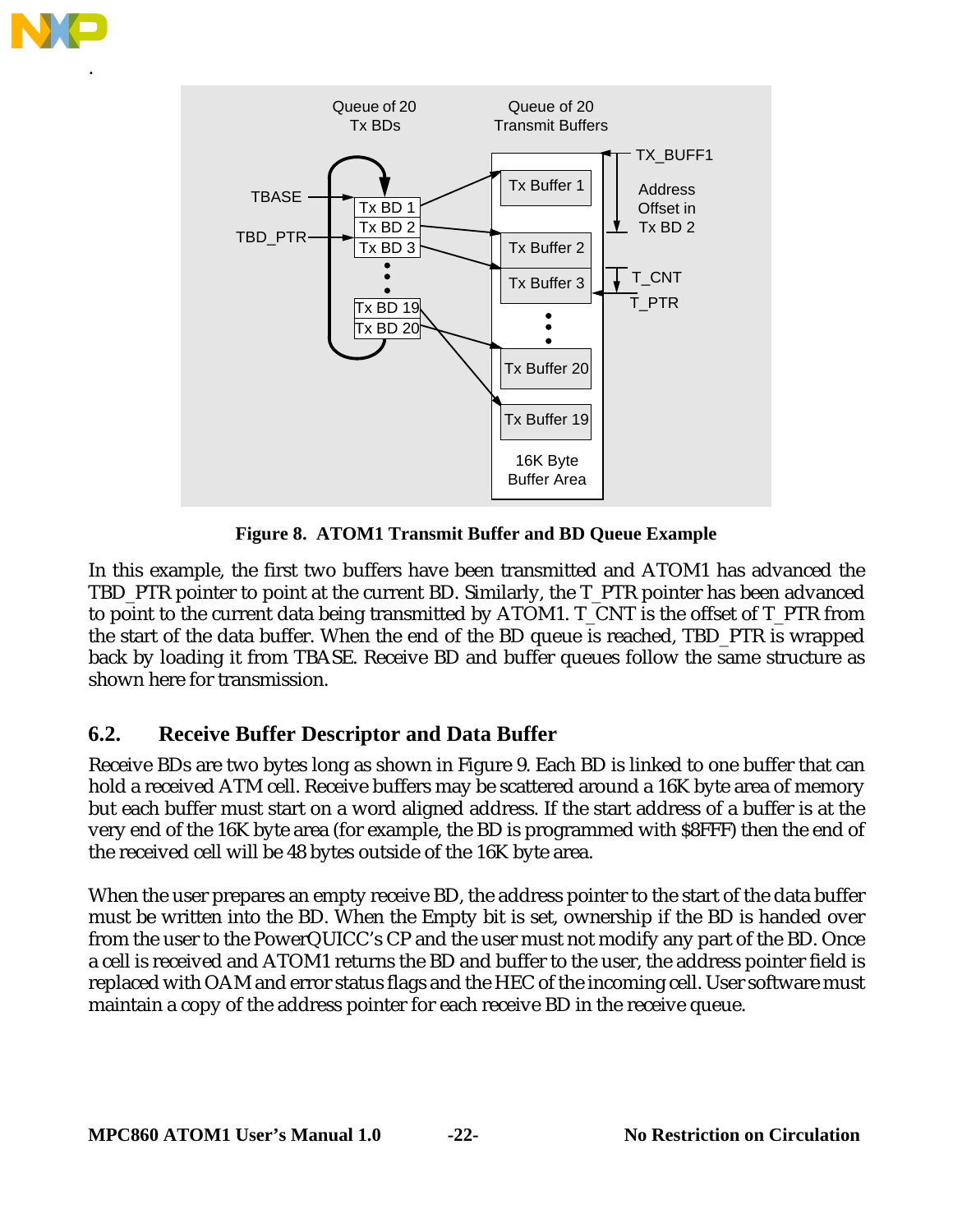**Figure 8. ATOM1 Transmit Buffer and BD Queue Example**

In this example, the first two buffers have been transmitted and ATOM1 has advanced the TBD_PTR pointer to point at the current BD. Similarly, the T_PTR pointer has been advanced to point to the current data being transmitted by ATOM1. T_CNT is the offset of T_PTR from the start of the data buffer. When the end of the BD queue is reached, TBD_PTR is wrapped back by loading it from TBASE. Receive BD and buffer queues follow the same structure as shown here for transmission.

## 6.2. Receive Buffer Descriptor and Data Buffer

Receive BDs are two bytes long as shown in Figure 9. Each BD is linked to one buffer that can hold a received ATM cell. Receive buffers may be scattered around a 16K byte area of memory but each buffer must start on a word aligned address. If the start address of a buffer is at the very end of the 16K byte area (for example, the BD is programmed with $8FFF) then the end of the received cell will be 48 bytes outside of the 16K byte area.

When the user prepares an empty receive BD, the address pointer to the start of the data buffer must be written into the BD. When the Empty bit is set, ownership if the BD is handed over from the user to the PowerQUICC's CP and the user must not modify any part of the BD. Once a cell is received and ATOM1 returns the BD and buffer to the user, the address pointer field is replaced with OAM and error status flags and the HEC of the incoming cell. User software must maintain a copy of the address pointer for each receive BD in the receive queue.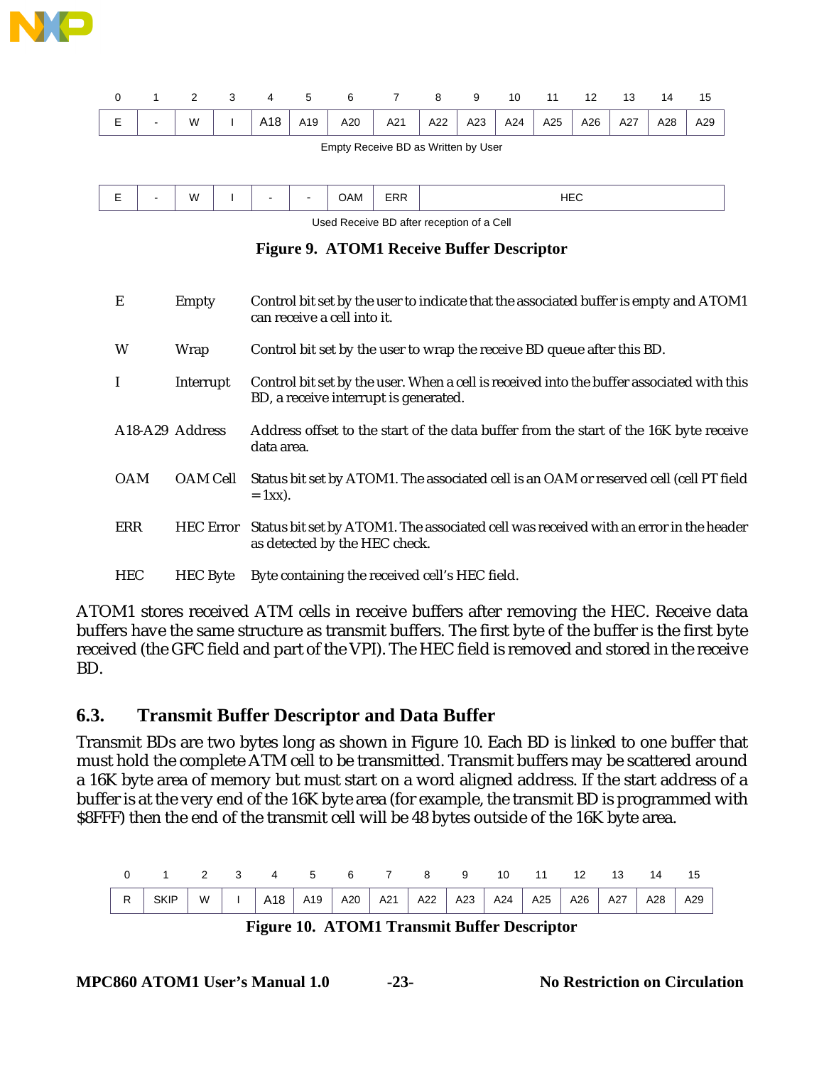| 0 | 1 | 2 | 3 | 4 | 5 | 6 | 7 | 8 | 9 | 10 | 11 | 12 | 13 | 14 | 15 |
|---|---|---|---|---|---|---|---|---|---|---|---|---|---|---|---|
| E | - | W | I | A18 | A19 | A20 | A21 | A22 | A23 | A24 | A25 | A26 | A27 | A28 | A29 |

Empty Receive BD as Written by User

| 0 | 1 | 2 | 3 | 4 | 5 | 6 | 7 | 8-15 |
|---|---|---|---|---|---|---|---|---|
| E | - | W | I | - | - | OAM | ERR | HEC |

Used Receive BD after reception of a Cell

**Figure 9. ATOM1 Receive Buffer Descriptor**

| | | |
|---|---|---|
| E | Empty | Control bit set by the user to indicate that the associated buffer is empty and ATOM1 can receive a cell into it. |
| W | Wrap | Control bit set by the user to wrap the receive BD queue after this BD. |
| I | Interrupt | Control bit set by the user. When a cell is received into the buffer associated with this BD, a receive interrupt is generated. |
| A18-A29 | Address | Address offset to the start of the data buffer from the start of the 16K byte receive data area. |
| OAM | OAM Cell | Status bit set by ATOM1. The associated cell is an OAM or reserved cell (cell PT field = 1xx). |
| ERR | HEC Error | Status bit set by ATOM1. The associated cell was received with an error in the header as detected by the HEC check. |
| HEC | HEC Byte | Byte containing the received cell's HEC field. |

ATOM1 stores received ATM cells in receive buffers after removing the HEC. Receive data buffers have the same structure as transmit buffers. The first byte of the buffer is the first byte received (the GFC field and part of the VPI). The HEC field is removed and stored in the receive BD.

## 6.3. Transmit Buffer Descriptor and Data Buffer

Transmit BDs are two bytes long as shown in Figure 10. Each BD is linked to one buffer that must hold the complete ATM cell to be transmitted. Transmit buffers may be scattered around a 16K byte area of memory but must start on a word aligned address. If the start address of a buffer is at the very end of the 16K byte area (for example, the transmit BD is programmed with $8FFF) then the end of the transmit cell will be 48 bytes outside of the 16K byte area.

| 0 | 1 | 2 | 3 | 4 | 5 | 6 | 7 | 8 | 9 | 10 | 11 | 12 | 13 | 14 | 15 |
|---|---|---|---|---|---|---|---|---|---|---|---|---|---|---|---|
| R | SKIP | W | I | A18 | A19 | A20 | A21 | A22 | A23 | A24 | A25 | A26 | A27 | A28 | A29 |

**Figure 10. ATOM1 Transmit Buffer Descriptor**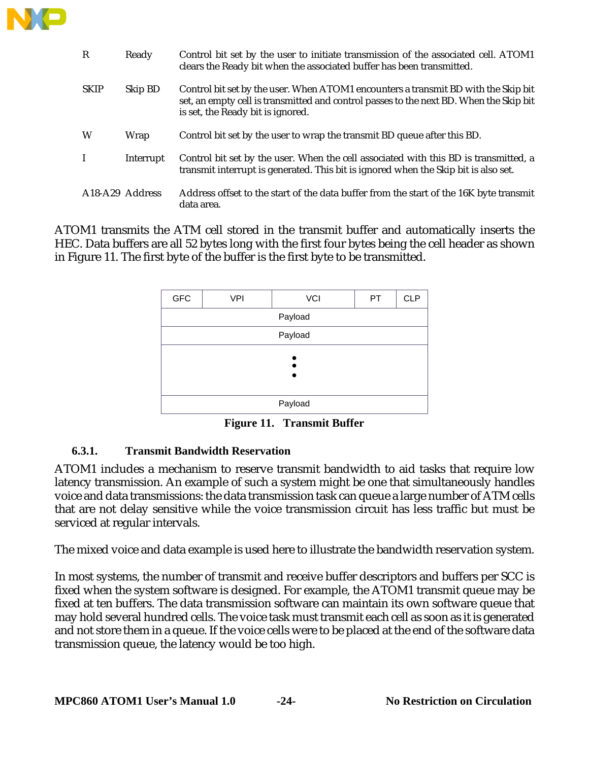| | | |
|---|---|---|
| R | Ready | Control bit set by the user to initiate transmission of the associated cell. ATOM1 clears the Ready bit when the associated buffer has been transmitted. |
| SKIP | Skip BD | Control bit set by the user. When ATOM1 encounters a transmit BD with the Skip bit set, an empty cell is transmitted and control passes to the next BD. When the Skip bit is set, the Ready bit is ignored. |
| W | Wrap | Control bit set by the user to wrap the transmit BD queue after this BD. |
| I | Interrupt | Control bit set by the user. When the cell associated with this BD is transmitted, a transmit interrupt is generated. This bit is ignored when the Skip bit is also set. |
| A18-A29 | Address | Address offset to the start of the data buffer from the start of the 16K byte transmit data area. |

ATOM1 transmits the ATM cell stored in the transmit buffer and automatically inserts the HEC. Data buffers are all 52 bytes long with the first four bytes being the cell header as shown in Figure 11. The first byte of the buffer is the first byte to be transmitted.

| GFC | VPI | VCI | PT | CLP |
|---|---|---|---|---|
| Payload | | | | |
| Payload | | | | |
| ⋮ | | | | |
| Payload | | | | |

**Figure 11. Transmit Buffer**

### 6.3.1. Transmit Bandwidth Reservation

ATOM1 includes a mechanism to reserve transmit bandwidth to aid tasks that require low latency transmission. An example of such a system might be one that simultaneously handles voice and data transmissions: the data transmission task can queue a large number of ATM cells that are not delay sensitive while the voice transmission circuit has less traffic but must be serviced at regular intervals.

The mixed voice and data example is used here to illustrate the bandwidth reservation system.

In most systems, the number of transmit and receive buffer descriptors and buffers per SCC is fixed when the system software is designed. For example, the ATOM1 transmit queue may be fixed at ten buffers. The data transmission software can maintain its own software queue that may hold several hundred cells. The voice task must transmit each cell as soon as it is generated and not store them in a queue. If the voice cells were to be placed at the end of the software data transmission queue, the latency would be too high.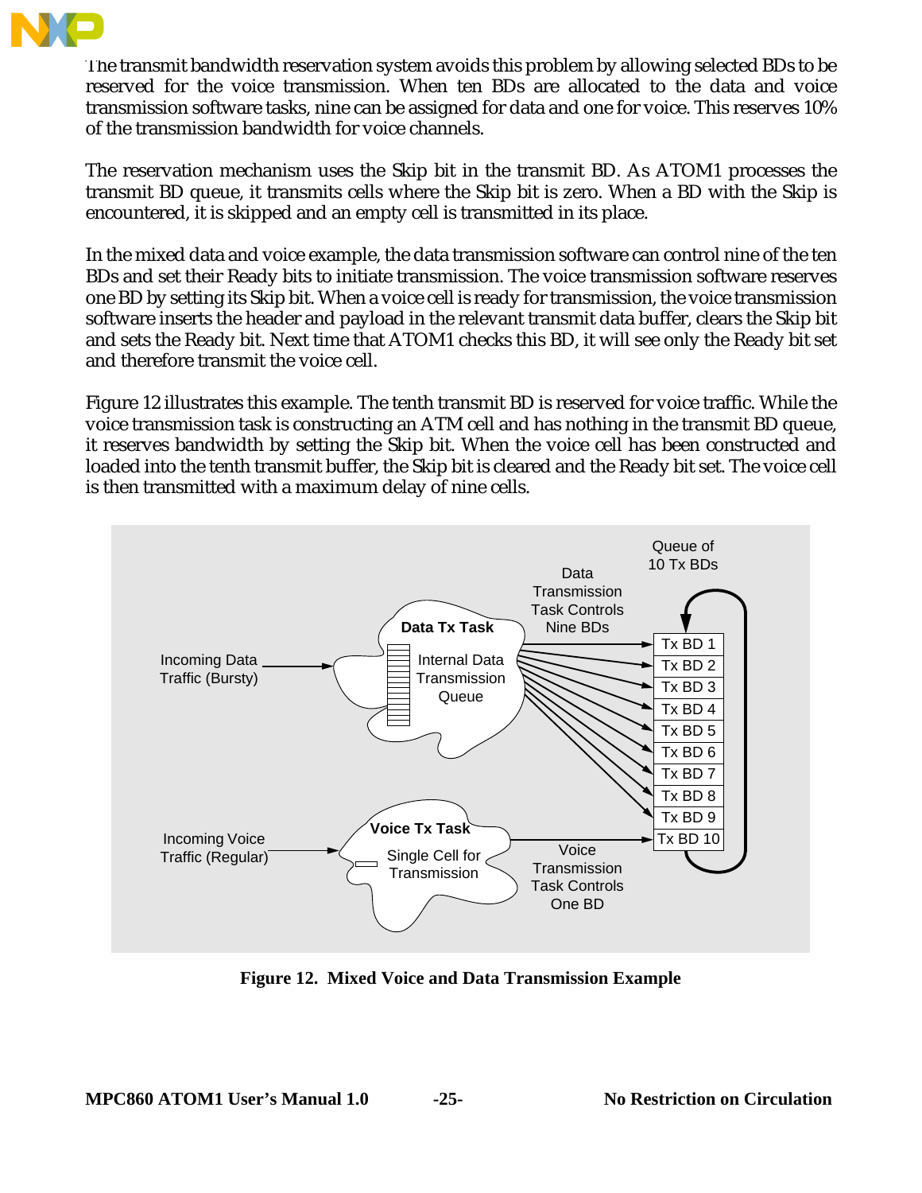The transmit bandwidth reservation system avoids this problem by allowing selected BDs to be reserved for the voice transmission. When ten BDs are allocated to the data and voice transmission software tasks, nine can be assigned for data and one for voice. This reserves 10% of the transmission bandwidth for voice channels.

The reservation mechanism uses the Skip bit in the transmit BD. As ATOM1 processes the transmit BD queue, it transmits cells where the Skip bit is zero. When a BD with the Skip is encountered, it is skipped and an empty cell is transmitted in its place.

In the mixed data and voice example, the data transmission software can control nine of the ten BDs and set their Ready bits to initiate transmission. The voice transmission software reserves one BD by setting its Skip bit. When a voice cell is ready for transmission, the voice transmission software inserts the header and payload in the relevant transmit data buffer, clears the Skip bit and sets the Ready bit. Next time that ATOM1 checks this BD, it will see only the Ready bit set and therefore transmit the voice cell.

Figure 12 illustrates this example. The tenth transmit BD is reserved for voice traffic. While the voice transmission task is constructing an ATM cell and has nothing in the transmit BD queue, it reserves bandwidth by setting the Skip bit. When the voice cell has been constructed and loaded into the tenth transmit buffer, the Skip bit is cleared and the Ready bit set. The voice cell is then transmitted with a maximum delay of nine cells.

**Figure 12. Mixed Voice and Data Transmission Example**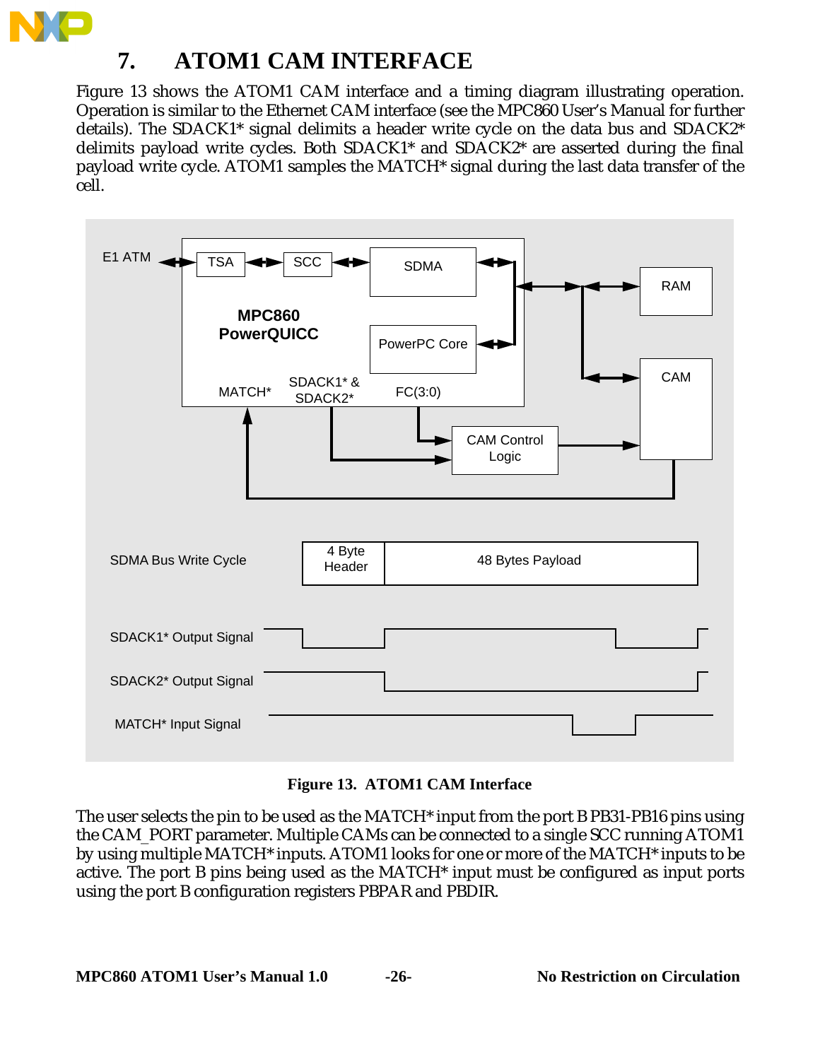# 7. ATOM1 CAM INTERFACE

Figure 13 shows the ATOM1 CAM interface and a timing diagram illustrating operation. Operation is similar to the Ethernet CAM interface (see the MPC860 User's Manual for further details). The SDACK1* signal delimits a header write cycle on the data bus and SDACK2* delimits payload write cycles. Both SDACK1* and SDACK2* are asserted during the final payload write cycle. ATOM1 samples the MATCH* signal during the last data transfer of the cell.

**Figure 13. ATOM1 CAM Interface**

The user selects the pin to be used as the MATCH* input from the port B PB31-PB16 pins using the CAM_PORT parameter. Multiple CAMs can be connected to a single SCC running ATOM1 by using multiple MATCH* inputs. ATOM1 looks for one or more of the MATCH* inputs to be active. The port B pins being used as the MATCH* input must be configured as input ports using the port B configuration registers PBPAR and PBDIR.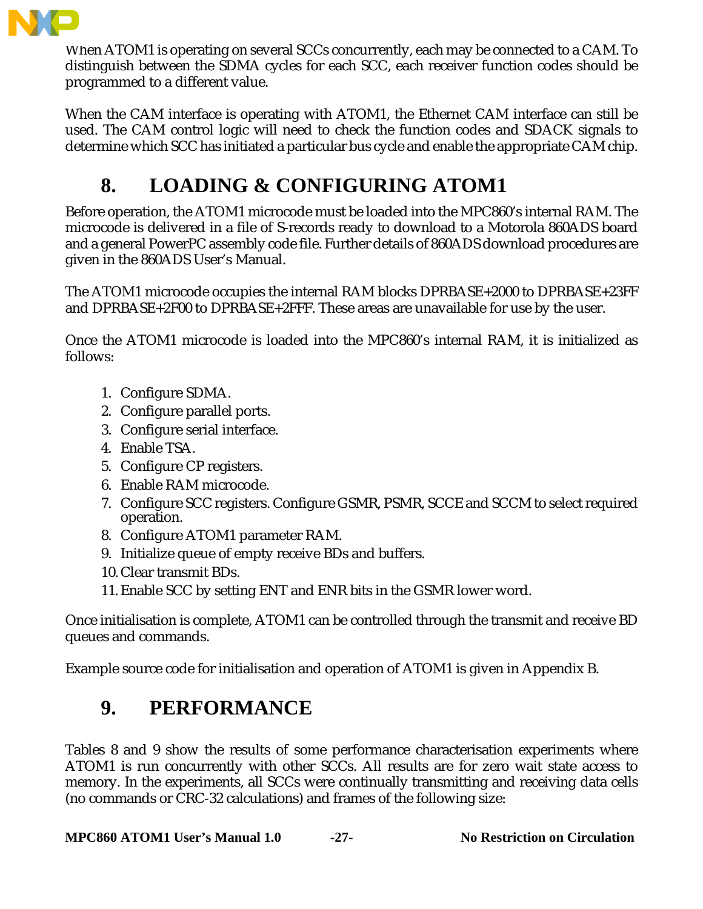When ATOM1 is operating on several SCCs concurrently, each may be connected to a CAM. To distinguish between the SDMA cycles for each SCC, each receiver function codes should be programmed to a different value.

When the CAM interface is operating with ATOM1, the Ethernet CAM interface can still be used. The CAM control logic will need to check the function codes and SDACK signals to determine which SCC has initiated a particular bus cycle and enable the appropriate CAM chip.

# 8. LOADING & CONFIGURING ATOM1

Before operation, the ATOM1 microcode must be loaded into the MPC860's internal RAM. The microcode is delivered in a file of S-records ready to download to a Motorola 860ADS board and a general PowerPC assembly code file. Further details of 860ADS download procedures are given in the 860ADS User's Manual.

The ATOM1 microcode occupies the internal RAM blocks DPRBASE+2000 to DPRBASE+23FF and DPRBASE+2F00 to DPRBASE+2FFF. These areas are unavailable for use by the user.

Once the ATOM1 microcode is loaded into the MPC860's internal RAM, it is initialized as follows:

1. Configure SDMA.
2. Configure parallel ports.
3. Configure serial interface.
4. Enable TSA.
5. Configure CP registers.
6. Enable RAM microcode.
7. Configure SCC registers. Configure GSMR, PSMR, SCCE and SCCM to select required operation.
8. Configure ATOM1 parameter RAM.
9. Initialize queue of empty receive BDs and buffers.
10. Clear transmit BDs.
11. Enable SCC by setting ENT and ENR bits in the GSMR lower word.

Once initialisation is complete, ATOM1 can be controlled through the transmit and receive BD queues and commands.

Example source code for initialisation and operation of ATOM1 is given in Appendix B.

# 9. PERFORMANCE

Tables 8 and 9 show the results of some performance characterisation experiments where ATOM1 is run concurrently with other SCCs. All results are for zero wait state access to memory. In the experiments, all SCCs were continually transmitting and receiving data cells (no commands or CRC-32 calculations) and frames of the following size: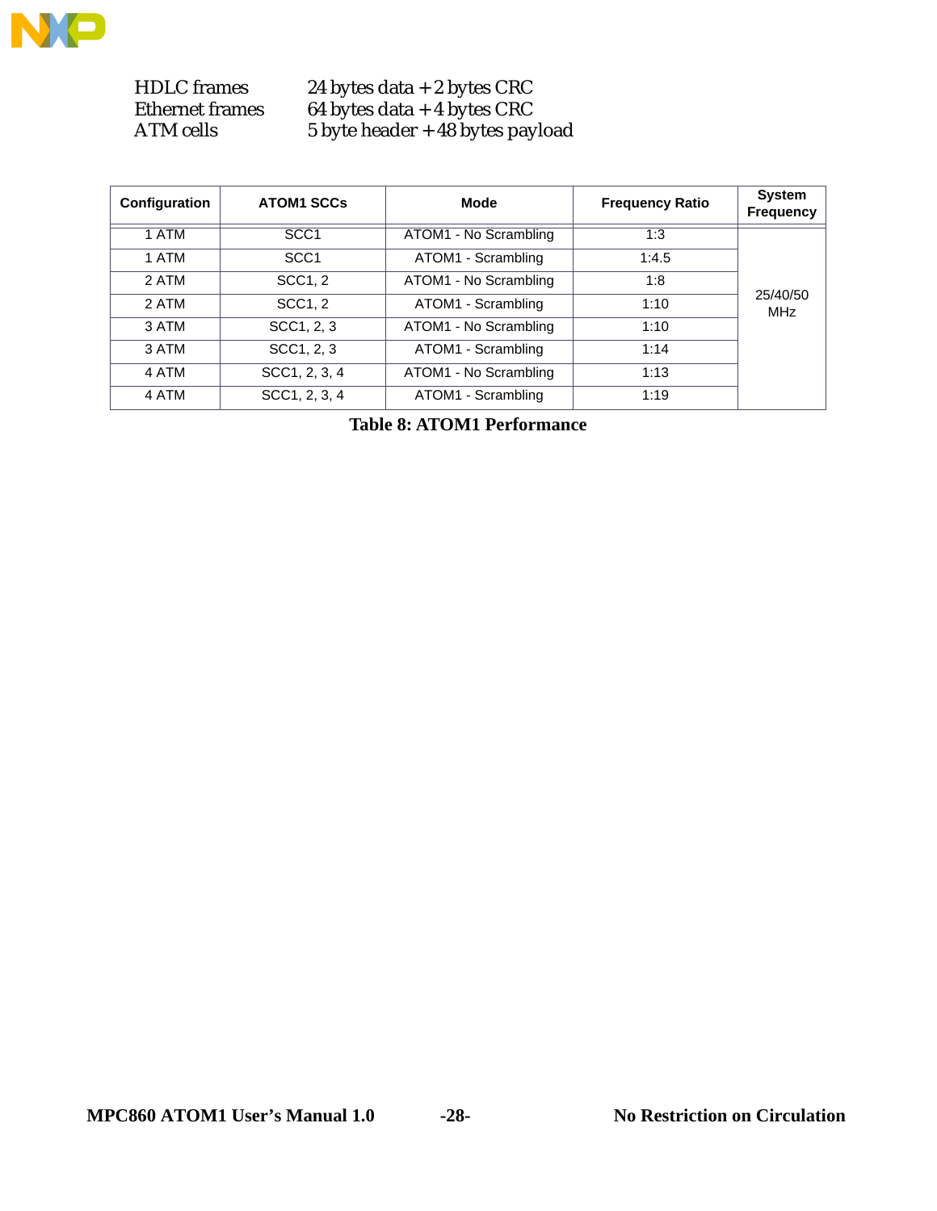| | |
|---|---|
| HDLC frames | 24 bytes data + 2 bytes CRC |
| Ethernet frames | 64 bytes data + 4 bytes CRC |
| ATM cells | 5 byte header + 48 bytes payload |

| Configuration | ATOM1 SCCs | Mode | Frequency Ratio | System Frequency |
|---|---|---|---|---|
| 1 ATM | SCC1 | ATOM1 - No Scrambling | 1:3 | 25/40/50 MHz |
| 1 ATM | SCC1 | ATOM1 - Scrambling | 1:4.5 | |
| 2 ATM | SCC1, 2 | ATOM1 - No Scrambling | 1:8 | |
| 2 ATM | SCC1, 2 | ATOM1 - Scrambling | 1:10 | |
| 3 ATM | SCC1, 2, 3 | ATOM1 - No Scrambling | 1:10 | |
| 3 ATM | SCC1, 2, 3 | ATOM1 - Scrambling | 1:14 | |
| 4 ATM | SCC1, 2, 3, 4 | ATOM1 - No Scrambling | 1:13 | |
| 4 ATM | SCC1, 2, 3, 4 | ATOM1 - Scrambling | 1:19 | |

**Table 8: ATOM1 Performance**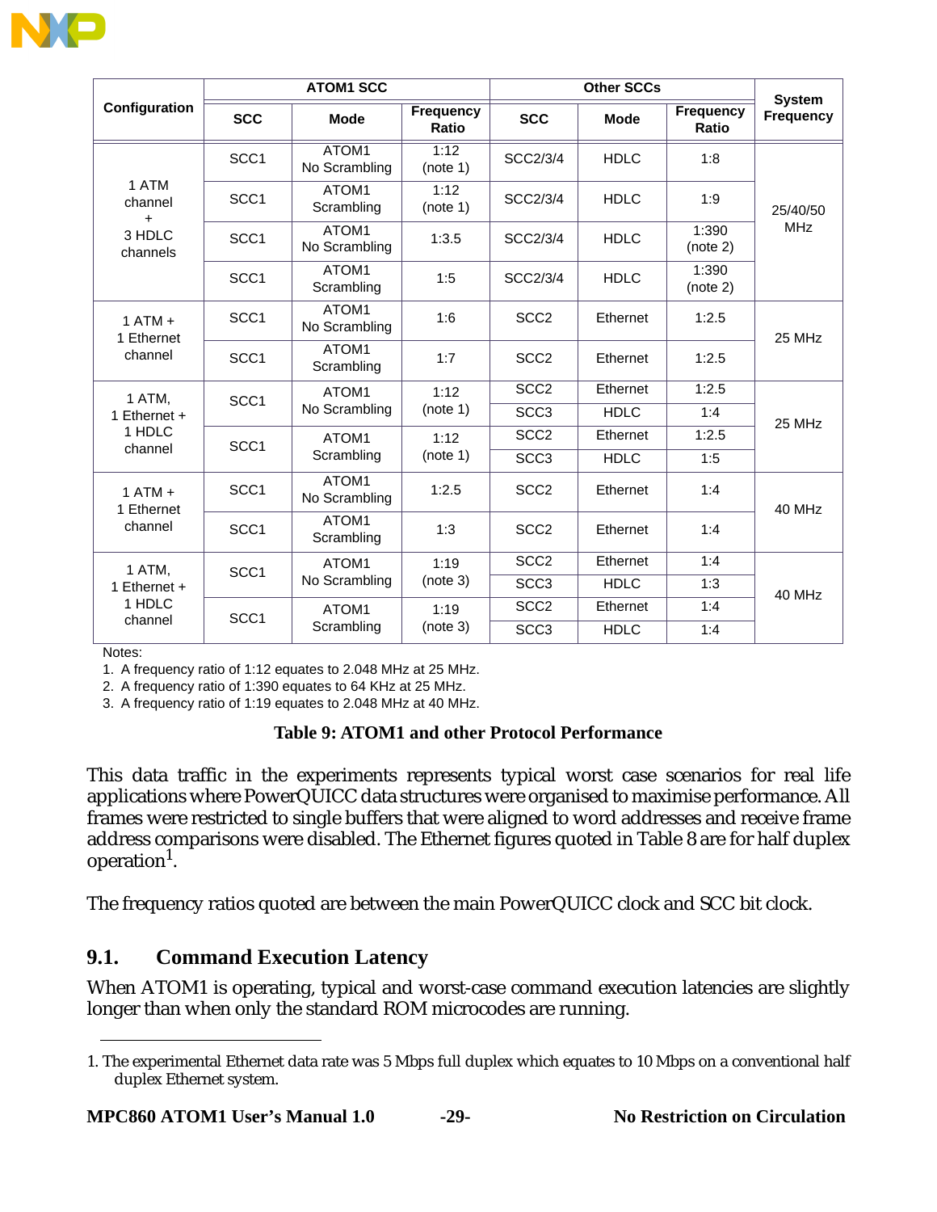| Configuration | ATOM1 SCC | | | Other SCCs | | | System Frequency |
|---|---|---|---|---|---|---|---|
| | SCC | Mode | Frequency Ratio | SCC | Mode | Frequency Ratio | |
| 1 ATM channel + 3 HDLC channels | SCC1 | ATOM1 No Scrambling | 1:12 (note 1) | SCC2/3/4 | HDLC | 1:8 | 25/40/50 MHz |
| | SCC1 | ATOM1 Scrambling | 1:12 (note 1) | SCC2/3/4 | HDLC | 1:9 | |
| | SCC1 | ATOM1 No Scrambling | 1:3.5 | SCC2/3/4 | HDLC | 1:390 (note 2) | |
| | SCC1 | ATOM1 Scrambling | 1:5 | SCC2/3/4 | HDLC | 1:390 (note 2) | |
| 1 ATM + 1 Ethernet channel | SCC1 | ATOM1 No Scrambling | 1:6 | SCC2 | Ethernet | 1:2.5 | 25 MHz |
| | SCC1 | ATOM1 Scrambling | 1:7 | SCC2 | Ethernet | 1:2.5 | |
| 1 ATM, 1 Ethernet + 1 HDLC channel | SCC1 | ATOM1 No Scrambling | 1:12 (note 1) | SCC2 | Ethernet | 1:2.5 | 25 MHz |
| | | | | SCC3 | HDLC | 1:4 | |
| | SCC1 | ATOM1 Scrambling | 1:12 (note 1) | SCC2 | Ethernet | 1:2.5 | |
| | | | | SCC3 | HDLC | 1:5 | |
| 1 ATM + 1 Ethernet channel | SCC1 | ATOM1 No Scrambling | 1:2.5 | SCC2 | Ethernet | 1:4 | 40 MHz |
| | SCC1 | ATOM1 Scrambling | 1:3 | SCC2 | Ethernet | 1:4 | |
| 1 ATM, 1 Ethernet + 1 HDLC channel | SCC1 | ATOM1 No Scrambling | 1:19 (note 3) | SCC2 | Ethernet | 1:4 | 40 MHz |
| | | | | SCC3 | HDLC | 1:3 | |
| | SCC1 | ATOM1 Scrambling | 1:19 (note 3) | SCC2 | Ethernet | 1:4 | |
| | | | | SCC3 | HDLC | 1:4 | |

Notes:

1. A frequency ratio of 1:12 equates to 2.048 MHz at 25 MHz.
2. A frequency ratio of 1:390 equates to 64 KHz at 25 MHz.
3. A frequency ratio of 1:19 equates to 2.048 MHz at 40 MHz.

**Table 9: ATOM1 and other Protocol Performance**

This data traffic in the experiments represents typical worst case scenarios for real life applications where PowerQUICC data structures were organised to maximise performance. All frames were restricted to single buffers that were aligned to word addresses and receive frame address comparisons were disabled. The Ethernet figures quoted in Table 8 are for half duplex operation[1].

The frequency ratios quoted are between the main PowerQUICC clock and SCC bit clock.

## 9.1. Command Execution Latency

When ATOM1 is operating, typical and worst-case command execution latencies are slightly longer than when only the standard ROM microcodes are running.

1. The experimental Ethernet data rate was 5 Mbps full duplex which equates to 10 Mbps on a conventional half duplex Ethernet system.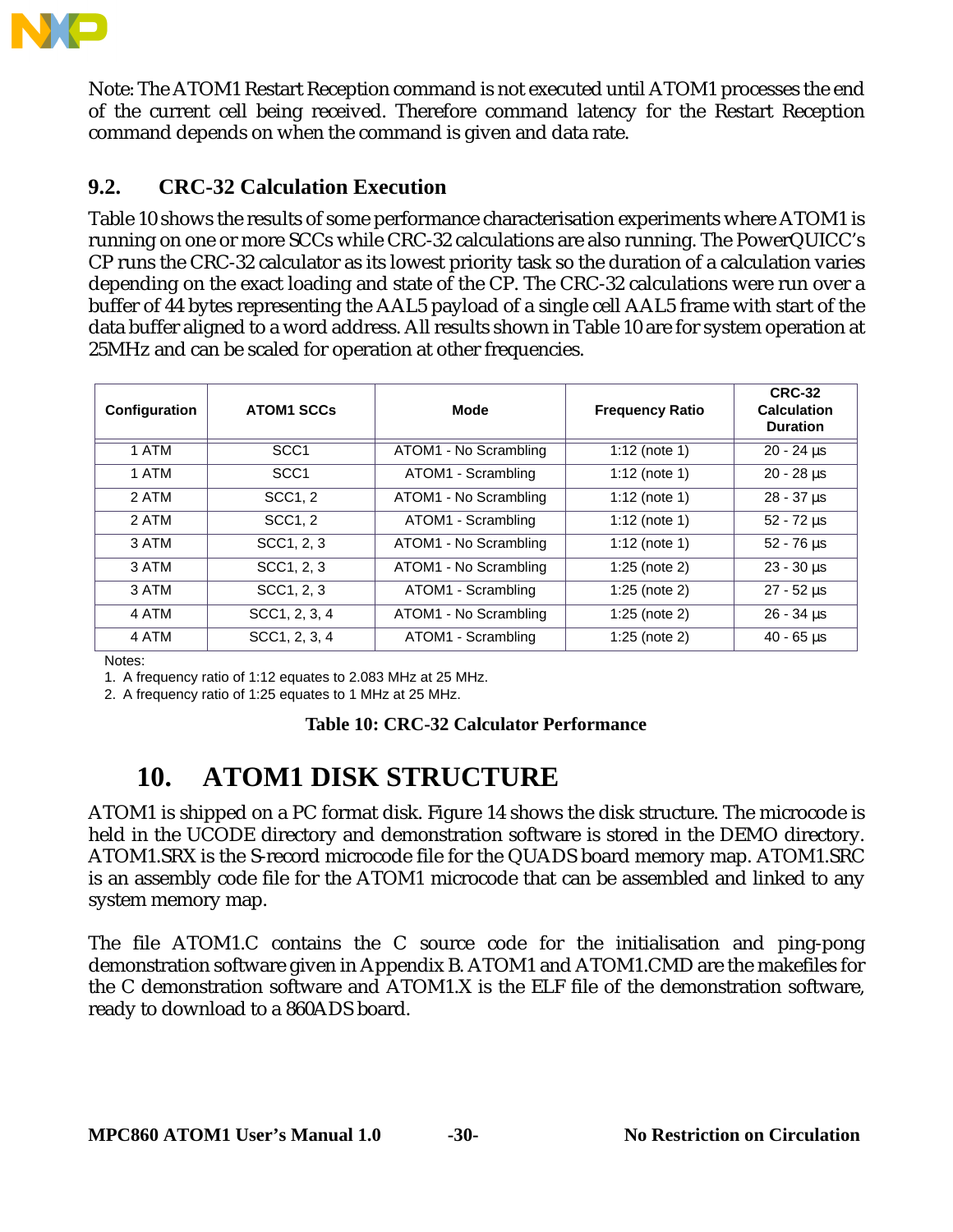Note: The ATOM1 Restart Reception command is not executed until ATOM1 processes the end of the current cell being received. Therefore command latency for the Restart Reception command depends on when the command is given and data rate.

## 9.2. CRC-32 Calculation Execution

Table 10 shows the results of some performance characterisation experiments where ATOM1 is running on one or more SCCs while CRC-32 calculations are also running. The PowerQUICC's CP runs the CRC-32 calculator as its lowest priority task so the duration of a calculation varies depending on the exact loading and state of the CP. The CRC-32 calculations were run over a buffer of 44 bytes representing the AAL5 payload of a single cell AAL5 frame with start of the data buffer aligned to a word address. All results shown in Table 10 are for system operation at 25MHz and can be scaled for operation at other frequencies.

| Configuration | ATOM1 SCCs | Mode | Frequency Ratio | CRC-32 Calculation Duration |
|---|---|---|---|---|
| 1 ATM | SCC1 | ATOM1 - No Scrambling | 1:12 (note 1) | 20 - 24 µs |
| 1 ATM | SCC1 | ATOM1 - Scrambling | 1:12 (note 1) | 20 - 28 µs |
| 2 ATM | SCC1, 2 | ATOM1 - No Scrambling | 1:12 (note 1) | 28 - 37 µs |
| 2 ATM | SCC1, 2 | ATOM1 - Scrambling | 1:12 (note 1) | 52 - 72 µs |
| 3 ATM | SCC1, 2, 3 | ATOM1 - No Scrambling | 1:12 (note 1) | 52 - 76 µs |
| 3 ATM | SCC1, 2, 3 | ATOM1 - No Scrambling | 1:25 (note 2) | 23 - 30 µs |
| 3 ATM | SCC1, 2, 3 | ATOM1 - Scrambling | 1:25 (note 2) | 27 - 52 µs |
| 4 ATM | SCC1, 2, 3, 4 | ATOM1 - No Scrambling | 1:25 (note 2) | 26 - 34 µs |
| 4 ATM | SCC1, 2, 3, 4 | ATOM1 - Scrambling | 1:25 (note 2) | 40 - 65 µs |

Notes:

1. A frequency ratio of 1:12 equates to 2.083 MHz at 25 MHz.
2. A frequency ratio of 1:25 equates to 1 MHz at 25 MHz.

**Table 10: CRC-32 Calculator Performance**

# 10. ATOM1 DISK STRUCTURE

ATOM1 is shipped on a PC format disk. Figure 14 shows the disk structure. The microcode is held in the UCODE directory and demonstration software is stored in the DEMO directory. ATOM1.SRX is the S-record microcode file for the QUADS board memory map. ATOM1.SRC is an assembly code file for the ATOM1 microcode that can be assembled and linked to any system memory map.

The file ATOM1.C contains the C source code for the initialisation and ping-pong demonstration software given in Appendix B. ATOM1 and ATOM1.CMD are the makefiles for the C demonstration software and ATOM1.X is the ELF file of the demonstration software, ready to download to a 860ADS board.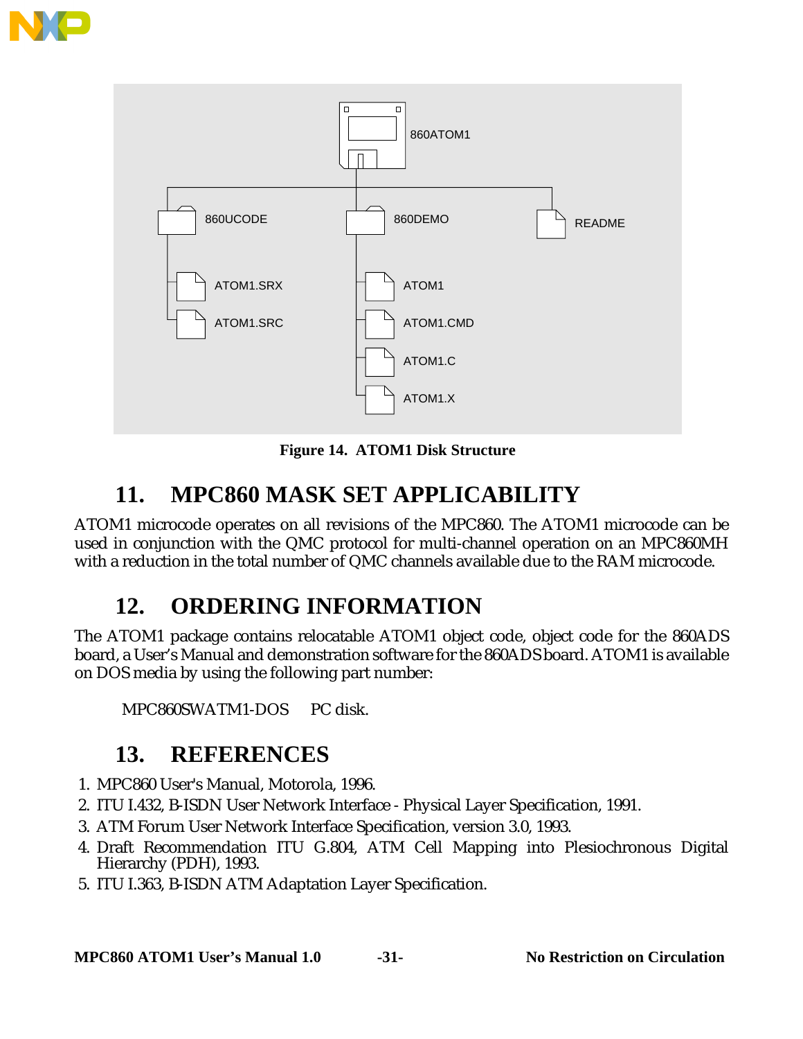Figure 14. ATOM1 Disk Structure

## 11. MPC860 MASK SET APPLICABILITY

ATOM1 microcode operates on all revisions of the MPC860. The ATOM1 microcode can be used in conjunction with the QMC protocol for multi-channel operation on an MPC860MH with a reduction in the total number of QMC channels available due to the RAM microcode.

## 12. ORDERING INFORMATION

The ATOM1 package contains relocatable ATOM1 object code, object code for the 860ADS board, a User's Manual and demonstration software for the 860ADS board. ATOM1 is available on DOS media by using the following part number:

MPC860SWATM1-DOS     PC disk.

## 13. REFERENCES

1. MPC860 User's Manual, Motorola, 1996.
2. ITU I.432, B-ISDN User Network Interface - Physical Layer Specification, 1991.
3. ATM Forum User Network Interface Specification, version 3.0, 1993.
4. Draft Recommendation ITU G.804, ATM Cell Mapping into Plesiochronous Digital Hierarchy (PDH), 1993.
5. ITU I.363, B-ISDN ATM Adaptation Layer Specification.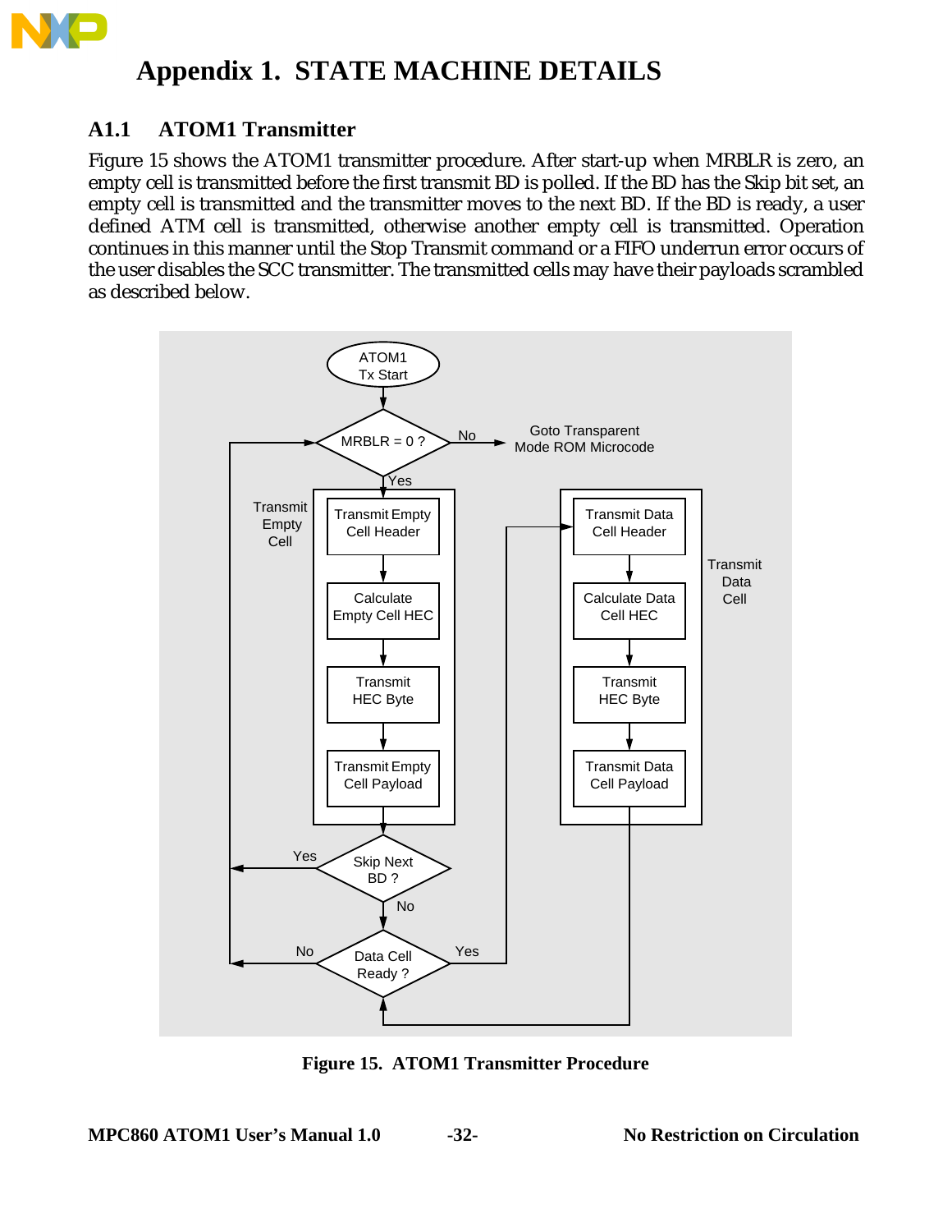# Appendix 1. STATE MACHINE DETAILS

## A1.1 ATOM1 Transmitter

Figure 15 shows the ATOM1 transmitter procedure. After start-up when MRBLR is zero, an empty cell is transmitted before the first transmit BD is polled. If the BD has the Skip bit set, an empty cell is transmitted and the transmitter moves to the next BD. If the BD is ready, a user defined ATM cell is transmitted, otherwise another empty cell is transmitted. Operation continues in this manner until the Stop Transmit command or a FIFO underrun error occurs of the user disables the SCC transmitter. The transmitted cells may have their payloads scrambled as described below.

ATOM1 Tx Start

MRBLR = 0 ? — No → Goto Transparent Mode ROM Microcode; Yes ↓

Transmit Empty Cell:
- Transmit Empty Cell Header
- Calculate Empty Cell HEC
- Transmit HEC Byte
- Transmit Empty Cell Payload

Skip Next BD ? — Yes → back to MRBLR = 0 ?; No ↓

Data Cell Ready ? — No → back to MRBLR = 0 ?; Yes → Transmit Data Cell

Transmit Data Cell:
- Transmit Data Cell Header
- Calculate Data Cell HEC
- Transmit HEC Byte
- Transmit Data Cell Payload

(Transmit Data Cell Payload → back to Data Cell Ready ?)

**Figure 15. ATOM1 Transmitter Procedure**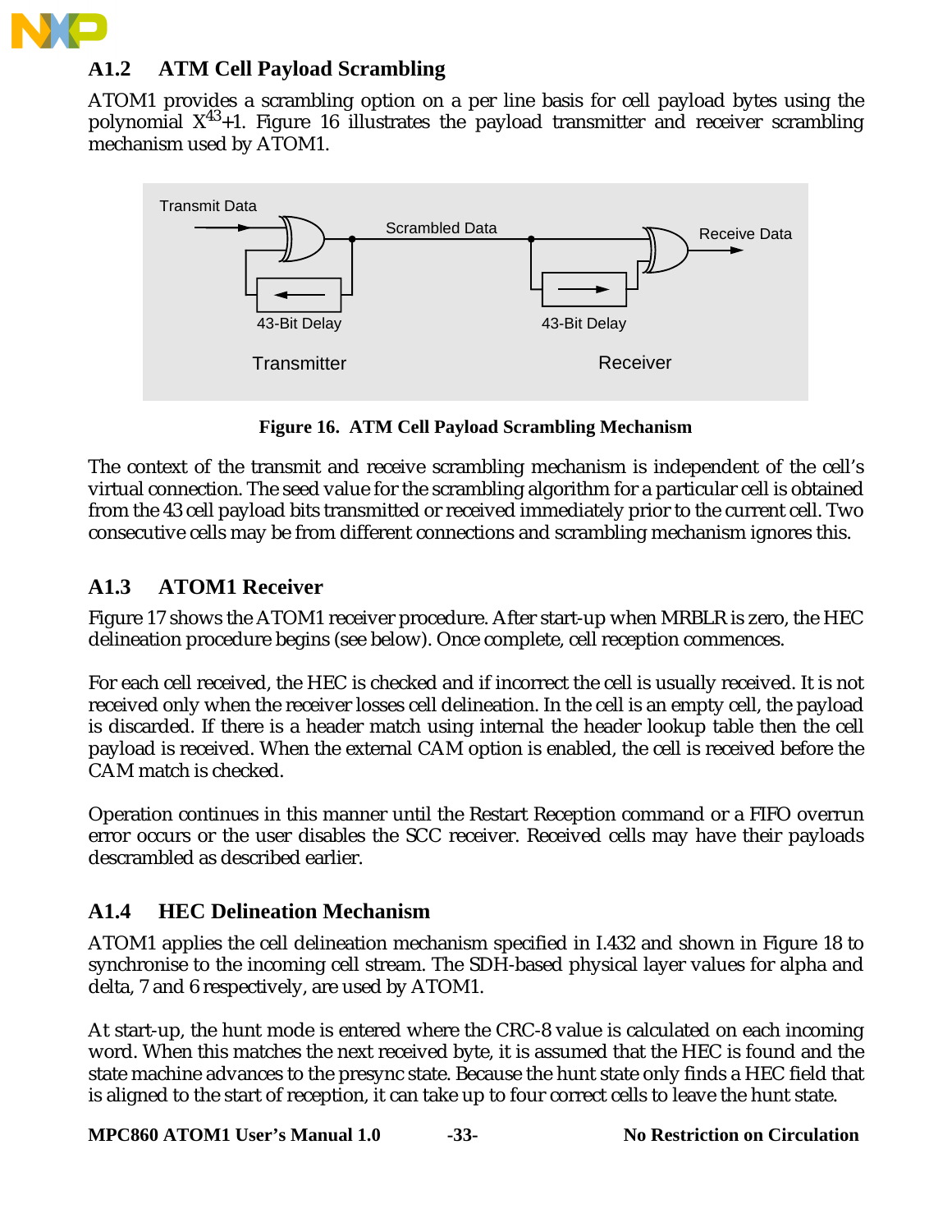## A1.2 ATM Cell Payload Scrambling

ATOM1 provides a scrambling option on a per line basis for cell payload bytes using the polynomial $X^{43}+1$. Figure 16 illustrates the payload transmitter and receiver scrambling mechanism used by ATOM1.

**Figure 16. ATM Cell Payload Scrambling Mechanism**

The context of the transmit and receive scrambling mechanism is independent of the cell's virtual connection. The seed value for the scrambling algorithm for a particular cell is obtained from the 43 cell payload bits transmitted or received immediately prior to the current cell. Two consecutive cells may be from different connections and scrambling mechanism ignores this.

## A1.3 ATOM1 Receiver

Figure 17 shows the ATOM1 receiver procedure. After start-up when MRBLR is zero, the HEC delineation procedure begins (see below). Once complete, cell reception commences.

For each cell received, the HEC is checked and if incorrect the cell is usually received. It is not received only when the receiver losses cell delineation. In the cell is an empty cell, the payload is discarded. If there is a header match using internal the header lookup table then the cell payload is received. When the external CAM option is enabled, the cell is received before the CAM match is checked.

Operation continues in this manner until the Restart Reception command or a FIFO overrun error occurs or the user disables the SCC receiver. Received cells may have their payloads descrambled as described earlier.

## A1.4 HEC Delineation Mechanism

ATOM1 applies the cell delineation mechanism specified in I.432 and shown in Figure 18 to synchronise to the incoming cell stream. The SDH-based physical layer values for alpha and delta, 7 and 6 respectively, are used by ATOM1.

At start-up, the hunt mode is entered where the CRC-8 value is calculated on each incoming word. When this matches the next received byte, it is assumed that the HEC is found and the state machine advances to the presync state. Because the hunt state only finds a HEC field that is aligned to the start of reception, it can take up to four correct cells to leave the hunt state.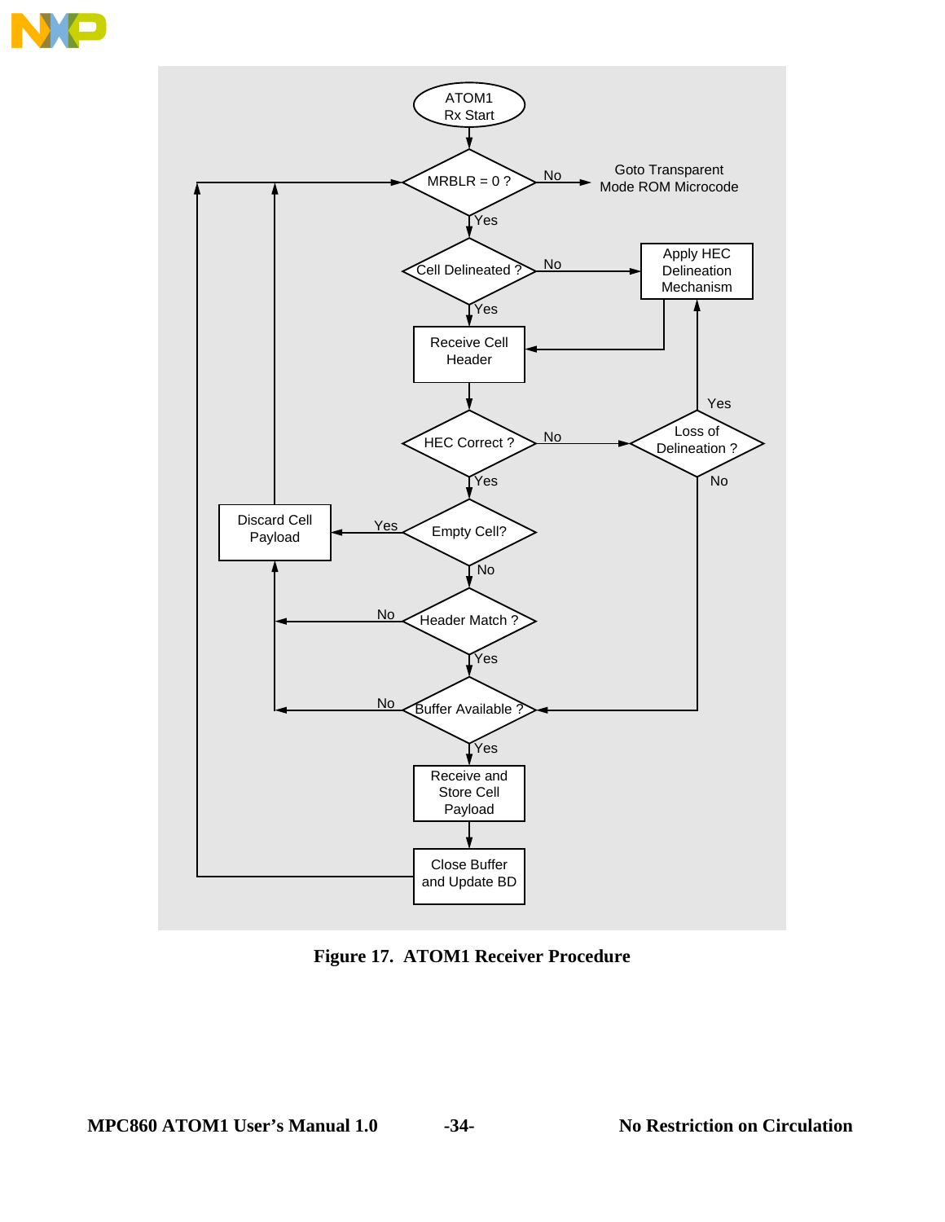**Figure 17. ATOM1 Receiver Procedure**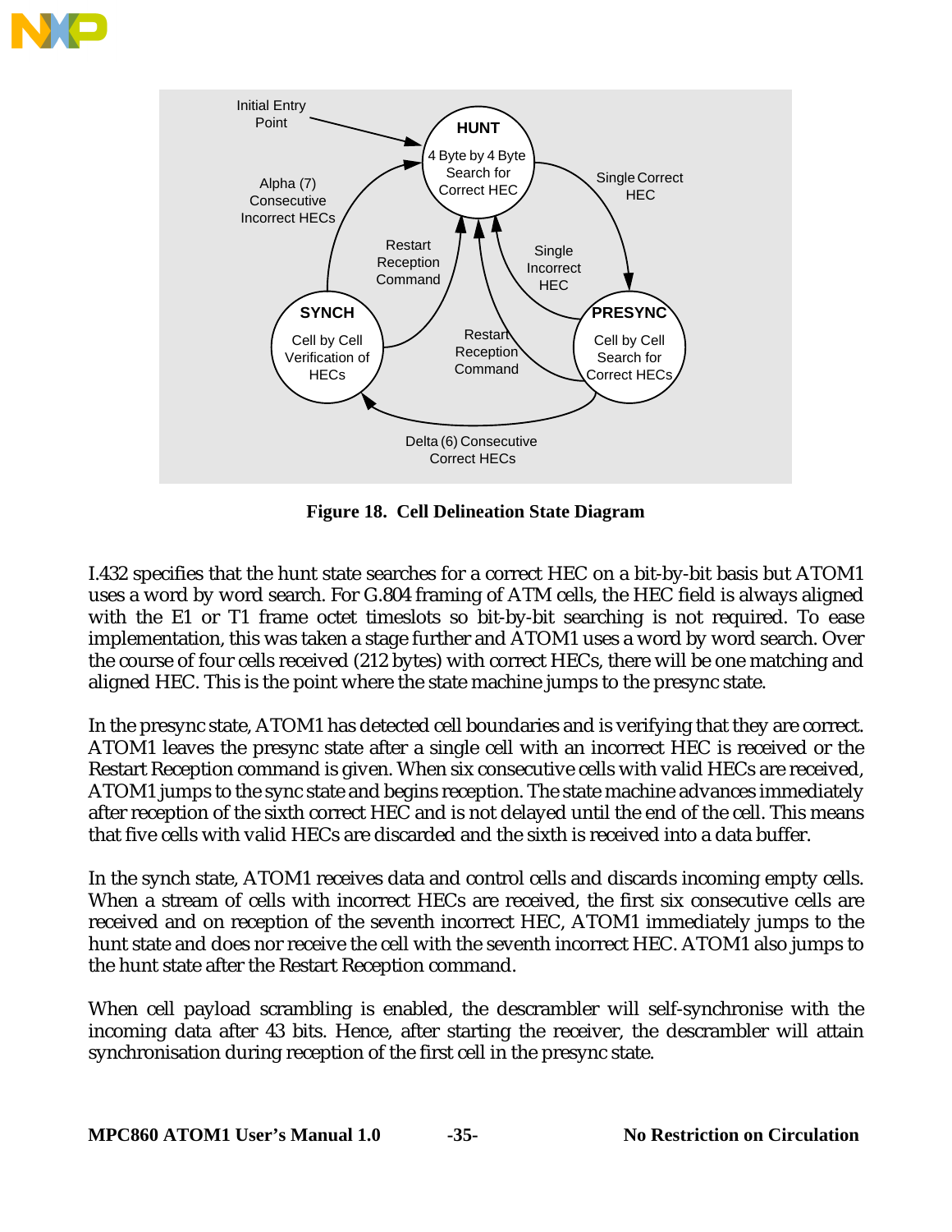**Figure 18. Cell Delineation State Diagram**

I.432 specifies that the hunt state searches for a correct HEC on a bit-by-bit basis but ATOM1 uses a word by word search. For G.804 framing of ATM cells, the HEC field is always aligned with the E1 or T1 frame octet timeslots so bit-by-bit searching is not required. To ease implementation, this was taken a stage further and ATOM1 uses a word by word search. Over the course of four cells received (212 bytes) with correct HECs, there will be one matching and aligned HEC. This is the point where the state machine jumps to the presync state.

In the presync state, ATOM1 has detected cell boundaries and is verifying that they are correct. ATOM1 leaves the presync state after a single cell with an incorrect HEC is received or the Restart Reception command is given. When six consecutive cells with valid HECs are received, ATOM1 jumps to the sync state and begins reception. The state machine advances immediately after reception of the sixth correct HEC and is not delayed until the end of the cell. This means that five cells with valid HECs are discarded and the sixth is received into a data buffer.

In the synch state, ATOM1 receives data and control cells and discards incoming empty cells. When a stream of cells with incorrect HECs are received, the first six consecutive cells are received and on reception of the seventh incorrect HEC, ATOM1 immediately jumps to the hunt state and does nor receive the cell with the seventh incorrect HEC. ATOM1 also jumps to the hunt state after the Restart Reception command.

When cell payload scrambling is enabled, the descrambler will self-synchronise with the incoming data after 43 bits. Hence, after starting the receiver, the descrambler will attain synchronisation during reception of the first cell in the presync state.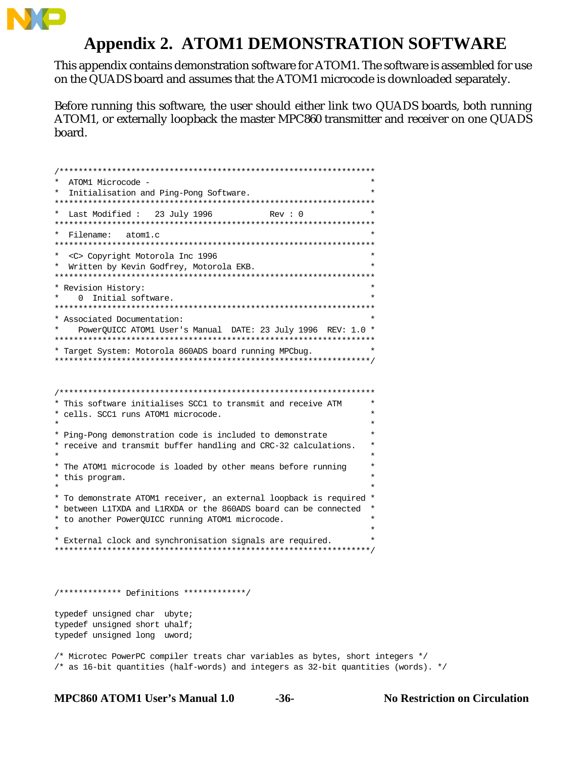# Appendix 2. ATOM1 DEMONSTRATION SOFTWARE

This appendix contains demonstration software for ATOM1. The software is assembled for use on the QUADS board and assumes that the ATOM1 microcode is downloaded separately.

Before running this software, the user should either link two QUADS boards, both running ATOM1, or externally loopback the master MPC860 transmitter and receiver on one QUADS board.

```
/*******************************************************************
*  ATOM1 Microcode -                                               *
*  Initialisation and Ping-Pong Software.                          *
********************************************************************
*  Last Modified :   23 July 1996           Rev : 0                *
********************************************************************
*  Filename:   atom1.c                                             *
********************************************************************
*  <C> Copyright Motorola Inc 1996                                 *
*  Written by Kevin Godfrey, Motorola EKB.                         *
********************************************************************
* Revision History:                                                *
*    0  Initial software.                                          *
********************************************************************
* Associated Documentation:                                        *
*    PowerQUICC ATOM1 User's Manual  DATE: 23 July 1996  REV: 1.0 *
********************************************************************
* Target System: Motorola 860ADS board running MPCbug.             *
*******************************************************************/


/*******************************************************************
* This software initialises SCC1 to transmit and receive ATM      *
* cells. SCC1 runs ATOM1 microcode.                                *
*                                                                  *
* Ping-Pong demonstration code is included to demonstrate         *
* receive and transmit buffer handling and CRC-32 calculations.   *
*                                                                  *
* The ATOM1 microcode is loaded by other means before running     *
* this program.                                                    *
*                                                                  *
* To demonstrate ATOM1 receiver, an external loopback is required *
* between L1TXDA and L1RXDA or the 860ADS board can be connected  *
* to another PowerQUICC running ATOM1 microcode.                   *
*                                                                  *
* External clock and synchronisation signals are required.        *
*******************************************************************/


/************* Definitions *************/

typedef unsigned char  ubyte;
typedef unsigned short uhalf;
typedef unsigned long  uword;

/* Microtec PowerPC compiler treats char variables as bytes, short integers */
/* as 16-bit quantities (half-words) and integers as 32-bit quantities (words). */
```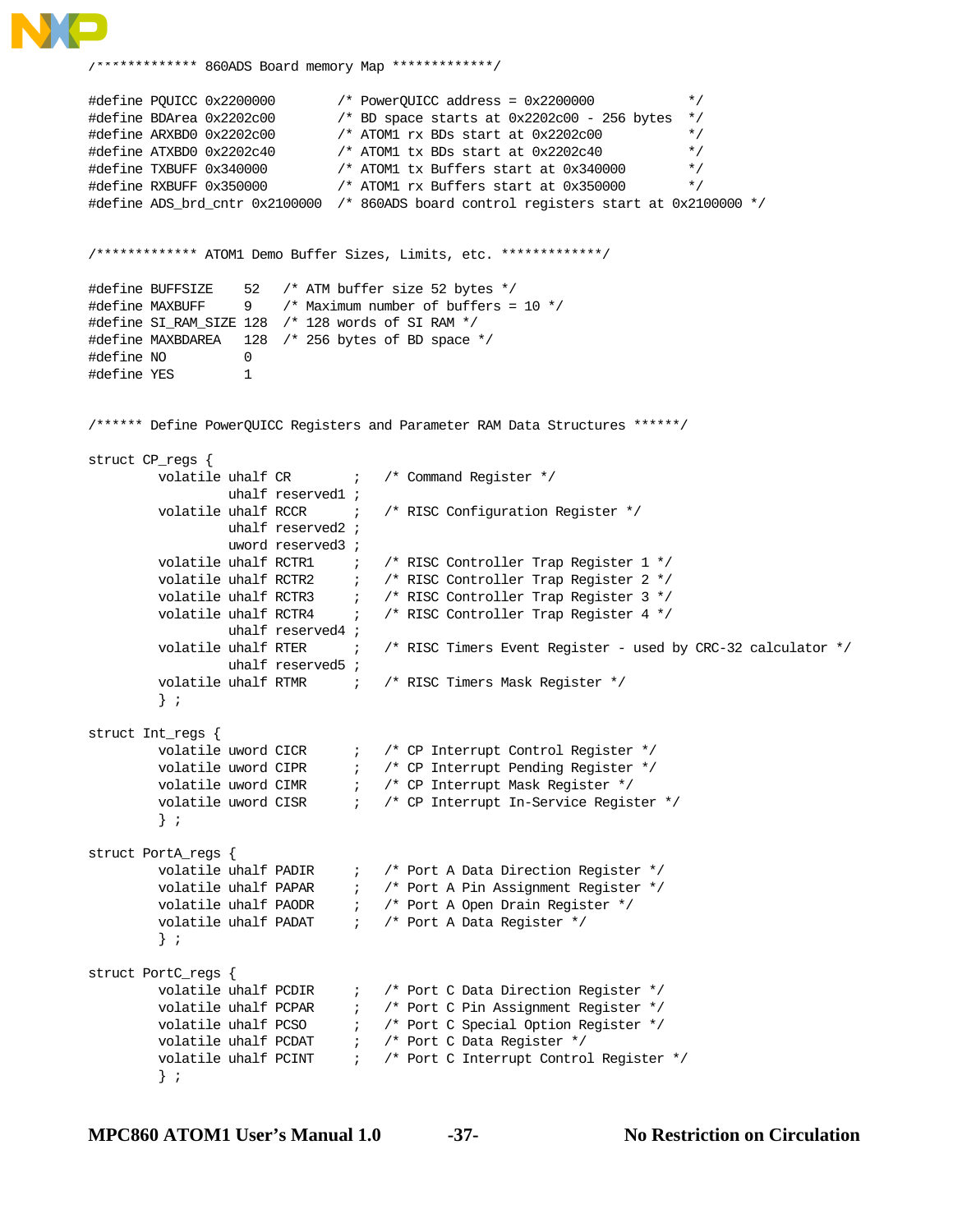```
/************* 860ADS Board memory Map *************/

#define PQUICC 0x2200000        /* PowerQUICC address = 0x2200000           */
#define BDArea 0x2202c00        /* BD space starts at 0x2202c00 - 256 bytes  */
#define ARXBD0 0x2202c00        /* ATOM1 rx BDs start at 0x2202c00          */
#define ATXBD0 0x2202c40        /* ATOM1 tx BDs start at 0x2202c40          */
#define TXBUFF 0x340000         /* ATOM1 tx Buffers start at 0x340000       */
#define RXBUFF 0x350000         /* ATOM1 rx Buffers start at 0x350000       */
#define ADS_brd_cntr 0x2100000  /* 860ADS board control registers start at 0x2100000 */


/************* ATOM1 Demo Buffer Sizes, Limits, etc. *************/

#define BUFFSIZE    52   /* ATM buffer size 52 bytes */
#define MAXBUFF     9    /* Maximum number of buffers = 10 */
#define SI_RAM_SIZE 128  /* 128 words of SI RAM */
#define MAXBDAREA   128  /* 256 bytes of BD space */
#define NO          0
#define YES         1


/****** Define PowerQUICC Registers and Parameter RAM Data Structures ******/

struct CP_regs {
        volatile uhalf CR        ;   /* Command Register */
                 uhalf reserved1 ;
        volatile uhalf RCCR      ;   /* RISC Configuration Register */
                 uhalf reserved2 ;
                 uword reserved3 ;
        volatile uhalf RCTR1     ;   /* RISC Controller Trap Register 1 */
        volatile uhalf RCTR2     ;   /* RISC Controller Trap Register 2 */
        volatile uhalf RCTR3     ;   /* RISC Controller Trap Register 3 */
        volatile uhalf RCTR4     ;   /* RISC Controller Trap Register 4 */
                 uhalf reserved4 ;
        volatile uhalf RTER      ;   /* RISC Timers Event Register - used by CRC-32 calculator */
                 uhalf reserved5 ;
        volatile uhalf RTMR      ;   /* RISC Timers Mask Register */
        } ;

struct Int_regs {
        volatile uword CICR      ;   /* CP Interrupt Control Register */
        volatile uword CIPR      ;   /* CP Interrupt Pending Register */
        volatile uword CIMR      ;   /* CP Interrupt Mask Register */
        volatile uword CISR      ;   /* CP Interrupt In-Service Register */
        } ;

struct PortA_regs {
        volatile uhalf PADIR     ;   /* Port A Data Direction Register */
        volatile uhalf PAPAR     ;   /* Port A Pin Assignment Register */
        volatile uhalf PAODR     ;   /* Port A Open Drain Register */
        volatile uhalf PADAT     ;   /* Port A Data Register */
        } ;

struct PortC_regs {
        volatile uhalf PCDIR     ;   /* Port C Data Direction Register */
        volatile uhalf PCPAR     ;   /* Port C Pin Assignment Register */
        volatile uhalf PCSO      ;   /* Port C Special Option Register */
        volatile uhalf PCDAT     ;   /* Port C Data Register */
        volatile uhalf PCINT     ;   /* Port C Interrupt Control Register */
        } ;
```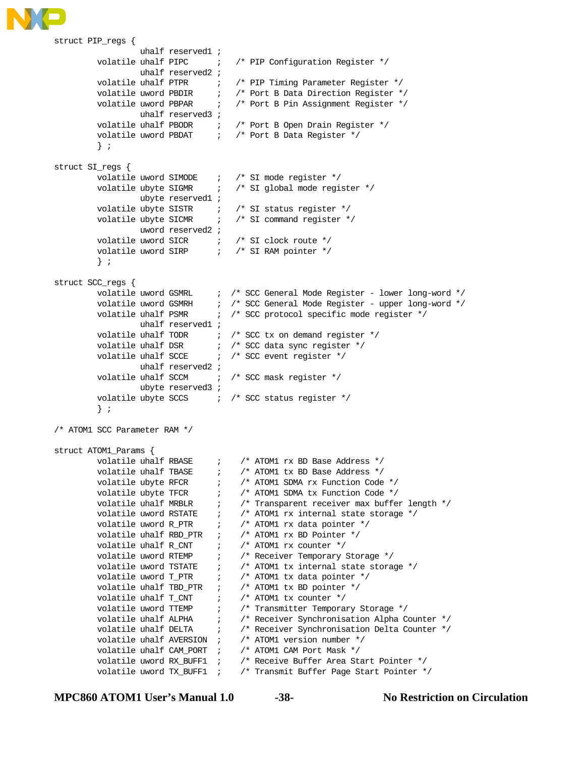```
struct PIP_regs {
                  uhalf reserved1 ;
         volatile uhalf PIPC      ;   /* PIP Configuration Register */
                  uhalf reserved2 ;
         volatile uhalf PTPR      ;   /* PIP Timing Parameter Register */
         volatile uword PBDIR     ;   /* Port B Data Direction Register */
         volatile uword PBPAR     ;   /* Port B Pin Assignment Register */
                  uhalf reserved3 ;
         volatile uhalf PBODR     ;   /* Port B Open Drain Register */
         volatile uword PBDAT     ;   /* Port B Data Register */
         } ;

struct SI_regs {
         volatile uword SIMODE    ;   /* SI mode register */
         volatile ubyte SIGMR     ;   /* SI global mode register */
                  ubyte reserved1 ;
         volatile ubyte SISTR     ;   /* SI status register */
         volatile ubyte SICMR     ;   /* SI command register */
                  uword reserved2 ;
         volatile uword SICR      ;   /* SI clock route */
         volatile uword SIRP      ;   /* SI RAM pointer */
         } ;

struct SCC_regs {
         volatile uword GSMRL     ;  /* SCC General Mode Register - lower long-word */
         volatile uword GSMRH     ;  /* SCC General Mode Register - upper long-word */
         volatile uhalf PSMR      ;  /* SCC protocol specific mode register */
                  uhalf reserved1 ;
         volatile uhalf TODR      ;  /* SCC tx on demand register */
         volatile uhalf DSR       ;  /* SCC data sync register */
         volatile uhalf SCCE      ;  /* SCC event register */
                  uhalf reserved2 ;
         volatile uhalf SCCM      ;  /* SCC mask register */
                  ubyte reserved3 ;
         volatile ubyte SCCS      ;  /* SCC status register */
         } ;

/* ATOM1 SCC Parameter RAM */

struct ATOM1_Params {
         volatile uhalf RBASE     ;    /* ATOM1 rx BD Base Address */
         volatile uhalf TBASE     ;    /* ATOM1 tx BD Base Address */
         volatile ubyte RFCR      ;    /* ATOM1 SDMA rx Function Code */
         volatile ubyte TFCR      ;    /* ATOM1 SDMA tx Function Code */
         volatile uhalf MRBLR     ;    /* Transparent receiver max buffer length */
         volatile uword RSTATE    ;    /* ATOM1 rx internal state storage */
         volatile uword R_PTR     ;    /* ATOM1 rx data pointer */
         volatile uhalf RBD_PTR   ;    /* ATOM1 rx BD Pointer */
         volatile uhalf R_CNT     ;    /* ATOM1 rx counter */
         volatile uword RTEMP     ;    /* Receiver Temporary Storage */
         volatile uword TSTATE    ;    /* ATOM1 tx internal state storage */
         volatile uword T_PTR     ;    /* ATOM1 tx data pointer */
         volatile uhalf TBD_PTR   ;    /* ATOM1 tx BD pointer */
         volatile uhalf T_CNT     ;    /* ATOM1 tx counter */
         volatile uword TTEMP     ;    /* Transmitter Temporary Storage */
         volatile uhalf ALPHA     ;    /* Receiver Synchronisation Alpha Counter */
         volatile uhalf DELTA     ;    /* Receiver Synchronisation Delta Counter */
         volatile uhalf AVERSION  ;    /* ATOM1 version number */
         volatile uhalf CAM_PORT  ;    /* ATOM1 CAM Port Mask */
         volatile uword RX_BUFF1  ;    /* Receive Buffer Area Start Pointer */
         volatile uword TX_BUFF1  ;    /* Transmit Buffer Page Start Pointer */
```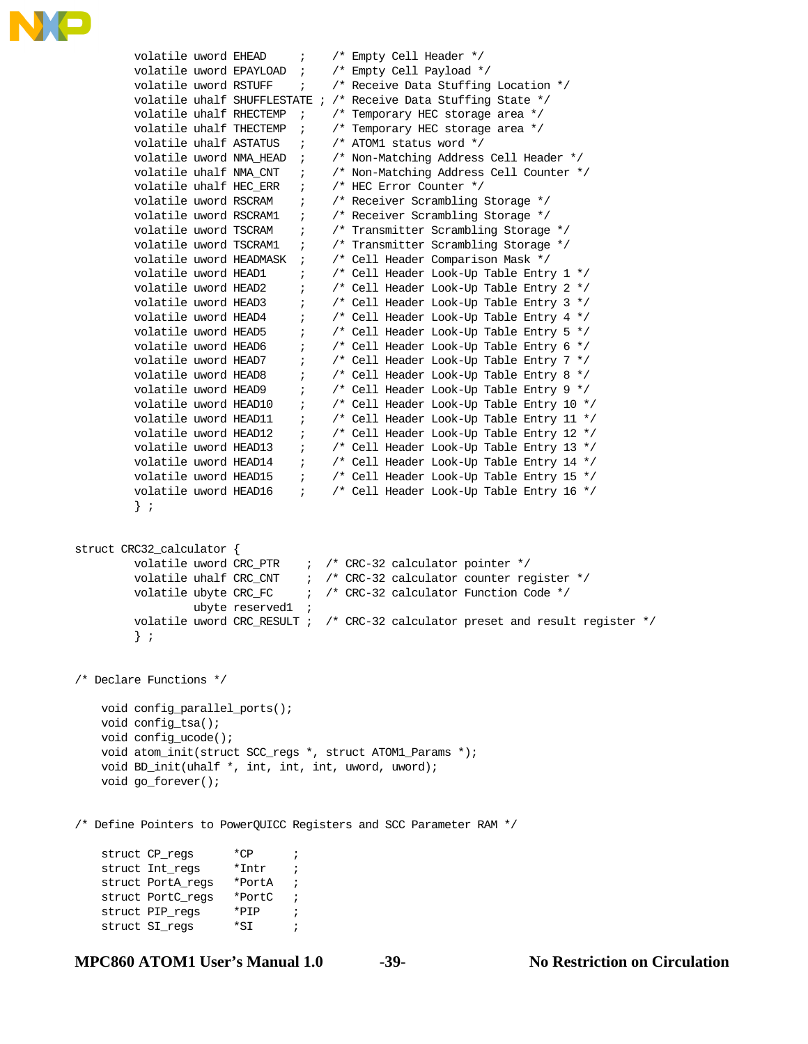```
        volatile uword EHEAD     ;    /* Empty Cell Header */
        volatile uword EPAYLOAD  ;    /* Empty Cell Payload */
        volatile uword RSTUFF    ;    /* Receive Data Stuffing Location */
        volatile uhalf SHUFFLESTATE ; /* Receive Data Stuffing State */
        volatile uhalf RHECTEMP  ;    /* Temporary HEC storage area */
        volatile uhalf THECTEMP  ;    /* Temporary HEC storage area */
        volatile uhalf ASTATUS   ;    /* ATOM1 status word */
        volatile uword NMA_HEAD  ;    /* Non-Matching Address Cell Header */
        volatile uhalf NMA_CNT   ;    /* Non-Matching Address Cell Counter */
        volatile uhalf HEC_ERR   ;    /* HEC Error Counter */
        volatile uword RSCRAM    ;    /* Receiver Scrambling Storage */
        volatile uword RSCRAM1   ;    /* Receiver Scrambling Storage */
        volatile uword TSCRAM    ;    /* Transmitter Scrambling Storage */
        volatile uword TSCRAM1   ;    /* Transmitter Scrambling Storage */
        volatile uword HEADMASK  ;    /* Cell Header Comparison Mask */
        volatile uword HEAD1     ;    /* Cell Header Look-Up Table Entry 1 */
        volatile uword HEAD2     ;    /* Cell Header Look-Up Table Entry 2 */
        volatile uword HEAD3     ;    /* Cell Header Look-Up Table Entry 3 */
        volatile uword HEAD4     ;    /* Cell Header Look-Up Table Entry 4 */
        volatile uword HEAD5     ;    /* Cell Header Look-Up Table Entry 5 */
        volatile uword HEAD6     ;    /* Cell Header Look-Up Table Entry 6 */
        volatile uword HEAD7     ;    /* Cell Header Look-Up Table Entry 7 */
        volatile uword HEAD8     ;    /* Cell Header Look-Up Table Entry 8 */
        volatile uword HEAD9     ;    /* Cell Header Look-Up Table Entry 9 */
        volatile uword HEAD10    ;    /* Cell Header Look-Up Table Entry 10 */
        volatile uword HEAD11    ;    /* Cell Header Look-Up Table Entry 11 */
        volatile uword HEAD12    ;    /* Cell Header Look-Up Table Entry 12 */
        volatile uword HEAD13    ;    /* Cell Header Look-Up Table Entry 13 */
        volatile uword HEAD14    ;    /* Cell Header Look-Up Table Entry 14 */
        volatile uword HEAD15    ;    /* Cell Header Look-Up Table Entry 15 */
        volatile uword HEAD16    ;    /* Cell Header Look-Up Table Entry 16 */
        } ;


struct CRC32_calculator {
        volatile uword CRC_PTR    ;  /* CRC-32 calculator pointer */
        volatile uhalf CRC_CNT    ;  /* CRC-32 calculator counter register */
        volatile ubyte CRC_FC     ;  /* CRC-32 calculator Function Code */
                 ubyte reserved1  ;
        volatile uword CRC_RESULT ;  /* CRC-32 calculator preset and result register */
        } ;


/* Declare Functions */

    void config_parallel_ports();
    void config_tsa();
    void config_ucode();
    void atom_init(struct SCC_regs *, struct ATOM1_Params *);
    void BD_init(uhalf *, int, int, int, uword, uword);
    void go_forever();


/* Define Pointers to PowerQUICC Registers and SCC Parameter RAM */

    struct CP_regs      *CP      ;
    struct Int_regs     *Intr    ;
    struct PortA_regs   *PortA   ;
    struct PortC_regs   *PortC   ;
    struct PIP_regs     *PIP     ;
    struct SI_regs      *SI      ;
```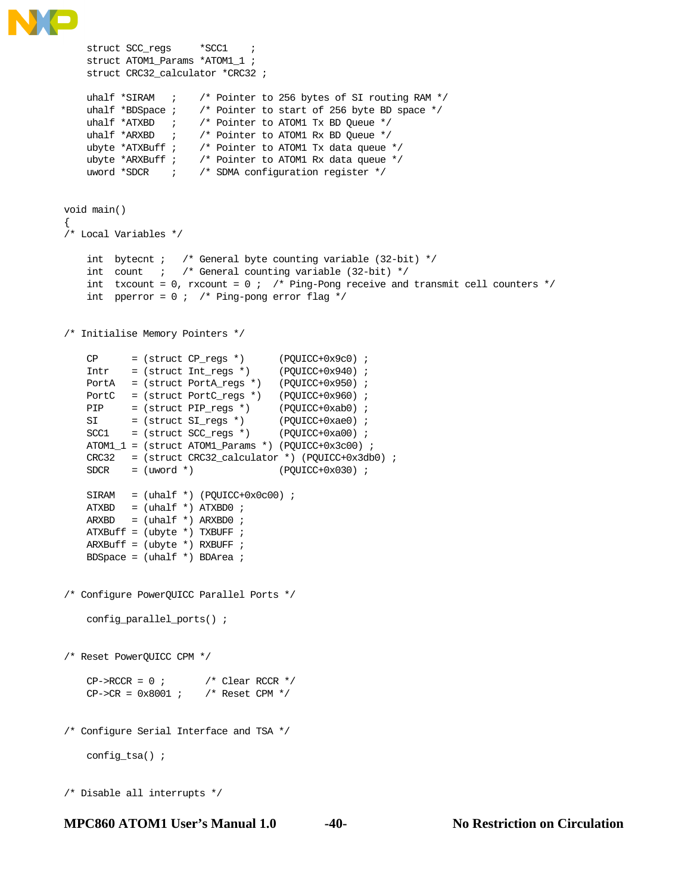```
    struct SCC_regs     *SCC1    ;
    struct ATOM1_Params *ATOM1_1 ;
    struct CRC32_calculator *CRC32 ;

    uhalf *SIRAM   ;    /* Pointer to 256 bytes of SI routing RAM */
    uhalf *BDSpace ;    /* Pointer to start of 256 byte BD space */
    uhalf *ATXBD   ;    /* Pointer to ATOM1 Tx BD Queue */
    uhalf *ARXBD   ;    /* Pointer to ATOM1 Rx BD Queue */
    ubyte *ATXBuff ;    /* Pointer to ATOM1 Tx data queue */
    ubyte *ARXBuff ;    /* Pointer to ATOM1 Rx data queue */
    uword *SDCR    ;    /* SDMA configuration register */


void main()
{
/* Local Variables */

    int  bytecnt ;   /* General byte counting variable (32-bit) */
    int  count   ;   /* General counting variable (32-bit) */
    int  txcount = 0, rxcount = 0 ;  /* Ping-Pong receive and transmit cell counters */
    int  pperror = 0 ;  /* Ping-pong error flag */


/* Initialise Memory Pointers */

    CP      = (struct CP_regs *)      (PQUICC+0x9c0) ;
    Intr    = (struct Int_regs *)     (PQUICC+0x940) ;
    PortA   = (struct PortA_regs *)   (PQUICC+0x950) ;
    PortC   = (struct PortC_regs *)   (PQUICC+0x960) ;
    PIP     = (struct PIP_regs *)     (PQUICC+0xab0) ;
    SI      = (struct SI_regs *)      (PQUICC+0xae0) ;
    SCC1    = (struct SCC_regs *)     (PQUICC+0xa00) ;
    ATOM1_1 = (struct ATOM1_Params *) (PQUICC+0x3c00) ;
    CRC32   = (struct CRC32_calculator *) (PQUICC+0x3db0) ;
    SDCR    = (uword *)               (PQUICC+0x030) ;

    SIRAM   = (uhalf *) (PQUICC+0x0c00) ;
    ATXBD   = (uhalf *) ATXBD0 ;
    ARXBD   = (uhalf *) ARXBD0 ;
    ATXBuff = (ubyte *) TXBUFF ;
    ARXBuff = (ubyte *) RXBUFF ;
    BDSpace = (uhalf *) BDArea ;


/* Configure PowerQUICC Parallel Ports */

    config_parallel_ports() ;


/* Reset PowerQUICC CPM */

    CP->RCCR = 0 ;       /* Clear RCCR */
    CP->CR = 0x8001 ;    /* Reset CPM */


/* Configure Serial Interface and TSA */

    config_tsa() ;


/* Disable all interrupts */
```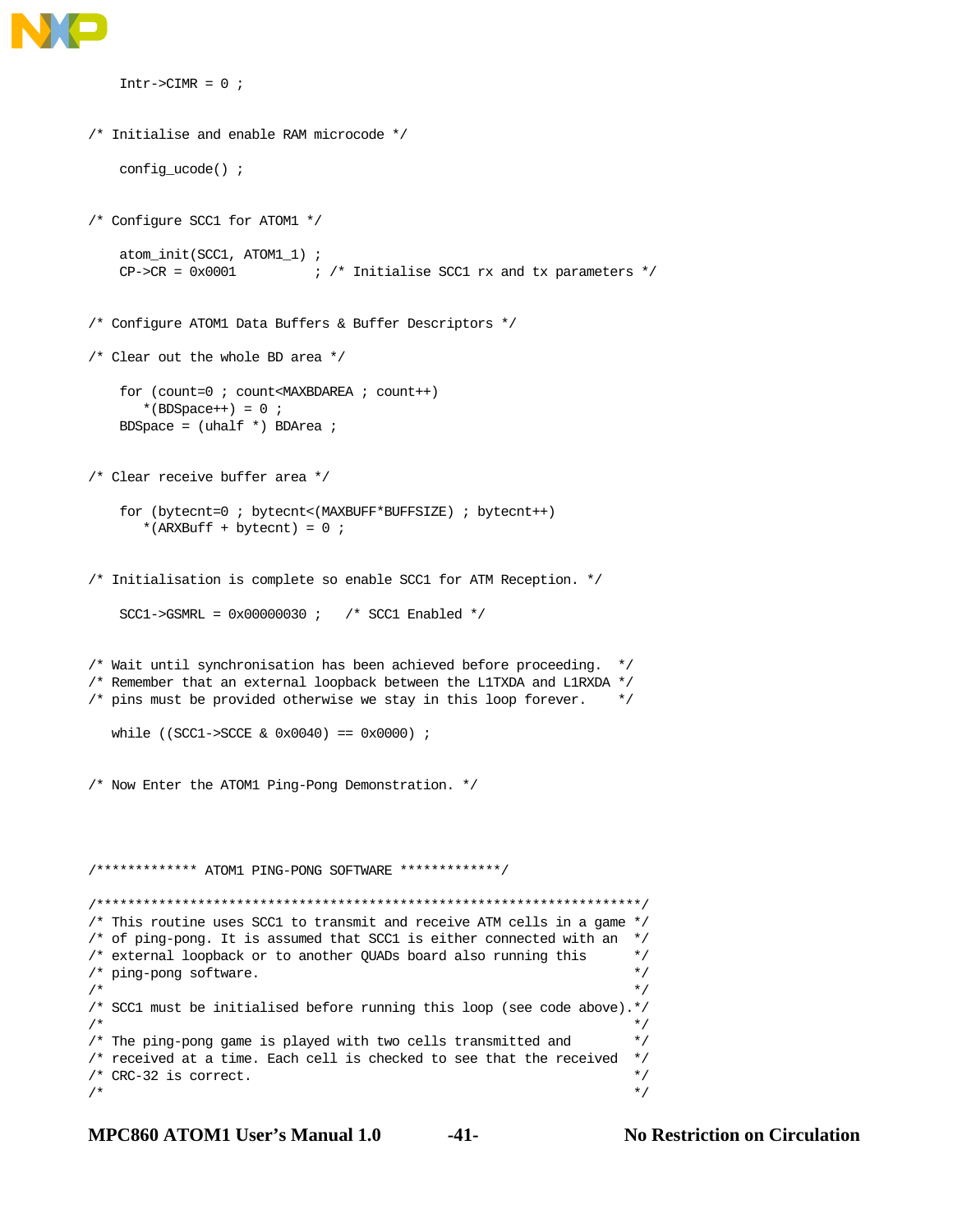```
    Intr->CIMR = 0 ;


/* Initialise and enable RAM microcode */

    config_ucode() ;


/* Configure SCC1 for ATOM1 */

    atom_init(SCC1, ATOM1_1) ;
    CP->CR = 0x0001          ; /* Initialise SCC1 rx and tx parameters */


/* Configure ATOM1 Data Buffers & Buffer Descriptors */

/* Clear out the whole BD area */

    for (count=0 ; count<MAXBDAREA ; count++)
       *(BDSpace++) = 0 ;
    BDSpace = (uhalf *) BDArea ;


/* Clear receive buffer area */

    for (bytecnt=0 ; bytecnt<(MAXBUFF*BUFFSIZE) ; bytecnt++)
       *(ARXBuff + bytecnt) = 0 ;


/* Initialisation is complete so enable SCC1 for ATM Reception. */

    SCC1->GSMRL = 0x00000030 ;   /* SCC1 Enabled */


/* Wait until synchronisation has been achieved before proceeding.  */
/* Remember that an external loopback between the L1TXDA and L1RXDA */
/* pins must be provided otherwise we stay in this loop forever.    */

   while ((SCC1->SCCE & 0x0040) == 0x0000) ;


/* Now Enter the ATOM1 Ping-Pong Demonstration. */




/************* ATOM1 PING-PONG SOFTWARE *************/

/*********************************************************************/
/* This routine uses SCC1 to transmit and receive ATM cells in a game */
/* of ping-pong. It is assumed that SCC1 is either connected with an  */
/* external loopback or to another QUADs board also running this      */
/* ping-pong software.                                                 */
/*                                                                     */
/* SCC1 must be initialised before running this loop (see code above).*/
/*                                                                     */
/* The ping-pong game is played with two cells transmitted and        */
/* received at a time. Each cell is checked to see that the received  */
/* CRC-32 is correct.                                                  */
/*                                                                     */
```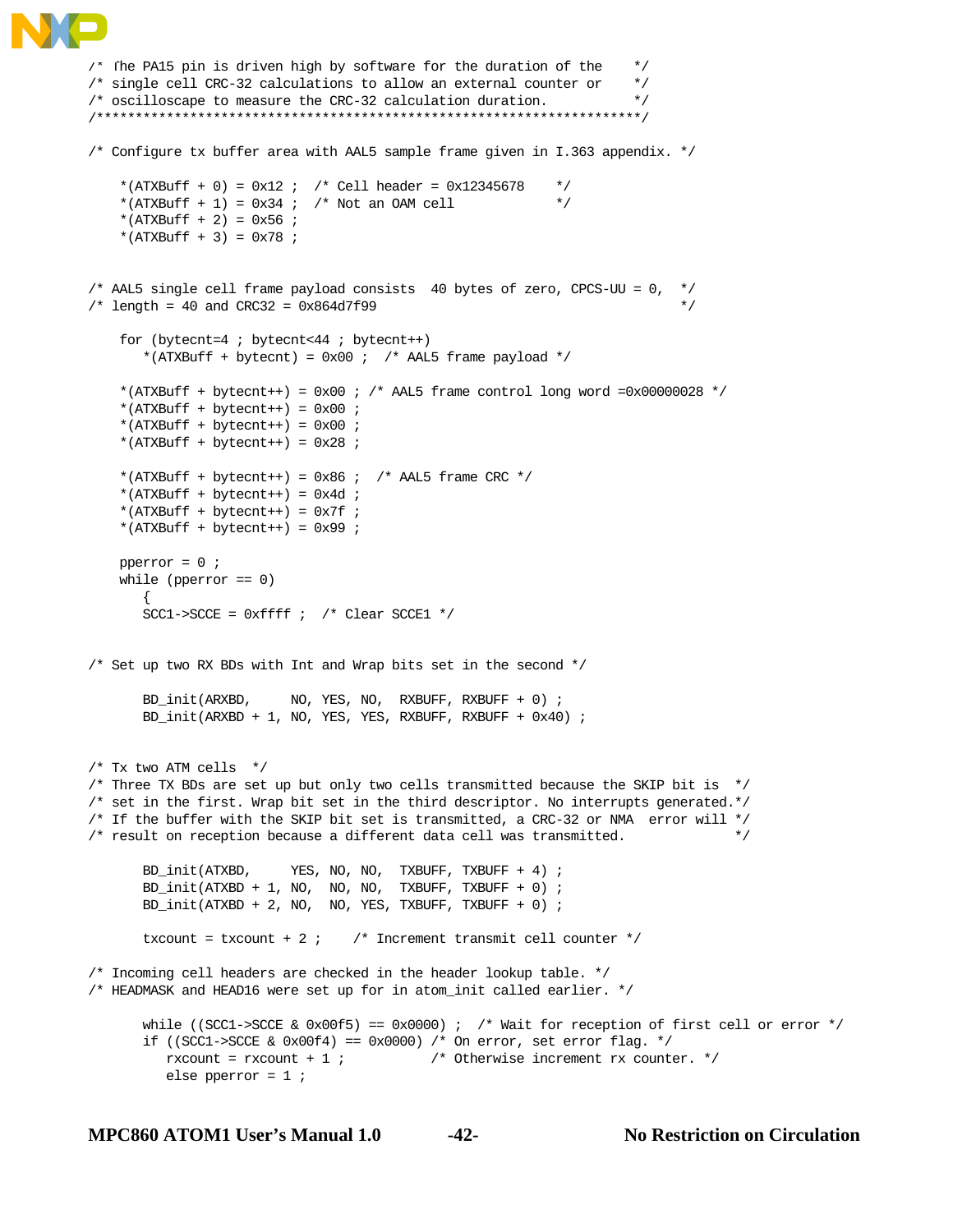```
/* The PA15 pin is driven high by software for the duration of the    */
/* single cell CRC-32 calculations to allow an external counter or    */
/* oscilloscape to measure the CRC-32 calculation duration.           */
/*********************************************************************/

/* Configure tx buffer area with AAL5 sample frame given in I.363 appendix. */

     *(ATXBuff + 0) = 0x12 ;  /* Cell header = 0x12345678    */
     *(ATXBuff + 1) = 0x34 ;  /* Not an OAM cell             */
     *(ATXBuff + 2) = 0x56 ;
     *(ATXBuff + 3) = 0x78 ;


/* AAL5 single cell frame payload consists  40 bytes of zero, CPCS-UU = 0,  */
/* length = 40 and CRC32 = 0x864d7f99                                       */

     for (bytecnt=4 ; bytecnt<44 ; bytecnt++)
        *(ATXBuff + bytecnt) = 0x00 ;  /* AAL5 frame payload */

     *(ATXBuff + bytecnt++) = 0x00 ; /* AAL5 frame control long word =0x00000028 */
     *(ATXBuff + bytecnt++) = 0x00 ;
     *(ATXBuff + bytecnt++) = 0x00 ;
     *(ATXBuff + bytecnt++) = 0x28 ;

     *(ATXBuff + bytecnt++) = 0x86 ;  /* AAL5 frame CRC */
     *(ATXBuff + bytecnt++) = 0x4d ;
     *(ATXBuff + bytecnt++) = 0x7f ;
     *(ATXBuff + bytecnt++) = 0x99 ;

     pperror = 0 ;
     while (pperror == 0)
        {
        SCC1->SCCE = 0xffff ;  /* Clear SCCE1 */


/* Set up two RX BDs with Int and Wrap bits set in the second */

        BD_init(ARXBD,     NO, YES, NO,  RXBUFF, RXBUFF + 0) ;
        BD_init(ARXBD + 1, NO, YES, YES, RXBUFF, RXBUFF + 0x40) ;


/* Tx two ATM cells  */
/* Three TX BDs are set up but only two cells transmitted because the SKIP bit is  */
/* set in the first. Wrap bit set in the third descriptor. No interrupts generated.*/
/* If the buffer with the SKIP bit set is transmitted, a CRC-32 or NMA  error will */
/* result on reception because a different data cell was transmitted.             */

        BD_init(ATXBD,     YES, NO, NO,  TXBUFF, TXBUFF + 4) ;
        BD_init(ATXBD + 1, NO,  NO, NO,  TXBUFF, TXBUFF + 0) ;
        BD_init(ATXBD + 2, NO,  NO, YES, TXBUFF, TXBUFF + 0) ;

        txcount = txcount + 2 ;    /* Increment transmit cell counter */

/* Incoming cell headers are checked in the header lookup table. */
/* HEADMASK and HEAD16 were set up for in atom_init called earlier. */

        while ((SCC1->SCCE & 0x00f5) == 0x0000) ;  /* Wait for reception of first cell or error */
        if ((SCC1->SCCE & 0x00f4) == 0x0000) /* On error, set error flag. */
           rxcount = rxcount + 1 ;           /* Otherwise increment rx counter. */
           else pperror = 1 ;
```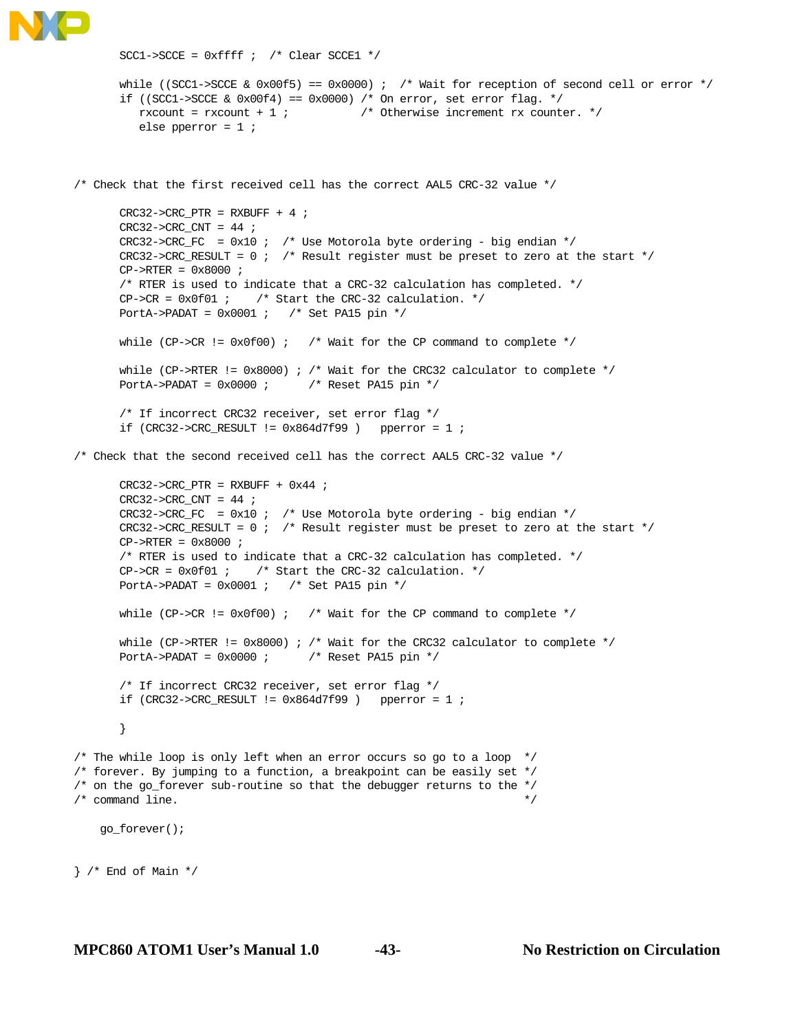```
        SCC1->SCCE = 0xffff ;  /* Clear SCCE1 */

        while ((SCC1->SCCE & 0x00f5) == 0x0000) ;  /* Wait for reception of second cell or error */
        if ((SCC1->SCCE & 0x00f4) == 0x0000) /* On error, set error flag. */
           rxcount = rxcount + 1 ;           /* Otherwise increment rx counter. */
           else pperror = 1 ;



/* Check that the first received cell has the correct AAL5 CRC-32 value */

        CRC32->CRC_PTR = RXBUFF + 4 ;
        CRC32->CRC_CNT = 44 ;
        CRC32->CRC_FC  = 0x10 ;  /* Use Motorola byte ordering - big endian */
        CRC32->CRC_RESULT = 0 ;  /* Result register must be preset to zero at the start */
        CP->RTER = 0x8000 ;
        /* RTER is used to indicate that a CRC-32 calculation has completed. */
        CP->CR = 0x0f01 ;    /* Start the CRC-32 calculation. */
        PortA->PADAT = 0x0001 ;   /* Set PA15 pin */

        while (CP->CR != 0x0f00) ;   /* Wait for the CP command to complete */

        while (CP->RTER != 0x8000) ; /* Wait for the CRC32 calculator to complete */
        PortA->PADAT = 0x0000 ;      /* Reset PA15 pin */

        /* If incorrect CRC32 receiver, set error flag */
        if (CRC32->CRC_RESULT != 0x864d7f99 )   pperror = 1 ;

/* Check that the second received cell has the correct AAL5 CRC-32 value */

        CRC32->CRC_PTR = RXBUFF + 0x44 ;
        CRC32->CRC_CNT = 44 ;
        CRC32->CRC_FC  = 0x10 ;  /* Use Motorola byte ordering - big endian */
        CRC32->CRC_RESULT = 0 ;  /* Result register must be preset to zero at the start */
        CP->RTER = 0x8000 ;
        /* RTER is used to indicate that a CRC-32 calculation has completed. */
        CP->CR = 0x0f01 ;    /* Start the CRC-32 calculation. */
        PortA->PADAT = 0x0001 ;   /* Set PA15 pin */

        while (CP->CR != 0x0f00) ;   /* Wait for the CP command to complete */

        while (CP->RTER != 0x8000) ; /* Wait for the CRC32 calculator to complete */
        PortA->PADAT = 0x0000 ;      /* Reset PA15 pin */

        /* If incorrect CRC32 receiver, set error flag */
        if (CRC32->CRC_RESULT != 0x864d7f99 )   pperror = 1 ;

        }

/* The while loop is only left when an error occurs so go to a loop  */
/* forever. By jumping to a function, a breakpoint can be easily set */
/* on the go_forever sub-routine so that the debugger returns to the */
/* command line.                                                     */

    go_forever();


} /* End of Main */
```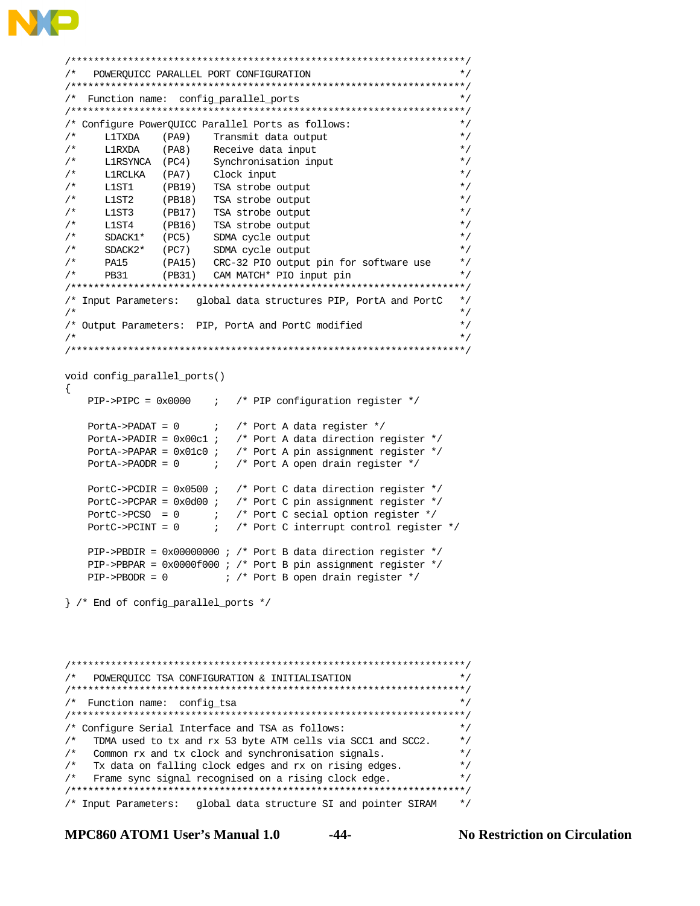```
/*********************************************************************/
/*   POWERQUICC PARALLEL PORT CONFIGURATION                          */
/*********************************************************************/
/*  Function name:  config_parallel_ports                            */
/*********************************************************************/
/* Configure PowerQUICC Parallel Ports as follows:                   */
/*     L1TXDA    (PA9)    Transmit data output                       */
/*     L1RXDA    (PA8)    Receive data input                         */
/*     L1RSYNCA  (PC4)    Synchronisation input                      */
/*     L1RCLKA   (PA7)    Clock input                                */
/*     L1ST1     (PB19)   TSA strobe output                          */
/*     L1ST2     (PB18)   TSA strobe output                          */
/*     L1ST3     (PB17)   TSA strobe output                          */
/*     L1ST4     (PB16)   TSA strobe output                          */
/*     SDACK1*   (PC5)    SDMA cycle output                          */
/*     SDACK2*   (PC7)    SDMA cycle output                          */
/*     PA15      (PA15)   CRC-32 PIO output pin for software use     */
/*     PB31      (PB31)   CAM MATCH* PIO input pin                   */
/*********************************************************************/
/* Input Parameters:   global data structures PIP, PortA and PortC   */
/*                                                                   */
/* Output Parameters:  PIP, PortA and PortC modified                 */
/*                                                                   */
/*********************************************************************/

void config_parallel_ports()
{
    PIP->PIPC = 0x0000    ;   /* PIP configuration register */

    PortA->PADAT = 0      ;   /* Port A data register */
    PortA->PADIR = 0x00c1 ;   /* Port A data direction register */
    PortA->PAPAR = 0x01c0 ;   /* Port A pin assignment register */
    PortA->PAODR = 0      ;   /* Port A open drain register */

    PortC->PCDIR = 0x0500 ;   /* Port C data direction register */
    PortC->PCPAR = 0x0d00 ;   /* Port C pin assignment register */
    PortC->PCSO  = 0      ;   /* Port C secial option register */
    PortC->PCINT = 0      ;   /* Port C interrupt control register */

    PIP->PBDIR = 0x00000000 ; /* Port B data direction register */
    PIP->PBPAR = 0x0000f000 ; /* Port B pin assignment register */
    PIP->PBODR = 0          ; /* Port B open drain register */

} /* End of config_parallel_ports */



/*********************************************************************/
/*   POWERQUICC TSA CONFIGURATION & INITIALISATION                   */
/*********************************************************************/
/*  Function name:  config_tsa                                       */
/*********************************************************************/
/* Configure Serial Interface and TSA as follows:                    */
/*   TDMA used to tx and rx 53 byte ATM cells via SCC1 and SCC2.     */
/*   Common rx and tx clock and synchronisation signals.             */
/*   Tx data on falling clock edges and rx on rising edges.          */
/*   Frame sync signal recognised on a rising clock edge.            */
/*********************************************************************/
/* Input Parameters:   global data structure SI and pointer SIRAM    */
```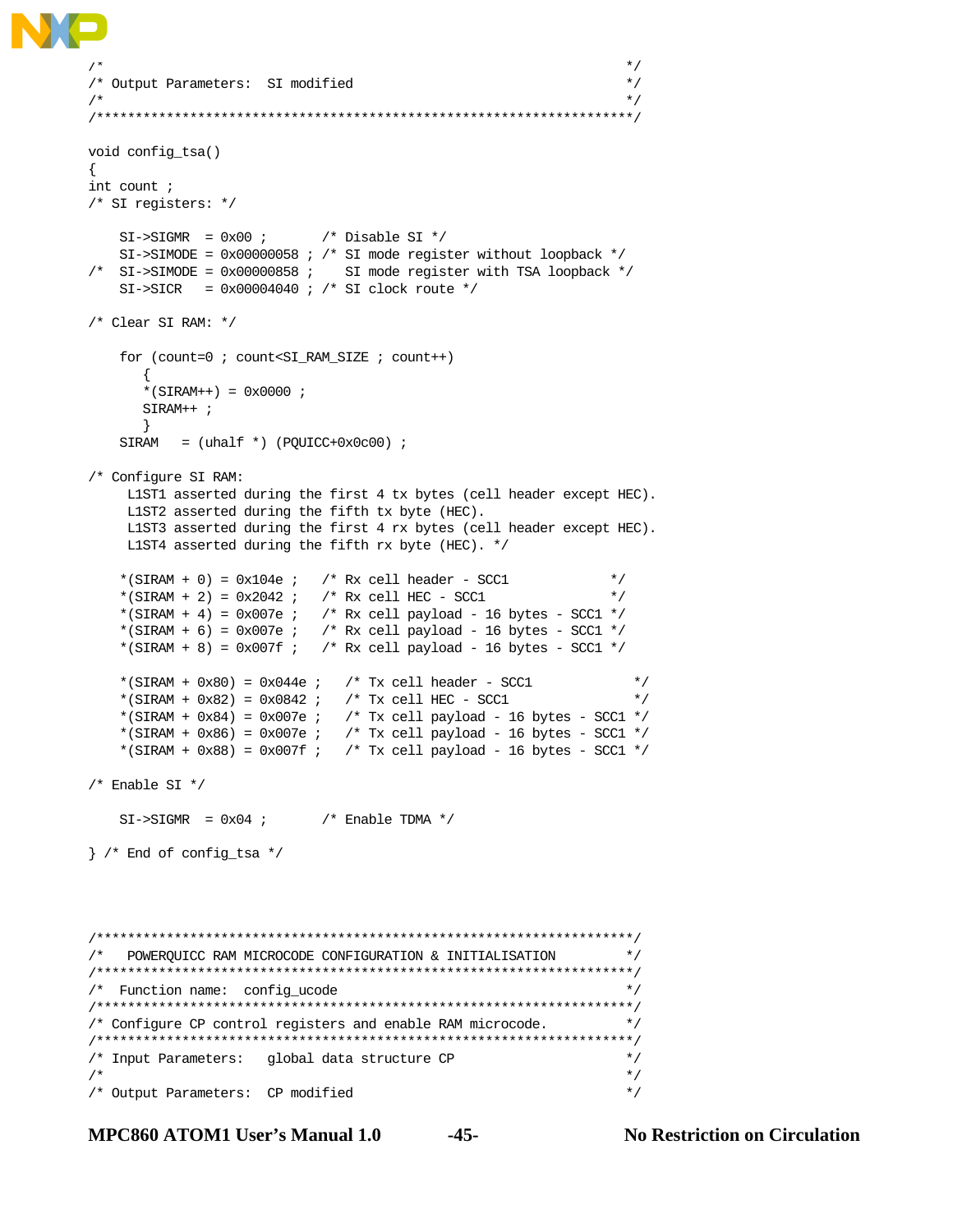```
/*                                                                      */
/* Output Parameters:  SI modified                                      */
/*                                                                      */
/************************************************************************/

void config_tsa()
{
int count ;
/* SI registers: */

    SI->SIGMR  = 0x00 ;       /* Disable SI */
    SI->SIMODE = 0x00000058 ; /* SI mode register without loopback */
/*  SI->SIMODE = 0x00000858 ;    SI mode register with TSA loopback */
    SI->SICR   = 0x00004040 ; /* SI clock route */

/* Clear SI RAM: */

    for (count=0 ; count<SI_RAM_SIZE ; count++)
       {
       *(SIRAM++) = 0x0000 ;
       SIRAM++ ;
       }
    SIRAM   = (uhalf *) (PQUICC+0x0c00) ;

/* Configure SI RAM:
     L1ST1 asserted during the first 4 tx bytes (cell header except HEC).
     L1ST2 asserted during the fifth tx byte (HEC).
     L1ST3 asserted during the first 4 rx bytes (cell header except HEC).
     L1ST4 asserted during the fifth rx byte (HEC). */

    *(SIRAM + 0) = 0x104e ;   /* Rx cell header - SCC1             */
    *(SIRAM + 2) = 0x2042 ;   /* Rx cell HEC - SCC1                */
    *(SIRAM + 4) = 0x007e ;   /* Rx cell payload - 16 bytes - SCC1 */
    *(SIRAM + 6) = 0x007e ;   /* Rx cell payload - 16 bytes - SCC1 */
    *(SIRAM + 8) = 0x007f ;   /* Rx cell payload - 16 bytes - SCC1 */

    *(SIRAM + 0x80) = 0x044e ;   /* Tx cell header - SCC1             */
    *(SIRAM + 0x82) = 0x0842 ;   /* Tx cell HEC - SCC1                */
    *(SIRAM + 0x84) = 0x007e ;   /* Tx cell payload - 16 bytes - SCC1 */
    *(SIRAM + 0x86) = 0x007e ;   /* Tx cell payload - 16 bytes - SCC1 */
    *(SIRAM + 0x88) = 0x007f ;   /* Tx cell payload - 16 bytes - SCC1 */

/* Enable SI */

    SI->SIGMR  = 0x04 ;       /* Enable TDMA */

} /* End of config_tsa */



/************************************************************************/
/*   POWERQUICC RAM MICROCODE CONFIGURATION & INITIALISATION            */
/************************************************************************/
/*  Function name:  config_ucode                                        */
/************************************************************************/
/* Configure CP control registers and enable RAM microcode.             */
/************************************************************************/
/* Input Parameters:   global data structure CP                         */
/*                                                                      */
/* Output Parameters:  CP modified                                      */
```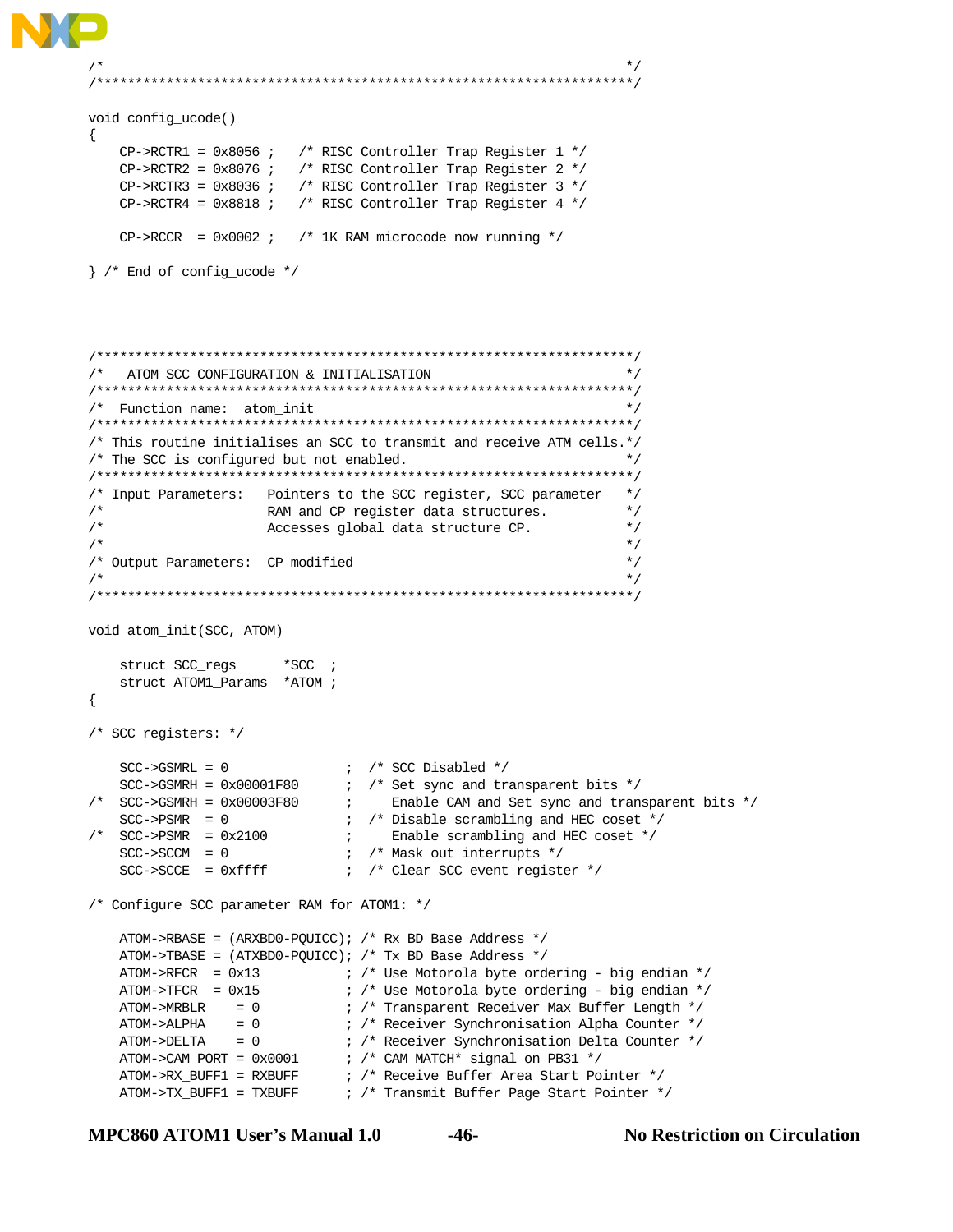```
/*                                                                    */
/**********************************************************************/

void config_ucode()
{
    CP->RCTR1 = 0x8056 ;   /* RISC Controller Trap Register 1 */
    CP->RCTR2 = 0x8076 ;   /* RISC Controller Trap Register 2 */
    CP->RCTR3 = 0x8036 ;   /* RISC Controller Trap Register 3 */
    CP->RCTR4 = 0x8818 ;   /* RISC Controller Trap Register 4 */

    CP->RCCR  = 0x0002 ;   /* 1K RAM microcode now running */

} /* End of config_ucode */




/**********************************************************************/
/*   ATOM SCC CONFIGURATION & INITIALISATION                          */
/**********************************************************************/
/*  Function name:  atom_init                                         */
/**********************************************************************/
/* This routine initialises an SCC to transmit and receive ATM cells.*/
/* The SCC is configured but not enabled.                             */
/**********************************************************************/
/* Input Parameters:    Pointers to the SCC register, SCC parameter   */
/*                      RAM and CP register data structures.          */
/*                      Accesses global data structure CP.            */
/*                                                                    */
/* Output Parameters:   CP modified                                   */
/*                                                                    */
/**********************************************************************/

void atom_init(SCC, ATOM)

    struct SCC_regs      *SCC  ;
    struct ATOM1_Params  *ATOM ;
{

/* SCC registers: */

    SCC->GSMRL = 0               ;  /* SCC Disabled */
    SCC->GSMRH = 0x00001F80      ;  /* Set sync and transparent bits */
/*  SCC->GSMRH = 0x00003F80      ;     Enable CAM and Set sync and transparent bits */
    SCC->PSMR  = 0               ;  /* Disable scrambling and HEC coset */
/*  SCC->PSMR  = 0x2100          ;     Enable scrambling and HEC coset */
    SCC->SCCM  = 0               ;  /* Mask out interrupts */
    SCC->SCCE  = 0xffff          ;  /* Clear SCC event register */

/* Configure SCC parameter RAM for ATOM1: */

    ATOM->RBASE = (ARXBD0-PQUICC); /* Rx BD Base Address */
    ATOM->TBASE = (ATXBD0-PQUICC); /* Tx BD Base Address */
    ATOM->RFCR  = 0x13           ; /* Use Motorola byte ordering - big endian */
    ATOM->TFCR  = 0x15           ; /* Use Motorola byte ordering - big endian */
    ATOM->MRBLR    = 0           ; /* Transparent Receiver Max Buffer Length */
    ATOM->ALPHA    = 0           ; /* Receiver Synchronisation Alpha Counter */
    ATOM->DELTA    = 0           ; /* Receiver Synchronisation Delta Counter */
    ATOM->CAM_PORT = 0x0001      ; /* CAM MATCH* signal on PB31 */
    ATOM->RX_BUFF1 = RXBUFF      ; /* Receive Buffer Area Start Pointer */
    ATOM->TX_BUFF1 = TXBUFF      ; /* Transmit Buffer Page Start Pointer */
```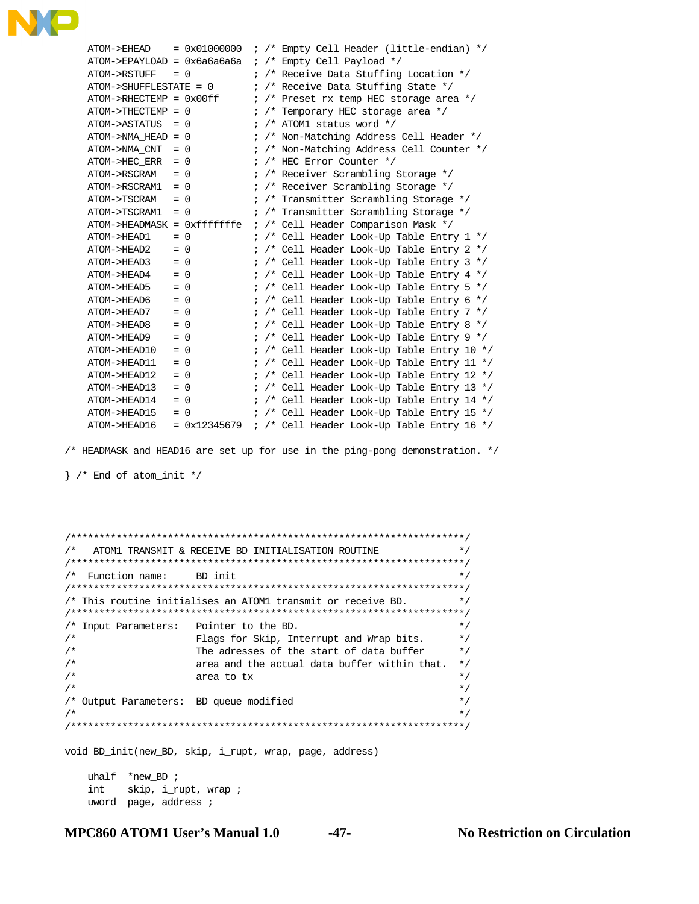```
    ATOM->EHEAD     = 0x01000000  ; /* Empty Cell Header (little-endian) */
    ATOM->EPAYLOAD = 0x6a6a6a6a  ; /* Empty Cell Payload */
    ATOM->RSTUFF    = 0          ; /* Receive Data Stuffing Location */
    ATOM->SHUFFLESTATE = 0       ; /* Receive Data Stuffing State */
    ATOM->RHECTEMP = 0x00ff      ; /* Preset rx temp HEC storage area */
    ATOM->THECTEMP = 0           ; /* Temporary HEC storage area */
    ATOM->ASTATUS  = 0           ; /* ATOM1 status word */
    ATOM->NMA_HEAD = 0           ; /* Non-Matching Address Cell Header */
    ATOM->NMA_CNT  = 0           ; /* Non-Matching Address Cell Counter */
    ATOM->HEC_ERR  = 0           ; /* HEC Error Counter */
    ATOM->RSCRAM   = 0           ; /* Receiver Scrambling Storage */
    ATOM->RSCRAM1  = 0           ; /* Receiver Scrambling Storage */
    ATOM->TSCRAM   = 0           ; /* Transmitter Scrambling Storage */
    ATOM->TSCRAM1  = 0           ; /* Transmitter Scrambling Storage */
    ATOM->HEADMASK = 0xfffffffe  ; /* Cell Header Comparison Mask */
    ATOM->HEAD1    = 0           ; /* Cell Header Look-Up Table Entry 1 */
    ATOM->HEAD2    = 0           ; /* Cell Header Look-Up Table Entry 2 */
    ATOM->HEAD3    = 0           ; /* Cell Header Look-Up Table Entry 3 */
    ATOM->HEAD4    = 0           ; /* Cell Header Look-Up Table Entry 4 */
    ATOM->HEAD5    = 0           ; /* Cell Header Look-Up Table Entry 5 */
    ATOM->HEAD6    = 0           ; /* Cell Header Look-Up Table Entry 6 */
    ATOM->HEAD7    = 0           ; /* Cell Header Look-Up Table Entry 7 */
    ATOM->HEAD8    = 0           ; /* Cell Header Look-Up Table Entry 8 */
    ATOM->HEAD9    = 0           ; /* Cell Header Look-Up Table Entry 9 */
    ATOM->HEAD10   = 0           ; /* Cell Header Look-Up Table Entry 10 */
    ATOM->HEAD11   = 0           ; /* Cell Header Look-Up Table Entry 11 */
    ATOM->HEAD12   = 0           ; /* Cell Header Look-Up Table Entry 12 */
    ATOM->HEAD13   = 0           ; /* Cell Header Look-Up Table Entry 13 */
    ATOM->HEAD14   = 0           ; /* Cell Header Look-Up Table Entry 14 */
    ATOM->HEAD15   = 0           ; /* Cell Header Look-Up Table Entry 15 */
    ATOM->HEAD16   = 0x12345679  ; /* Cell Header Look-Up Table Entry 16 */

/* HEADMASK and HEAD16 are set up for use in the ping-pong demonstration. */

} /* End of atom_init */




/**********************************************************************/
/*    ATOM1 TRANSMIT & RECEIVE BD INITIALISATION ROUTINE              */
/**********************************************************************/
/*  Function name:     BD_init                                        */
/**********************************************************************/
/* This routine initialises an ATOM1 transmit or receive BD.          */
/**********************************************************************/
/* Input Parameters:   Pointer to the BD.                             */
/*                     Flags for Skip, Interrupt and Wrap bits.       */
/*                     The adresses of the start of data buffer       */
/*                     area and the actual data buffer within that.   */
/*                     area to tx                                     */
/*                                                                    */
/* Output Parameters:  BD queue modified                              */
/*                                                                    */
/**********************************************************************/

void BD_init(new_BD, skip, i_rupt, wrap, page, address)

    uhalf  *new_BD ;
    int    skip, i_rupt, wrap ;
    uword  page, address ;
```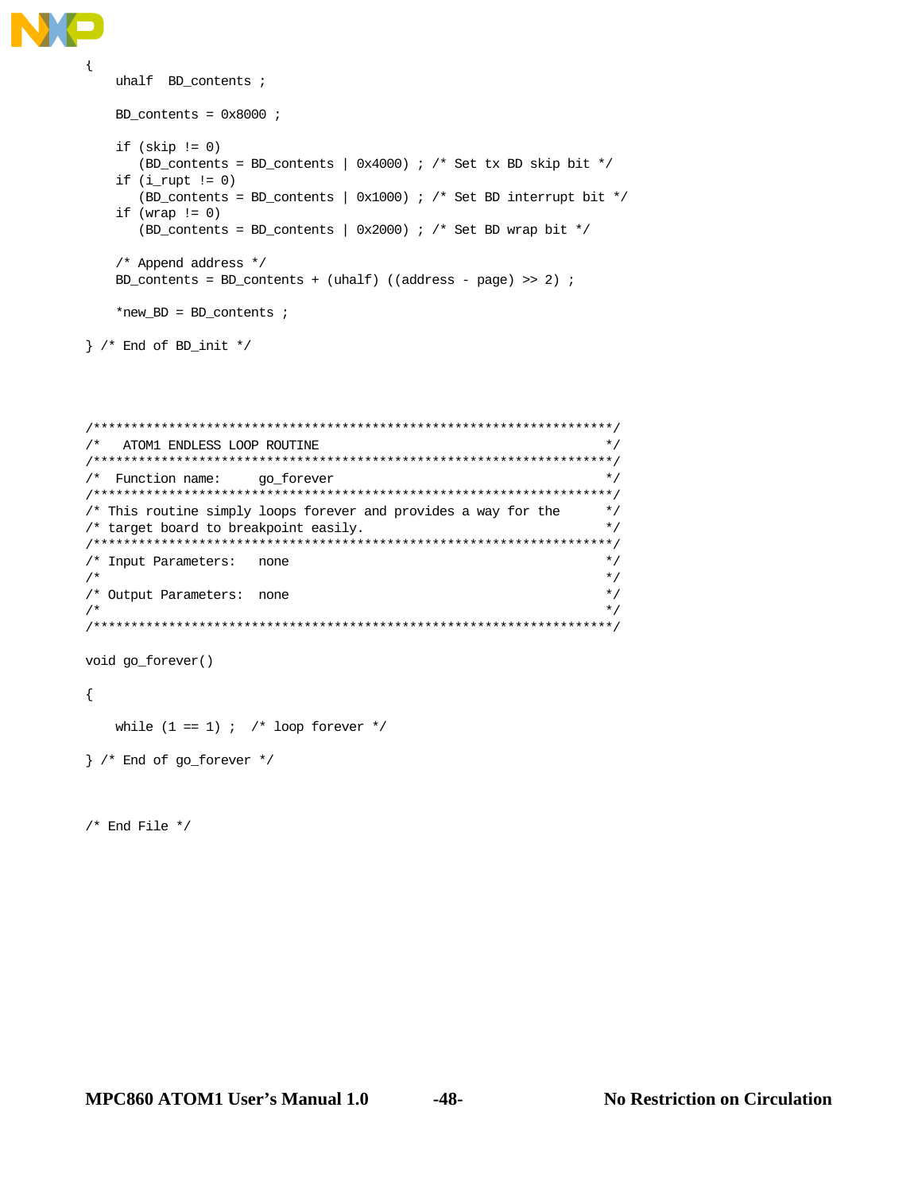```
{
    uhalf  BD_contents ;

    BD_contents = 0x8000 ;

    if (skip != 0)
       (BD_contents = BD_contents | 0x4000) ; /* Set tx BD skip bit */
    if (i_rupt != 0)
       (BD_contents = BD_contents | 0x1000) ; /* Set BD interrupt bit */
    if (wrap != 0)
       (BD_contents = BD_contents | 0x2000) ; /* Set BD wrap bit */

    /* Append address */
    BD_contents = BD_contents + (uhalf) ((address - page) >> 2) ;

    *new_BD = BD_contents ;

} /* End of BD_init */



/*********************************************************************/
/*   ATOM1 ENDLESS LOOP ROUTINE                                      */
/*********************************************************************/
/*  Function name:     go_forever                                    */
/*********************************************************************/
/* This routine simply loops forever and provides a way for the      */
/* target board to breakpoint easily.                                */
/*********************************************************************/
/* Input Parameters:   none                                          */
/*                                                                   */
/* Output Parameters:  none                                          */
/*                                                                   */
/*********************************************************************/

void go_forever()

{

    while (1 == 1) ;  /* loop forever */

} /* End of go_forever */



/* End File */
```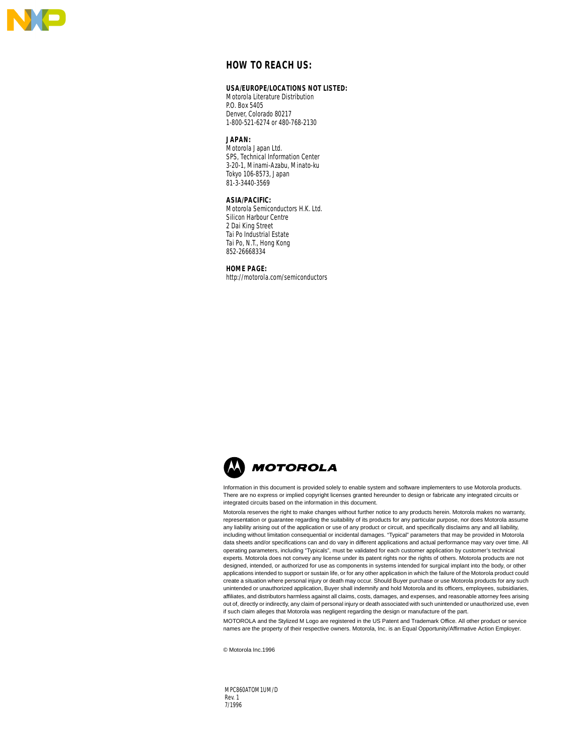## HOW TO REACH US:

**USA/EUROPE/LOCATIONS NOT LISTED:**
Motorola Literature Distribution
P.O. Box 5405
Denver, Colorado 80217
1-800-521-6274 or 480-768-2130

**JAPAN:**
Motorola Japan Ltd.
SPS, Technical Information Center
3-20-1, Minami-Azabu, Minato-ku
Tokyo 106-8573, Japan
81-3-3440-3569

**ASIA/PACIFIC:**
Motorola Semiconductors H.K. Ltd.
Silicon Harbour Centre
2 Dai King Street
Tai Po Industrial Estate
Tai Po, N.T., Hong Kong
852-26668334

**HOME PAGE:**
http://motorola.com/semiconductors

**MOTOROLA**

Information in this document is provided solely to enable system and software implementers to use Motorola products. There are no express or implied copyright licenses granted hereunder to design or fabricate any integrated circuits or integrated circuits based on the information in this document.

Motorola reserves the right to make changes without further notice to any products herein. Motorola makes no warranty, representation or guarantee regarding the suitability of its products for any particular purpose, nor does Motorola assume any liability arising out of the application or use of any product or circuit, and specifically disclaims any and all liability, including without limitation consequential or incidental damages. "Typical" parameters that may be provided in Motorola data sheets and/or specifications can and do vary in different applications and actual performance may vary over time. All operating parameters, including "Typicals", must be validated for each customer application by customer's technical experts. Motorola does not convey any license under its patent rights nor the rights of others. Motorola products are not designed, intended, or authorized for use as components in systems intended for surgical implant into the body, or other applications intended to support or sustain life, or for any other application in which the failure of the Motorola product could create a situation where personal injury or death may occur. Should Buyer purchase or use Motorola products for any such unintended or unauthorized application, Buyer shall indemnify and hold Motorola and its officers, employees, subsidiaries, affiliates, and distributors harmless against all claims, costs, damages, and expenses, and reasonable attorney fees arising out of, directly or indirectly, any claim of personal injury or death associated with such unintended or unauthorized use, even if such claim alleges that Motorola was negligent regarding the design or manufacture of the part.

MOTOROLA and the Stylized M Logo are registered in the US Patent and Trademark Office. All other product or service names are the property of their respective owners. Motorola, Inc. is an Equal Opportunity/Affirmative Action Employer.

© Motorola Inc.1996

MPC860ATOM1UM/D
Rev. 1
7/1996